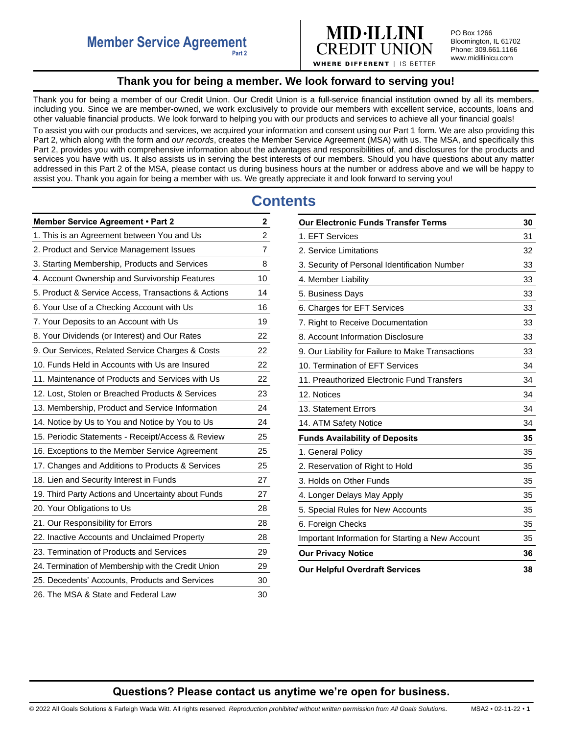# Member Service Agreement
Part 2

**MID·ILLINI CREDIT UNION**
WHERE DIFFERENT | IS BETTER

PO Box 1266
Bloomington, IL 61702
Phone: 309.661.1166
www.midillinicu.com

## Thank you for being a member. We look forward to serving you!

Thank you for being a member of our Credit Union. Our Credit Union is a full-service financial institution owned by all its members, including you. Since we are member-owned, we work exclusively to provide our members with excellent service, accounts, loans and other valuable financial products. We look forward to helping you with our products and services to achieve all your financial goals!

To assist you with our products and services, we acquired your information and consent using our Part 1 form. We are also providing this Part 2, which along with the form and *our records*, creates the Member Service Agreement (MSA) with us. The MSA, and specifically this Part 2, provides you with comprehensive information about the advantages and responsibilities of, and disclosures for the products and services you have with us. It also assists us in serving the best interests of our members. Should you have questions about any matter addressed in this Part 2 of the MSA, please contact us during business hours at the number or address above and we will be happy to assist you. Thank you again for being a member with us. We greatly appreciate it and look forward to serving you!

# Contents

| **Member Service Agreement • Part 2** | **2** |
|---|---|
| 1. This is an Agreement between You and Us | 2 |
| 2. Product and Service Management Issues | 7 |
| 3. Starting Membership, Products and Services | 8 |
| 4. Account Ownership and Survivorship Features | 10 |
| 5. Product & Service Access, Transactions & Actions | 14 |
| 6. Your Use of a Checking Account with Us | 16 |
| 7. Your Deposits to an Account with Us | 19 |
| 8. Your Dividends (or Interest) and Our Rates | 22 |
| 9. Our Services, Related Service Charges & Costs | 22 |
| 10. Funds Held in Accounts with Us are Insured | 22 |
| 11. Maintenance of Products and Services with Us | 22 |
| 12. Lost, Stolen or Breached Products & Services | 23 |
| 13. Membership, Product and Service Information | 24 |
| 14. Notice by Us to You and Notice by You to Us | 24 |
| 15. Periodic Statements - Receipt/Access & Review | 25 |
| 16. Exceptions to the Member Service Agreement | 25 |
| 17. Changes and Additions to Products & Services | 25 |
| 18. Lien and Security Interest in Funds | 27 |
| 19. Third Party Actions and Uncertainty about Funds | 27 |
| 20. Your Obligations to Us | 28 |
| 21. Our Responsibility for Errors | 28 |
| 22. Inactive Accounts and Unclaimed Property | 28 |
| 23. Termination of Products and Services | 29 |
| 24. Termination of Membership with the Credit Union | 29 |
| 25. Decedents' Accounts, Products and Services | 30 |
| 26. The MSA & State and Federal Law | 30 |

| **Our Electronic Funds Transfer Terms** | **30** |
|---|---|
| 1. EFT Services | 31 |
| 2. Service Limitations | 32 |
| 3. Security of Personal Identification Number | 33 |
| 4. Member Liability | 33 |
| 5. Business Days | 33 |
| 6. Charges for EFT Services | 33 |
| 7. Right to Receive Documentation | 33 |
| 8. Account Information Disclosure | 33 |
| 9. Our Liability for Failure to Make Transactions | 33 |
| 10. Termination of EFT Services | 34 |
| 11. Preauthorized Electronic Fund Transfers | 34 |
| 12. Notices | 34 |
| 13. Statement Errors | 34 |
| 14. ATM Safety Notice | 34 |
| **Funds Availability of Deposits** | **35** |
| 1. General Policy | 35 |
| 2. Reservation of Right to Hold | 35 |
| 3. Holds on Other Funds | 35 |
| 4. Longer Delays May Apply | 35 |
| 5. Special Rules for New Accounts | 35 |
| 6. Foreign Checks | 35 |
| Important Information for Starting a New Account | 35 |
| **Our Privacy Notice** | **36** |
| **Our Helpful Overdraft Services** | **38** |

## Questions? Please contact us anytime we're open for business.

© 2022 All Goals Solutions & Farleigh Wada Witt. All rights reserved. *Reproduction prohibited without written permission from All Goals Solutions.* MSA2 • 02-11-22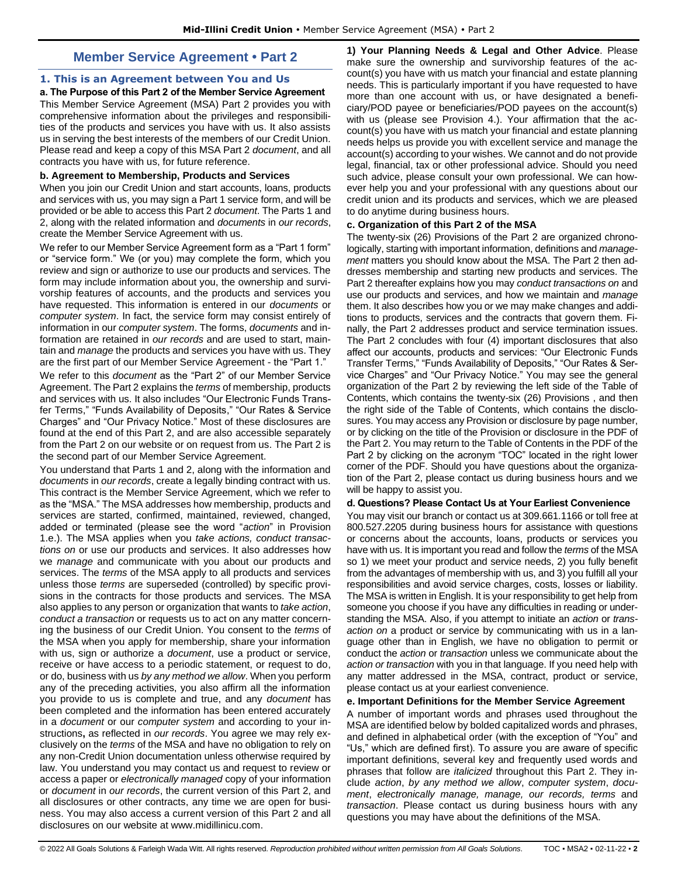# Member Service Agreement • Part 2

## 1. This is an Agreement between You and Us

**a. The Purpose of this Part 2 of the Member Service Agreement**

This Member Service Agreement (MSA) Part 2 provides you with comprehensive information about the privileges and responsibilities of the products and services you have with us. It also assists us in serving the best interests of the members of our Credit Union. Please read and keep a copy of this MSA Part 2 *document*, and all contracts you have with us, for future reference.

**b. Agreement to Membership, Products and Services**

When you join our Credit Union and start accounts, loans, products and services with us, you may sign a Part 1 service form, and will be provided or be able to access this Part 2 *document*. The Parts 1 and 2, along with the related information and *documents* in *our records*, create the Member Service Agreement with us.

We refer to our Member Service Agreement form as a "Part 1 form" or "service form." We (or you) may complete the form, which you review and sign or authorize to use our products and services. The form may include information about you, the ownership and survivorship features of accounts, and the products and services you have requested. This information is entered in our *documents* or *computer system*. In fact, the service form may consist entirely of information in our *computer system*. The forms, *documents* and information are retained in *our records* and are used to start, maintain and *manage* the products and services you have with us. They are the first part of our Member Service Agreement - the "Part 1."

We refer to this *document* as the "Part 2" of our Member Service Agreement. The Part 2 explains the *terms* of membership, products and services with us. It also includes "Our Electronic Funds Transfer Terms," "Funds Availability of Deposits," "Our Rates & Service Charges" and "Our Privacy Notice." Most of these disclosures are found at the end of this Part 2, and are also accessible separately from the Part 2 on our website or on request from us. The Part 2 is the second part of our Member Service Agreement.

You understand that Parts 1 and 2, along with the information and *documents* in *our records*, create a legally binding contract with us. This contract is the Member Service Agreement, which we refer to as the "MSA." The MSA addresses how membership, products and services are started, confirmed, maintained, reviewed, changed, added or terminated (please see the word "*action*" in Provision 1.e.). The MSA applies when you *take actions, conduct transactions on* or use our products and services. It also addresses how we *manage* and communicate with you about our products and services. The *terms* of the MSA apply to all products and services unless those *terms* are superseded (controlled) by specific provisions in the contracts for those products and services. The MSA also applies to any person or organization that wants to *take action*, *conduct a transaction* or requests us to act on any matter concerning the business of our Credit Union. You consent to the *terms* of the MSA when you apply for membership, share your information with us, sign or authorize a *document*, use a product or service, receive or have access to a periodic statement, or request to do, or do, business with us *by any method we allow*. When you perform any of the preceding activities, you also affirm all the information you provide to us is complete and true, and any *document* has been completed and the information has been entered accurately in a *document* or our *computer system* and according to your instructions**,** as reflected in *our records*. You agree we may rely exclusively on the *terms* of the MSA and have no obligation to rely on any non-Credit Union documentation unless otherwise required by law. You understand you may contact us and request to review or access a paper or *electronically managed* copy of your information or *document* in *our records*, the current version of this Part 2, and all disclosures or other contracts, any time we are open for business. You may also access a current version of this Part 2 and all disclosures on our website at www.midillinicu.com.

**1) Your Planning Needs & Legal and Other Advice**. Please make sure the ownership and survivorship features of the account(s) you have with us match your financial and estate planning needs. This is particularly important if you have requested to have more than one account with us, or have designated a beneficiary/POD payee or beneficiaries/POD payees on the account(s) with us (please see Provision 4.). Your affirmation that the account(s) you have with us match your financial and estate planning needs helps us provide you with excellent service and manage the account(s) according to your wishes. We cannot and do not provide legal, financial, tax or other professional advice. Should you need such advice, please consult your own professional. We can however help you and your professional with any questions about our credit union and its products and services, which we are pleased to do anytime during business hours.

**c. Organization of this Part 2 of the MSA**

The twenty-six (26) Provisions of the Part 2 are organized chronologically, starting with important information, definitions and *management* matters you should know about the MSA. The Part 2 then addresses membership and starting new products and services. The Part 2 thereafter explains how you may *conduct transactions on* and use our products and services, and how we maintain and *manage* them. It also describes how you or we may make changes and additions to products, services and the contracts that govern them. Finally, the Part 2 addresses product and service termination issues. The Part 2 concludes with four (4) important disclosures that also affect our accounts, products and services: "Our Electronic Funds Transfer Terms," "Funds Availability of Deposits," "Our Rates & Service Charges" and "Our Privacy Notice." You may see the general organization of the Part 2 by reviewing the left side of the Table of Contents, which contains the twenty-six (26) Provisions , and then the right side of the Table of Contents, which contains the disclosures. You may access any Provision or disclosure by page number, or by clicking on the title of the Provision or disclosure in the PDF of the Part 2. You may return to the Table of Contents in the PDF of the Part 2 by clicking on the acronym "TOC" located in the right lower corner of the PDF. Should you have questions about the organization of the Part 2, please contact us during business hours and we will be happy to assist you.

**d. Questions? Please Contact Us at Your Earliest Convenience**

You may visit our branch or contact us at 309.661.1166 or toll free at 800.527.2205 during business hours for assistance with questions or concerns about the accounts, loans, products or services you have with us. It is important you read and follow the *terms* of the MSA so 1) we meet your product and service needs, 2) you fully benefit from the advantages of membership with us, and 3) you fulfill all your responsibilities and avoid service charges, costs, losses or liability. The MSA is written in English. It is your responsibility to get help from someone you choose if you have any difficulties in reading or understanding the MSA. Also, if you attempt to initiate an *action* or *transaction on* a product or service by communicating with us in a language other than in English, we have no obligation to permit or conduct the *action* or *transaction* unless we communicate about the *action or transaction* with you in that language. If you need help with any matter addressed in the MSA, contract, product or service, please contact us at your earliest convenience.

**e. Important Definitions for the Member Service Agreement**

A number of important words and phrases used throughout the MSA are identified below by bolded capitalized words and phrases, and defined in alphabetical order (with the exception of "You" and "Us," which are defined first). To assure you are aware of specific important definitions, several key and frequently used words and phrases that follow are *italicized* throughout this Part 2. They include *action*, *by any method we allow*, *computer system*, *document*, *electronically manage, manage, our records, terms* and *transaction*. Please contact us during business hours with any questions you may have about the definitions of the MSA.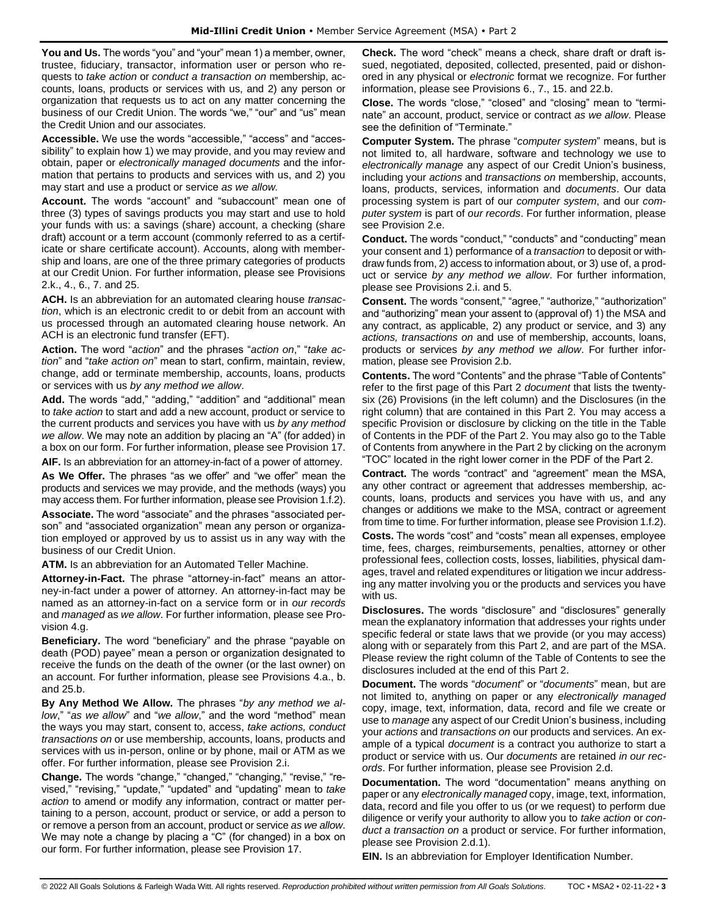**You and Us.** The words "you" and "your" mean 1) a member, owner, trustee, fiduciary, transactor, information user or person who requests to *take action* or *conduct a transaction on* membership, accounts, loans, products or services with us, and 2) any person or organization that requests us to act on any matter concerning the business of our Credit Union. The words "we," "our" and "us" mean the Credit Union and our associates.

**Accessible.** We use the words "accessible," "access" and "accessibility" to explain how 1) we may provide, and you may review and obtain, paper or *electronically managed documents* and the information that pertains to products and services with us, and 2) you may start and use a product or service *as we allow.*

**Account.** The words "account" and "subaccount" mean one of three (3) types of savings products you may start and use to hold your funds with us: a savings (share) account, a checking (share draft) account or a term account (commonly referred to as a certificate or share certificate account). Accounts, along with membership and loans, are one of the three primary categories of products at our Credit Union. For further information, please see Provisions 2.k., 4., 6., 7. and 25.

**ACH.** Is an abbreviation for an automated clearing house *transaction*, which is an electronic credit to or debit from an account with us processed through an automated clearing house network. An ACH is an electronic fund transfer (EFT).

**Action.** The word "*action*" and the phrases "*action on*," "*take action*" and "*take action on*" mean to start, confirm, maintain, review, change, add or terminate membership, accounts, loans, products or services with us *by any method we allow*.

**Add.** The words "add," "adding," "addition" and "additional" mean to *take action* to start and add a new account, product or service to the current products and services you have with us *by any method we allow*. We may note an addition by placing an "A" (for added) in a box on our form. For further information, please see Provision 17.

**AIF.** Is an abbreviation for an attorney-in-fact of a power of attorney.

**As We Offer.** The phrases "as we offer" and "we offer" mean the products and services we may provide, and the methods (ways) you may access them. For further information, please see Provision 1.f.2).

**Associate.** The word "associate" and the phrases "associated person" and "associated organization" mean any person or organization employed or approved by us to assist us in any way with the business of our Credit Union.

**ATM.** Is an abbreviation for an Automated Teller Machine.

**Attorney-in-Fact.** The phrase "attorney-in-fact" means an attorney-in-fact under a power of attorney. An attorney-in-fact may be named as an attorney-in-fact on a service form or in *our records* and *managed* as *we allow*. For further information, please see Provision 4.g.

**Beneficiary.** The word "beneficiary" and the phrase "payable on death (POD) payee" mean a person or organization designated to receive the funds on the death of the owner (or the last owner) on an account. For further information, please see Provisions 4.a., b. and 25.b.

**By Any Method We Allow.** The phrases "*by any method we allow*," "*as we allow*" and "*we allow*," and the word "method" mean the ways you may start, consent to, access, *take actions, conduct transactions on* or use membership, accounts, loans, products and services with us in-person, online or by phone, mail or ATM as we offer. For further information, please see Provision 2.i.

**Change.** The words "change," "changed," "changing," "revise," "revised," "revising," "update," "updated" and "updating" mean to *take action* to amend or modify any information, contract or matter pertaining to a person, account, product or service, or add a person to or remove a person from an account, product or service *as we allow*. We may note a change by placing a "C" (for changed) in a box on our form. For further information, please see Provision 17.

**Check.** The word "check" means a check, share draft or draft issued, negotiated, deposited, collected, presented, paid or dishonored in any physical or *electronic* format we recognize. For further information, please see Provisions 6., 7., 15. and 22.b.

**Close.** The words "close," "closed" and "closing" mean to "terminate" an account, product, service or contract *as we allow*. Please see the definition of "Terminate."

**Computer System.** The phrase "*computer system*" means, but is not limited to, all hardware, software and technology we use to *electronically manage* any aspect of our Credit Union's business, including your *actions* and *transactions on* membership, accounts, loans, products, services, information and *documents*. Our data processing system is part of our *computer system*, and our *computer system* is part of *our records*. For further information, please see Provision 2.e.

**Conduct.** The words "conduct," "conducts" and "conducting" mean your consent and 1) performance of a *transaction* to deposit or withdraw funds from, 2) access to information about, or 3) use of, a product or service *by any method we allow*. For further information, please see Provisions 2.i. and 5.

**Consent.** The words "consent," "agree," "authorize," "authorization" and "authorizing" mean your assent to (approval of) 1) the MSA and any contract, as applicable, 2) any product or service, and 3) any *actions, transactions on* and use of membership, accounts, loans, products or services *by any method we allow*. For further information, please see Provision 2.b.

**Contents.** The word "Contents" and the phrase "Table of Contents" refer to the first page of this Part 2 *document* that lists the twenty-six (26) Provisions (in the left column) and the Disclosures (in the right column) that are contained in this Part 2. You may access a specific Provision or disclosure by clicking on the title in the Table of Contents in the PDF of the Part 2. You may also go to the Table of Contents from anywhere in the Part 2 by clicking on the acronym "TOC" located in the right lower corner in the PDF of the Part 2.

**Contract.** The words "contract" and "agreement" mean the MSA, any other contract or agreement that addresses membership, accounts, loans, products and services you have with us, and any changes or additions we make to the MSA, contract or agreement from time to time. For further information, please see Provision 1.f.2).

**Costs.** The words "cost" and "costs" mean all expenses, employee time, fees, charges, reimbursements, penalties, attorney or other professional fees, collection costs, losses, liabilities, physical damages, travel and related expenditures or litigation we incur addressing any matter involving you or the products and services you have with us.

**Disclosures.** The words "disclosure" and "disclosures" generally mean the explanatory information that addresses your rights under specific federal or state laws that we provide (or you may access) along with or separately from this Part 2, and are part of the MSA. Please review the right column of the Table of Contents to see the disclosures included at the end of this Part 2.

**Document.** The words "*document*" or "*documents*" mean, but are not limited to, anything on paper or any *electronically managed* copy, image, text, information, data, record and file we create or use to *manage* any aspect of our Credit Union's business, including your *actions* and *transactions on* our products and services. An example of a typical *document* is a contract you authorize to start a product or service with us. Our *documents* are retained *in our records*. For further information, please see Provision 2.d.

**Documentation.** The word "documentation" means anything on paper or any *electronically managed* copy, image, text, information, data, record and file you offer to us (or we request) to perform due diligence or verify your authority to allow you to *take action* or *conduct a transaction on* a product or service. For further information, please see Provision 2.d.1).

**EIN.** Is an abbreviation for Employer Identification Number.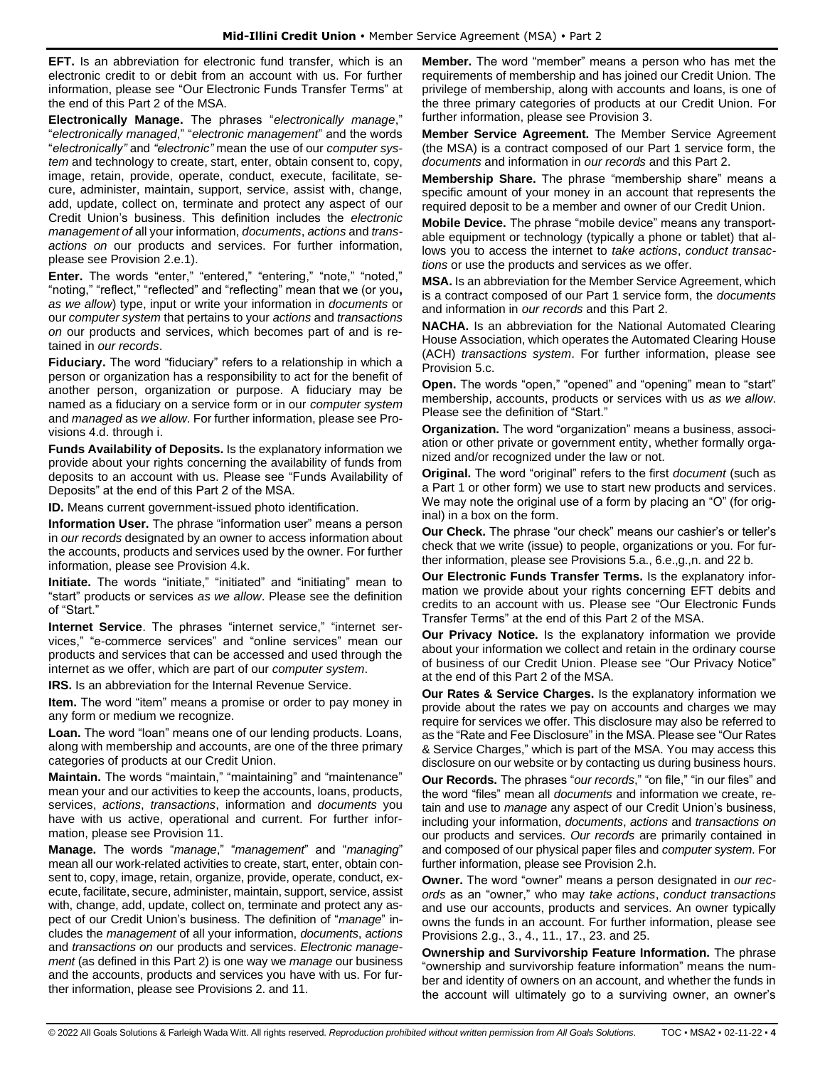**EFT.** Is an abbreviation for electronic fund transfer, which is an electronic credit to or debit from an account with us. For further information, please see "Our Electronic Funds Transfer Terms" at the end of this Part 2 of the MSA.

**Electronically Manage.** The phrases "*electronically manage*," "*electronically managed*," "*electronic management*" and the words "*electronically"* and *"electronic"* mean the use of our *computer system* and technology to create, start, enter, obtain consent to, copy, image, retain, provide, operate, conduct, execute, facilitate, secure, administer, maintain, support, service, assist with, change, add, update, collect on, terminate and protect any aspect of our Credit Union's business. This definition includes the *electronic management of* all your information, *documents*, *actions* and *transactions on* our products and services. For further information, please see Provision 2.e.1).

**Enter.** The words "enter," "entered," "entering," "note," "noted," "noting," "reflect," "reflected" and "reflecting" mean that we (or you**,** *as we allow*) type, input or write your information in *documents* or our *computer system* that pertains to your *actions* and *transactions on* our products and services, which becomes part of and is retained in *our records*.

**Fiduciary.** The word "fiduciary" refers to a relationship in which a person or organization has a responsibility to act for the benefit of another person, organization or purpose. A fiduciary may be named as a fiduciary on a service form or in our *computer system* and *managed* as *we allow*. For further information, please see Provisions 4.d. through i.

**Funds Availability of Deposits.** Is the explanatory information we provide about your rights concerning the availability of funds from deposits to an account with us. Please see "Funds Availability of Deposits" at the end of this Part 2 of the MSA.

**ID.** Means current government-issued photo identification.

**Information User.** The phrase "information user" means a person in *our records* designated by an owner to access information about the accounts, products and services used by the owner. For further information, please see Provision 4.k.

**Initiate.** The words "initiate," "initiated" and "initiating" mean to "start" products or services *as we allow*. Please see the definition of "Start."

**Internet Service**. The phrases "internet service," "internet services," "e-commerce services" and "online services" mean our products and services that can be accessed and used through the internet as we offer, which are part of our *computer system*.

**IRS.** Is an abbreviation for the Internal Revenue Service.

**Item.** The word "item" means a promise or order to pay money in any form or medium we recognize.

**Loan.** The word "loan" means one of our lending products. Loans, along with membership and accounts, are one of the three primary categories of products at our Credit Union.

**Maintain.** The words "maintain," "maintaining" and "maintenance" mean your and our activities to keep the accounts, loans, products, services, *actions*, *transactions*, information and *documents* you have with us active, operational and current. For further information, please see Provision 11.

**Manage.** The words "*manage*," "*management*" and "*managing*" mean all our work-related activities to create, start, enter, obtain consent to, copy, image, retain, organize, provide, operate, conduct, execute, facilitate, secure, administer, maintain, support, service, assist with, change, add, update, collect on, terminate and protect any aspect of our Credit Union's business. The definition of "*manage*" includes the *management* of all your information, *documents*, *actions* and *transactions on* our products and services. *Electronic management* (as defined in this Part 2) is one way we *manage* our business and the accounts, products and services you have with us. For further information, please see Provisions 2. and 11.

**Member.** The word "member" means a person who has met the requirements of membership and has joined our Credit Union. The privilege of membership, along with accounts and loans, is one of the three primary categories of products at our Credit Union. For further information, please see Provision 3.

**Member Service Agreement.** The Member Service Agreement (the MSA) is a contract composed of our Part 1 service form, the *documents* and information in *our records* and this Part 2.

**Membership Share.** The phrase "membership share" means a specific amount of your money in an account that represents the required deposit to be a member and owner of our Credit Union.

**Mobile Device.** The phrase "mobile device" means any transportable equipment or technology (typically a phone or tablet) that allows you to access the internet to *take actions*, *conduct transactions* or use the products and services as we offer.

**MSA.** Is an abbreviation for the Member Service Agreement, which is a contract composed of our Part 1 service form, the *documents* and information in *our records* and this Part 2.

**NACHA.** Is an abbreviation for the National Automated Clearing House Association, which operates the Automated Clearing House (ACH) *transactions system*. For further information, please see Provision 5.c.

**Open.** The words "open," "opened" and "opening" mean to "start" membership, accounts, products or services with us *as we allow*. Please see the definition of "Start."

**Organization.** The word "organization" means a business, association or other private or government entity, whether formally organized and/or recognized under the law or not.

**Original.** The word "original" refers to the first *document* (such as a Part 1 or other form) we use to start new products and services. We may note the original use of a form by placing an "O" (for original) in a box on the form.

**Our Check.** The phrase "our check" means our cashier's or teller's check that we write (issue) to people, organizations or you. For further information, please see Provisions 5.a., 6.e.,g.,n. and 22 b.

**Our Electronic Funds Transfer Terms.** Is the explanatory information we provide about your rights concerning EFT debits and credits to an account with us. Please see "Our Electronic Funds Transfer Terms" at the end of this Part 2 of the MSA.

**Our Privacy Notice.** Is the explanatory information we provide about your information we collect and retain in the ordinary course of business of our Credit Union. Please see "Our Privacy Notice" at the end of this Part 2 of the MSA.

**Our Rates & Service Charges.** Is the explanatory information we provide about the rates we pay on accounts and charges we may require for services we offer. This disclosure may also be referred to as the "Rate and Fee Disclosure" in the MSA. Please see "Our Rates & Service Charges," which is part of the MSA. You may access this disclosure on our website or by contacting us during business hours.

**Our Records.** The phrases "*our records*," "on file," "in our files" and the word "files" mean all *documents* and information we create, retain and use to *manage* any aspect of our Credit Union's business, including your information, *documents*, *actions* and *transactions on* our products and services. *Our records* are primarily contained in and composed of our physical paper files and *computer system*. For further information, please see Provision 2.h.

**Owner.** The word "owner" means a person designated in *our records* as an "owner," who may *take actions*, *conduct transactions* and use our accounts, products and services. An owner typically owns the funds in an account. For further information, please see Provisions 2.g., 3., 4., 11., 17., 23. and 25.

**Ownership and Survivorship Feature Information.** The phrase "ownership and survivorship feature information" means the number and identity of owners on an account, and whether the funds in the account will ultimately go to a surviving owner, an owner's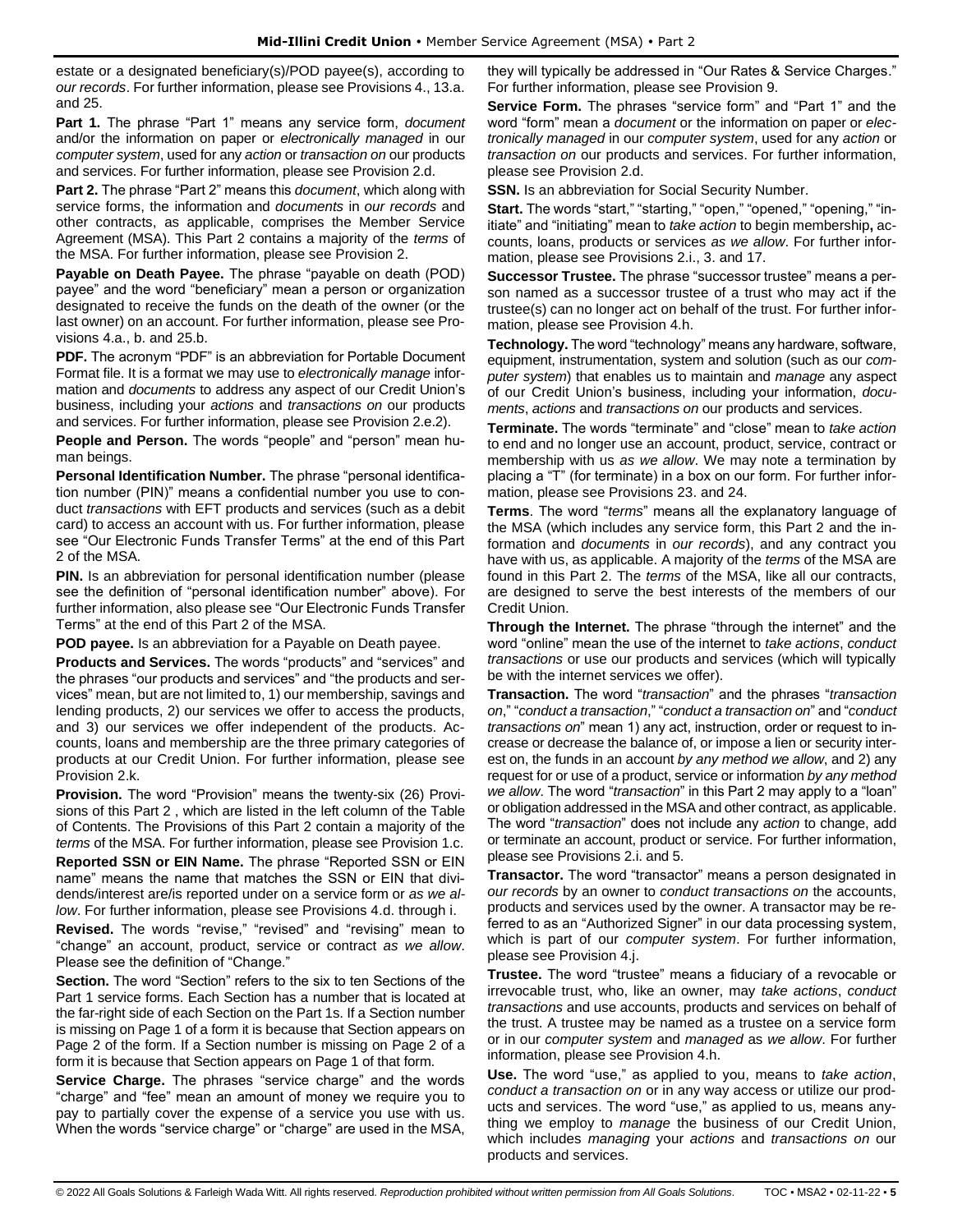estate or a designated beneficiary(s)/POD payee(s), according to *our records*. For further information, please see Provisions 4., 13.a. and 25.

**Part 1.** The phrase "Part 1" means any service form, *document* and/or the information on paper or *electronically managed* in our *computer system*, used for any *action* or *transaction on* our products and services. For further information, please see Provision 2.d.

**Part 2.** The phrase "Part 2" means this *document*, which along with service forms, the information and *documents* in *our records* and other contracts, as applicable, comprises the Member Service Agreement (MSA). This Part 2 contains a majority of the *terms* of the MSA. For further information, please see Provision 2.

**Payable on Death Payee.** The phrase "payable on death (POD) payee" and the word "beneficiary" mean a person or organization designated to receive the funds on the death of the owner (or the last owner) on an account. For further information, please see Provisions 4.a., b. and 25.b.

**PDF.** The acronym "PDF" is an abbreviation for Portable Document Format file. It is a format we may use to *electronically manage* information and *documents* to address any aspect of our Credit Union's business, including your *actions* and *transactions on* our products and services. For further information, please see Provision 2.e.2).

**People and Person.** The words "people" and "person" mean human beings.

**Personal Identification Number.** The phrase "personal identification number (PIN)" means a confidential number you use to conduct *transactions* with EFT products and services (such as a debit card) to access an account with us. For further information, please see "Our Electronic Funds Transfer Terms" at the end of this Part 2 of the MSA.

**PIN.** Is an abbreviation for personal identification number (please see the definition of "personal identification number" above). For further information, also please see "Our Electronic Funds Transfer Terms" at the end of this Part 2 of the MSA.

**POD payee.** Is an abbreviation for a Payable on Death payee.

**Products and Services.** The words "products" and "services" and the phrases "our products and services" and "the products and services" mean, but are not limited to, 1) our membership, savings and lending products, 2) our services we offer to access the products, and 3) our services we offer independent of the products. Accounts, loans and membership are the three primary categories of products at our Credit Union. For further information, please see Provision 2.k.

**Provision.** The word "Provision" means the twenty-six (26) Provisions of this Part 2 , which are listed in the left column of the Table of Contents. The Provisions of this Part 2 contain a majority of the *terms* of the MSA. For further information, please see Provision 1.c.

**Reported SSN or EIN Name.** The phrase "Reported SSN or EIN name" means the name that matches the SSN or EIN that dividends/interest are/is reported under on a service form or *as we allow*. For further information, please see Provisions 4.d. through i.

**Revised.** The words "revise," "revised" and "revising" mean to "change" an account, product, service or contract *as we allow*. Please see the definition of "Change."

**Section.** The word "Section" refers to the six to ten Sections of the Part 1 service forms. Each Section has a number that is located at the far-right side of each Section on the Part 1s. If a Section number is missing on Page 1 of a form it is because that Section appears on Page 2 of the form. If a Section number is missing on Page 2 of a form it is because that Section appears on Page 1 of that form.

**Service Charge.** The phrases "service charge" and the words "charge" and "fee" mean an amount of money we require you to pay to partially cover the expense of a service you use with us. When the words "service charge" or "charge" are used in the MSA, they will typically be addressed in "Our Rates & Service Charges." For further information, please see Provision 9.

**Service Form.** The phrases "service form" and "Part 1" and the word "form" mean a *document* or the information on paper or *electronically managed* in our *computer system*, used for any *action* or *transaction on* our products and services. For further information, please see Provision 2.d.

**SSN.** Is an abbreviation for Social Security Number.

**Start.** The words "start," "starting," "open," "opened," "opening," "initiate" and "initiating" mean to *take action* to begin membership**,** accounts, loans, products or services *as we allow*. For further information, please see Provisions 2.i., 3. and 17.

**Successor Trustee.** The phrase "successor trustee" means a person named as a successor trustee of a trust who may act if the trustee(s) can no longer act on behalf of the trust. For further information, please see Provision 4.h.

**Technology.** The word "technology" means any hardware, software, equipment, instrumentation, system and solution (such as our *computer system*) that enables us to maintain and *manage* any aspect of our Credit Union's business, including your information, *documents*, *actions* and *transactions on* our products and services.

**Terminate.** The words "terminate" and "close" mean to *take action* to end and no longer use an account, product, service, contract or membership with us *as we allow*. We may note a termination by placing a "T" (for terminate) in a box on our form. For further information, please see Provisions 23. and 24.

**Terms**. The word "*terms*" means all the explanatory language of the MSA (which includes any service form, this Part 2 and the information and *documents* in *our records*), and any contract you have with us, as applicable. A majority of the *terms* of the MSA are found in this Part 2. The *terms* of the MSA, like all our contracts, are designed to serve the best interests of the members of our Credit Union.

**Through the Internet.** The phrase "through the internet" and the word "online" mean the use of the internet to *take actions*, *conduct transactions* or use our products and services (which will typically be with the internet services we offer).

**Transaction.** The word "*transaction*" and the phrases "*transaction on*," "*conduct a transaction*," "*conduct a transaction on*" and "*conduct transactions on*" mean 1) any act, instruction, order or request to increase or decrease the balance of, or impose a lien or security interest on, the funds in an account *by any method we allow*, and 2) any request for or use of a product, service or information *by any method we allow*. The word "*transaction*" in this Part 2 may apply to a "loan" or obligation addressed in the MSA and other contract, as applicable. The word "*transaction*" does not include any *action* to change, add or terminate an account, product or service. For further information, please see Provisions 2.i. and 5.

**Transactor.** The word "transactor" means a person designated in *our records* by an owner to *conduct transactions on* the accounts, products and services used by the owner. A transactor may be referred to as an "Authorized Signer" in our data processing system, which is part of our *computer system*. For further information, please see Provision 4.j.

**Trustee.** The word "trustee" means a fiduciary of a revocable or irrevocable trust, who, like an owner, may *take actions*, *conduct transactions* and use accounts, products and services on behalf of the trust. A trustee may be named as a trustee on a service form or in our *computer system* and *managed* as *we allow*. For further information, please see Provision 4.h.

**Use.** The word "use," as applied to you, means to *take action*, *conduct a transaction on* or in any way access or utilize our products and services. The word "use," as applied to us, means anything we employ to *manage* the business of our Credit Union, which includes *managing* your *actions* and *transactions on* our products and services.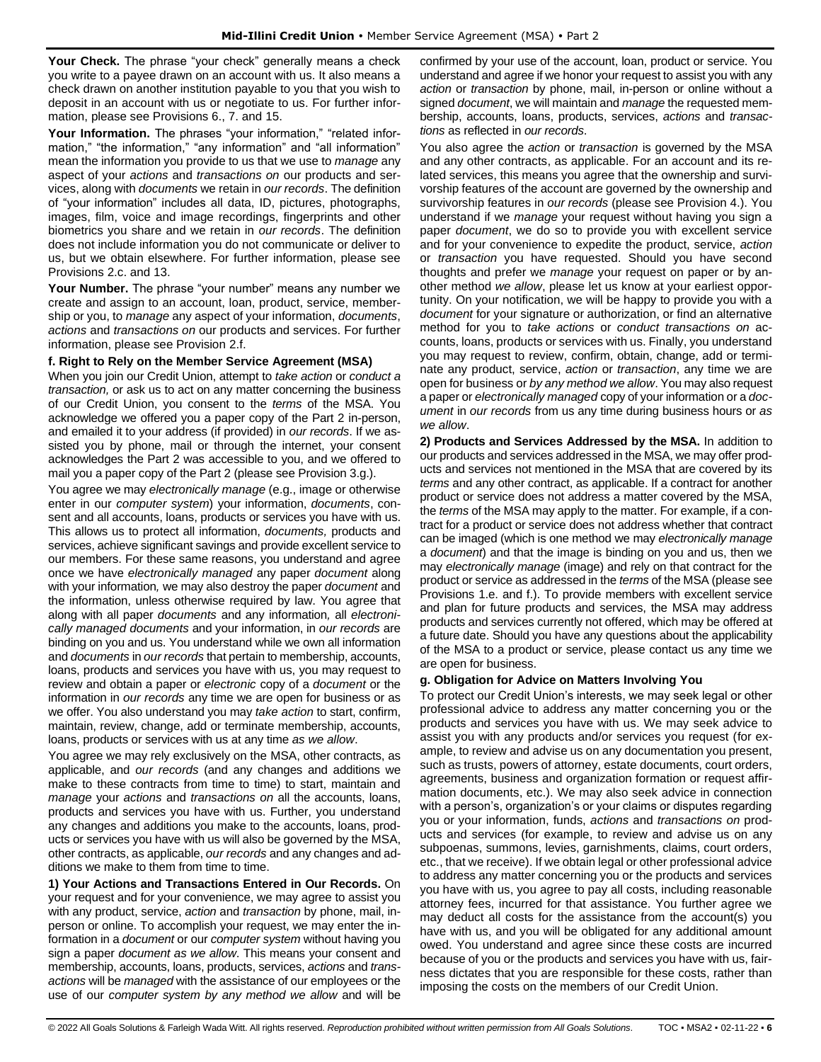**Your Check.** The phrase "your check" generally means a check you write to a payee drawn on an account with us. It also means a check drawn on another institution payable to you that you wish to deposit in an account with us or negotiate to us. For further information, please see Provisions 6., 7. and 15.

**Your Information.** The phrases "your information," "related information," "the information," "any information" and "all information" mean the information you provide to us that we use to *manage* any aspect of your *actions* and *transactions on* our products and services, along with *documents* we retain in *our records*. The definition of "your information" includes all data, ID, pictures, photographs, images, film, voice and image recordings, fingerprints and other biometrics you share and we retain in *our records*. The definition does not include information you do not communicate or deliver to us, but we obtain elsewhere. For further information, please see Provisions 2.c. and 13.

**Your Number.** The phrase "your number" means any number we create and assign to an account, loan, product, service, membership or you, to *manage* any aspect of your information, *documents*, *actions* and *transactions on* our products and services. For further information, please see Provision 2.f.

### f. Right to Rely on the Member Service Agreement (MSA)

When you join our Credit Union, attempt to *take action* or *conduct a transaction,* or ask us to act on any matter concerning the business of our Credit Union, you consent to the *terms* of the MSA. You acknowledge we offered you a paper copy of the Part 2 in-person, and emailed it to your address (if provided) in *our records*. If we assisted you by phone, mail or through the internet, your consent acknowledges the Part 2 was accessible to you, and we offered to mail you a paper copy of the Part 2 (please see Provision 3.g.).

You agree we may *electronically manage* (e.g., image or otherwise enter in our *computer system*) your information, *documents*, consent and all accounts, loans, products or services you have with us. This allows us to protect all information, *documents,* products and services, achieve significant savings and provide excellent service to our members. For these same reasons, you understand and agree once we have *electronically managed* any paper *document* along with your information*,* we may also destroy the paper *document* and the information, unless otherwise required by law. You agree that along with all paper *documents* and any information*,* all *electronically managed documents* and your information, in *our records* are binding on you and us. You understand while we own all information and *documents* in *our records* that pertain to membership, accounts, loans, products and services you have with us, you may request to review and obtain a paper or *electronic* copy of a *document* or the information in *our records* any time we are open for business or as we offer. You also understand you may *take action* to start, confirm, maintain, review, change, add or terminate membership, accounts, loans, products or services with us at any time *as we allow*.

You agree we may rely exclusively on the MSA, other contracts, as applicable, and *our records* (and any changes and additions we make to these contracts from time to time) to start, maintain and *manage* your *actions* and *transactions on* all the accounts, loans, products and services you have with us. Further, you understand any changes and additions you make to the accounts, loans, products or services you have with us will also be governed by the MSA, other contracts, as applicable, *our records* and any changes and additions we make to them from time to time.

**1) Your Actions and Transactions Entered in Our Records.** On your request and for your convenience, we may agree to assist you with any product, service, *action* and *transaction* by phone, mail, in-person or online. To accomplish your request, we may enter the information in a *document* or our *computer system* without having you sign a paper *document as we allow*. This means your consent and membership, accounts, loans, products, services, *actions* and *transactions* will be *managed* with the assistance of our employees or the use of our *computer system by any method we allow* and will be confirmed by your use of the account, loan, product or service. You understand and agree if we honor your request to assist you with any *action* or *transaction* by phone, mail, in-person or online without a signed *document*, we will maintain and *manage* the requested membership, accounts, loans, products, services, *actions* and *transactions* as reflected in *our records*.

You also agree the *action* or *transaction* is governed by the MSA and any other contracts, as applicable. For an account and its related services, this means you agree that the ownership and survivorship features of the account are governed by the ownership and survivorship features in *our records* (please see Provision 4.). You understand if we *manage* your request without having you sign a paper *document*, we do so to provide you with excellent service and for your convenience to expedite the product, service, *action* or *transaction* you have requested. Should you have second thoughts and prefer we *manage* your request on paper or by another method *we allow*, please let us know at your earliest opportunity. On your notification, we will be happy to provide you with a *document* for your signature or authorization, or find an alternative method for you to *take actions* or *conduct transactions on* accounts, loans, products or services with us. Finally, you understand you may request to review, confirm, obtain, change, add or terminate any product, service, *action* or *transaction*, any time we are open for business or *by any method we allow*. You may also request a paper or *electronically managed* copy of your information or a *document* in *our records* from us any time during business hours or *as we allow*.

**2) Products and Services Addressed by the MSA.** In addition to our products and services addressed in the MSA, we may offer products and services not mentioned in the MSA that are covered by its *terms* and any other contract, as applicable. If a contract for another product or service does not address a matter covered by the MSA, the *terms* of the MSA may apply to the matter. For example, if a contract for a product or service does not address whether that contract can be imaged (which is one method we may *electronically manage* a *document*) and that the image is binding on you and us, then we may *electronically manage* (image) and rely on that contract for the product or service as addressed in the *terms* of the MSA (please see Provisions 1.e. and f.). To provide members with excellent service and plan for future products and services, the MSA may address products and services currently not offered, which may be offered at a future date. Should you have any questions about the applicability of the MSA to a product or service, please contact us any time we are open for business.

### g. Obligation for Advice on Matters Involving You

To protect our Credit Union's interests, we may seek legal or other professional advice to address any matter concerning you or the products and services you have with us. We may seek advice to assist you with any products and/or services you request (for example, to review and advise us on any documentation you present, such as trusts, powers of attorney, estate documents, court orders, agreements, business and organization formation or request affirmation documents, etc.). We may also seek advice in connection with a person's, organization's or your claims or disputes regarding you or your information, funds, *actions* and *transactions on* products and services (for example, to review and advise us on any subpoenas, summons, levies, garnishments, claims, court orders, etc., that we receive). If we obtain legal or other professional advice to address any matter concerning you or the products and services you have with us, you agree to pay all costs, including reasonable attorney fees, incurred for that assistance. You further agree we may deduct all costs for the assistance from the account(s) you have with us, and you will be obligated for any additional amount owed. You understand and agree since these costs are incurred because of you or the products and services you have with us, fairness dictates that you are responsible for these costs, rather than imposing the costs on the members of our Credit Union.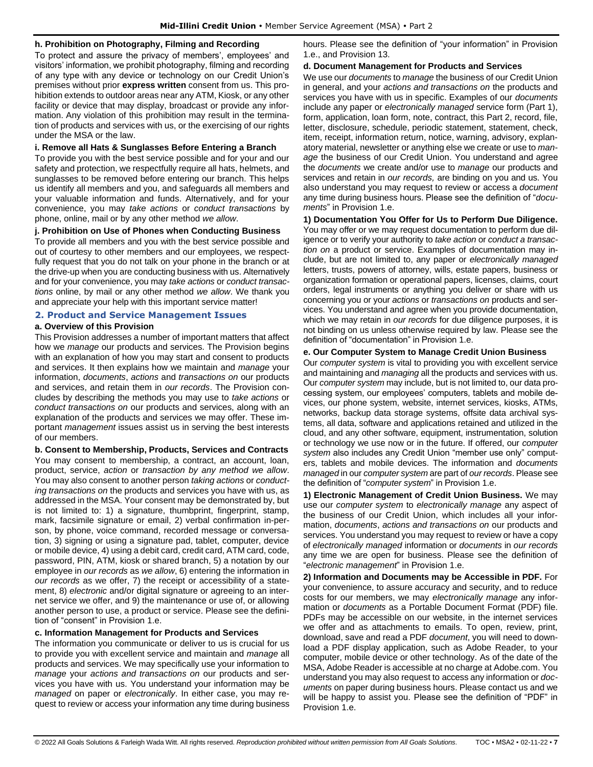#### h. Prohibition on Photography, Filming and Recording

To protect and assure the privacy of members', employees' and visitors' information, we prohibit photography, filming and recording of any type with any device or technology on our Credit Union's premises without prior **express written** consent from us. This prohibition extends to outdoor areas near any ATM, Kiosk, or any other facility or device that may display, broadcast or provide any information. Any violation of this prohibition may result in the termination of products and services with us, or the exercising of our rights under the MSA or the law.

#### i. Remove all Hats & Sunglasses Before Entering a Branch

To provide you with the best service possible and for your and our safety and protection, we respectfully require all hats, helmets, and sunglasses to be removed before entering our branch. This helps us identify all members and you, and safeguards all members and your valuable information and funds. Alternatively, and for your convenience, you may *take actions* or *conduct transactions* by phone, online, mail or by any other method *we allow*.

#### j. Prohibition on Use of Phones when Conducting Business

To provide all members and you with the best service possible and out of courtesy to other members and our employees, we respectfully request that you do not talk on your phone in the branch or at the drive-up when you are conducting business with us. Alternatively and for your convenience, you may *take actions* or *conduct transactions* online, by mail or any other method *we allow*. We thank you and appreciate your help with this important service matter!

### 2. Product and Service Management Issues

#### a. Overview of this Provision

This Provision addresses a number of important matters that affect how we *manage* our products and services. The Provision begins with an explanation of how you may start and consent to products and services. It then explains how we maintain and *manage* your information, *documents*, *actions* and *transactions on* our products and services, and retain them in *our records*. The Provision concludes by describing the methods you may use to *take actions* or *conduct transactions on* our products and services, along with an explanation of the products and services we may offer. These important *management* issues assist us in serving the best interests of our members.

#### b. Consent to Membership, Products, Services and Contracts

You may consent to membership, a contract, an account, loan, product, service, *action* or *transaction by any method we allow*. You may also consent to another person *taking actions* or *conducting transactions on* the products and services you have with us, as addressed in the MSA. Your consent may be demonstrated by, but is not limited to: 1) a signature, thumbprint, fingerprint, stamp, mark, facsimile signature or email, 2) verbal confirmation in-person, by phone, voice command, recorded message or conversation, 3) signing or using a signature pad, tablet, computer, device or mobile device, 4) using a debit card, credit card, ATM card, code, password, PIN, ATM, kiosk or shared branch, 5) a notation by our employee in *our records* as *we allow*, 6) entering the information in *our records* as we offer, 7) the receipt or accessibility of a statement, 8) *electronic* and/or digital signature or agreeing to an internet service we offer, and 9) the maintenance or use of, or allowing another person to use, a product or service. Please see the definition of "consent" in Provision 1.e.

#### c. Information Management for Products and Services

The information you communicate or deliver to us is crucial for us to provide you with excellent service and maintain and *manage* all products and services. We may specifically use your information to *manage* your *actions and transactions on* our products and services you have with us. You understand your information may be *managed* on paper or *electronically*. In either case, you may request to review or access your information any time during business hours. Please see the definition of "your information" in Provision 1.e., and Provision 13.

#### d. Document Management for Products and Services

We use our *documents* to *manage* the business of our Credit Union in general, and your *actions and transactions on* the products and services you have with us in specific. Examples of our *documents* include any paper or *electronically managed* service form (Part 1), form, application, loan form, note, contract, this Part 2, record, file, letter, disclosure, schedule, periodic statement, statement, check, item, receipt, information return, notice, warning, advisory, explanatory material, newsletter or anything else we create or use to *manage* the business of our Credit Union. You understand and agree the *documents* we create and/or use to *manage* our products and services and retain in *our records,* are binding on you and us. You also understand you may request to review or access a *document* any time during business hours. Please see the definition of "*documents*" in Provision 1.e.

**1) Documentation You Offer for Us to Perform Due Diligence.** You may offer or we may request documentation to perform due diligence or to verify your authority to *take action* or *conduct a transaction on* a product or service. Examples of documentation may include, but are not limited to, any paper or *electronically managed* letters, trusts, powers of attorney, wills, estate papers, business or organization formation or operational papers, licenses, claims, court orders, legal instruments or anything you deliver or share with us concerning you or your *actions* or *transactions on* products and services. You understand and agree when you provide documentation, which we may retain in *our records* for due diligence purposes, it is not binding on us unless otherwise required by law. Please see the definition of "documentation" in Provision 1.e.

#### e. Our Computer System to Manage Credit Union Business

Our *computer system* is vital to providing you with excellent service and maintaining and *managing* all the products and services with us. Our *computer system* may include, but is not limited to, our data processing system, our employees' computers, tablets and mobile devices, our phone system, website, internet services, kiosks, ATMs, networks, backup data storage systems, offsite data archival systems, all data, software and applications retained and utilized in the cloud, and any other software, equipment, instrumentation, solution or technology we use now or in the future. If offered, our *computer system* also includes any Credit Union "member use only" computers, tablets and mobile devices. The information and *documents managed* in our *computer system* are part of *our records*. Please see the definition of "*computer system*" in Provision 1.e.

**1) Electronic Management of Credit Union Business.** We may use our *computer system* to *electronically manage* any aspect of the business of our Credit Union, which includes all your information, *documents*, *actions and transactions on* our products and services. You understand you may request to review or have a copy of *electronically managed* information or *documents* in *our records* any time we are open for business. Please see the definition of "*electronic management*" in Provision 1.e.

**2) Information and Documents may be Accessible in PDF.** For your convenience, to assure accuracy and security, and to reduce costs for our members, we may *electronically manage* any information or *documents* as a Portable Document Format (PDF) file. PDFs may be accessible on our website, in the internet services we offer and as attachments to emails. To open, review, print, download, save and read a PDF *document*, you will need to download a PDF display application, such as Adobe Reader, to your computer, mobile device or other technology. As of the date of the MSA, Adobe Reader is accessible at no charge at Adobe.com. You understand you may also request to access any information or *documents* on paper during business hours. Please contact us and we will be happy to assist you. Please see the definition of "PDF" in Provision 1.e.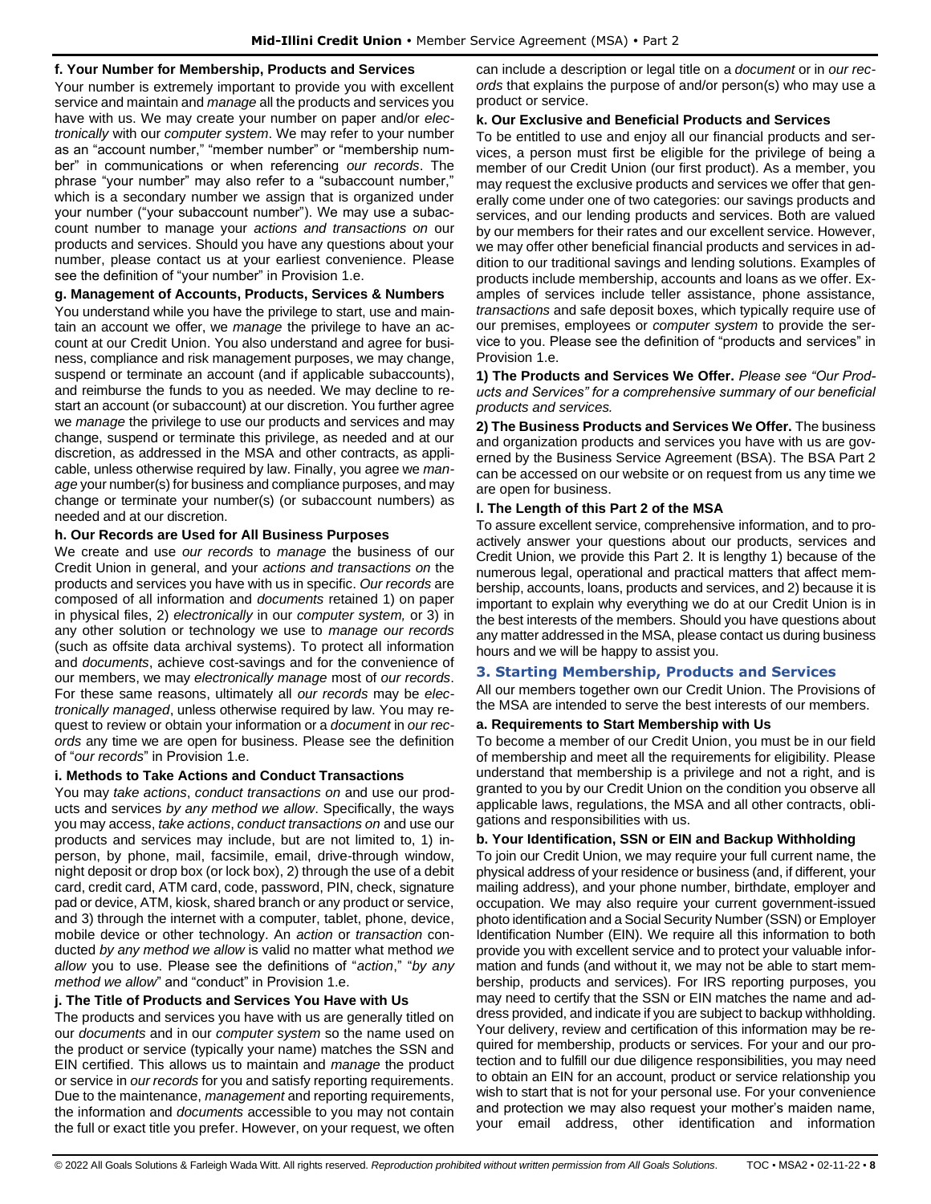#### f. Your Number for Membership, Products and Services

Your number is extremely important to provide you with excellent service and maintain and *manage* all the products and services you have with us. We may create your number on paper and/or *electronically* with our *computer system*. We may refer to your number as an "account number," "member number" or "membership number" in communications or when referencing *our records*. The phrase "your number" may also refer to a "subaccount number," which is a secondary number we assign that is organized under your number ("your subaccount number"). We may use a subaccount number to manage your *actions and transactions on* our products and services. Should you have any questions about your number, please contact us at your earliest convenience. Please see the definition of "your number" in Provision 1.e.

#### g. Management of Accounts, Products, Services & Numbers

You understand while you have the privilege to start, use and maintain an account we offer, we *manage* the privilege to have an account at our Credit Union. You also understand and agree for business, compliance and risk management purposes, we may change, suspend or terminate an account (and if applicable subaccounts), and reimburse the funds to you as needed. We may decline to restart an account (or subaccount) at our discretion. You further agree we *manage* the privilege to use our products and services and may change, suspend or terminate this privilege, as needed and at our discretion, as addressed in the MSA and other contracts, as applicable, unless otherwise required by law. Finally, you agree we *manage* your number(s) for business and compliance purposes, and may change or terminate your number(s) (or subaccount numbers) as needed and at our discretion.

#### h. Our Records are Used for All Business Purposes

We create and use *our records* to *manage* the business of our Credit Union in general, and your *actions and transactions on* the products and services you have with us in specific. *Our records* are composed of all information and *documents* retained 1) on paper in physical files, 2) *electronically* in our *computer system,* or 3) in any other solution or technology we use to *manage our records* (such as offsite data archival systems). To protect all information and *documents*, achieve cost-savings and for the convenience of our members, we may *electronically manage* most of *our records*. For these same reasons, ultimately all *our records* may be *electronically managed*, unless otherwise required by law. You may request to review or obtain your information or a *document* in *our records* any time we are open for business. Please see the definition of "*our records*" in Provision 1.e.

#### i. Methods to Take Actions and Conduct Transactions

You may *take actions*, *conduct transactions on* and use our products and services *by any method we allow*. Specifically, the ways you may access, *take actions*, *conduct transactions on* and use our products and services may include, but are not limited to, 1) in-person, by phone, mail, facsimile, email, drive-through window, night deposit or drop box (or lock box), 2) through the use of a debit card, credit card, ATM card, code, password, PIN, check, signature pad or device, ATM, kiosk, shared branch or any product or service, and 3) through the internet with a computer, tablet, phone, device, mobile device or other technology. An *action* or *transaction* conducted *by any method we allow* is valid no matter what method *we allow* you to use. Please see the definitions of "*action*," "*by any method we allow*" and "conduct" in Provision 1.e.

#### j. The Title of Products and Services You Have with Us

The products and services you have with us are generally titled on our *documents* and in our *computer system* so the name used on the product or service (typically your name) matches the SSN and EIN certified. This allows us to maintain and *manage* the product or service in *our records* for you and satisfy reporting requirements. Due to the maintenance, *management* and reporting requirements, the information and *documents* accessible to you may not contain the full or exact title you prefer. However, on your request, we often can include a description or legal title on a *document* or in *our records* that explains the purpose of and/or person(s) who may use a product or service.

#### k. Our Exclusive and Beneficial Products and Services

To be entitled to use and enjoy all our financial products and services, a person must first be eligible for the privilege of being a member of our Credit Union (our first product). As a member, you may request the exclusive products and services we offer that generally come under one of two categories: our savings products and services, and our lending products and services. Both are valued by our members for their rates and our excellent service. However, we may offer other beneficial financial products and services in addition to our traditional savings and lending solutions. Examples of products include membership, accounts and loans as we offer. Examples of services include teller assistance, phone assistance, *transactions* and safe deposit boxes, which typically require use of our premises, employees or *computer system* to provide the service to you. Please see the definition of "products and services" in Provision 1.e.

**1) The Products and Services We Offer.** *Please see "Our Products and Services" for a comprehensive summary of our beneficial products and services.*

**2) The Business Products and Services We Offer.** The business and organization products and services you have with us are governed by the Business Service Agreement (BSA). The BSA Part 2 can be accessed on our website or on request from us any time we are open for business.

#### l. The Length of this Part 2 of the MSA

To assure excellent service, comprehensive information, and to proactively answer your questions about our products, services and Credit Union, we provide this Part 2. It is lengthy 1) because of the numerous legal, operational and practical matters that affect membership, accounts, loans, products and services, and 2) because it is important to explain why everything we do at our Credit Union is in the best interests of the members. Should you have questions about any matter addressed in the MSA, please contact us during business hours and we will be happy to assist you.

### 3. Starting Membership, Products and Services

All our members together own our Credit Union. The Provisions of the MSA are intended to serve the best interests of our members.

#### a. Requirements to Start Membership with Us

To become a member of our Credit Union, you must be in our field of membership and meet all the requirements for eligibility. Please understand that membership is a privilege and not a right, and is granted to you by our Credit Union on the condition you observe all applicable laws, regulations, the MSA and all other contracts, obligations and responsibilities with us.

#### b. Your Identification, SSN or EIN and Backup Withholding

To join our Credit Union, we may require your full current name, the physical address of your residence or business (and, if different, your mailing address), and your phone number, birthdate, employer and occupation. We may also require your current government-issued photo identification and a Social Security Number (SSN) or Employer Identification Number (EIN). We require all this information to both provide you with excellent service and to protect your valuable information and funds (and without it, we may not be able to start membership, products and services). For IRS reporting purposes, you may need to certify that the SSN or EIN matches the name and address provided, and indicate if you are subject to backup withholding. Your delivery, review and certification of this information may be required for membership, products or services. For your and our protection and to fulfill our due diligence responsibilities, you may need to obtain an EIN for an account, product or service relationship you wish to start that is not for your personal use. For your convenience and protection we may also request your mother's maiden name, your email address, other identification and information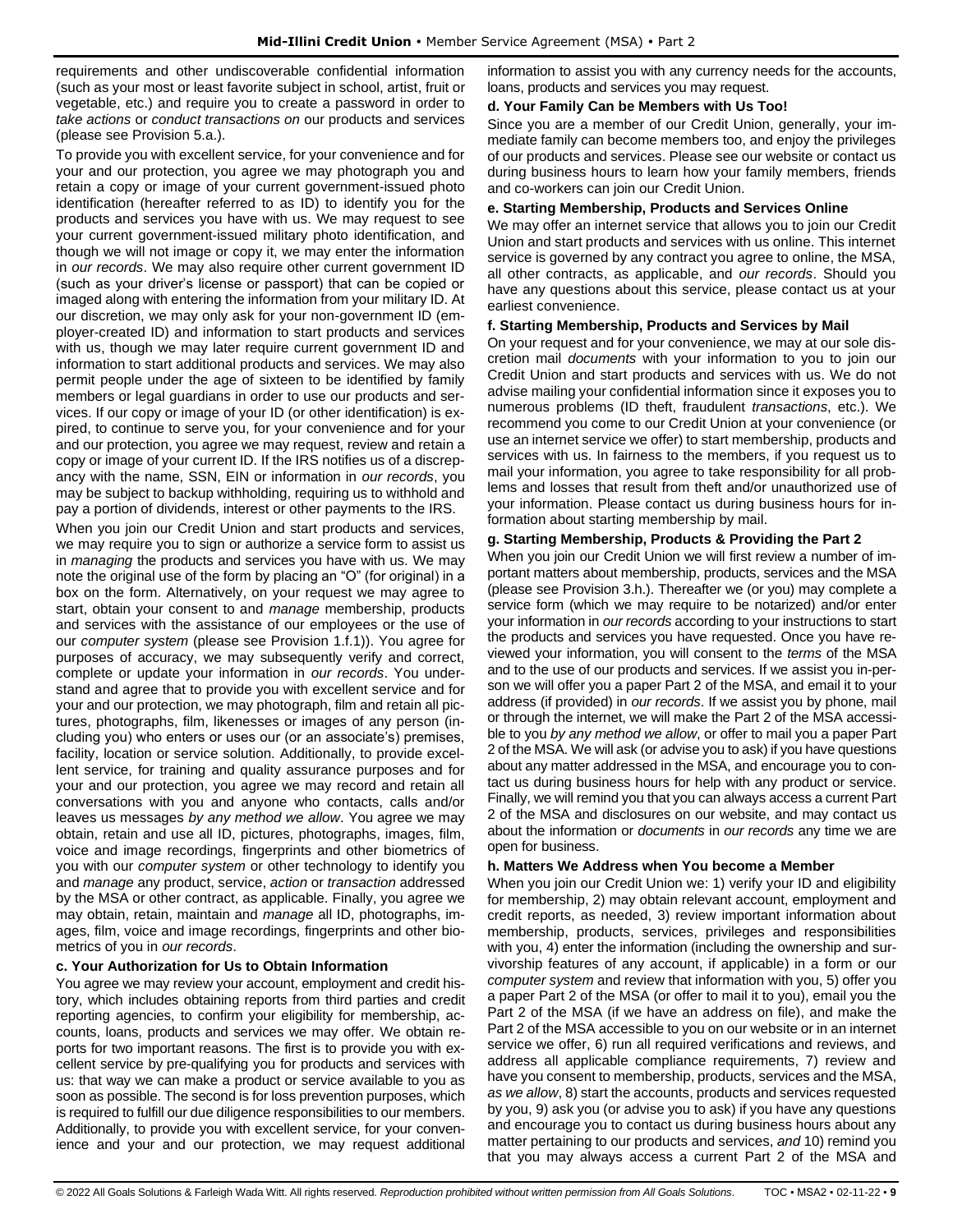requirements and other undiscoverable confidential information (such as your most or least favorite subject in school, artist, fruit or vegetable, etc.) and require you to create a password in order to *take actions* or *conduct transactions on* our products and services (please see Provision 5.a.).

To provide you with excellent service, for your convenience and for your and our protection, you agree we may photograph you and retain a copy or image of your current government-issued photo identification (hereafter referred to as ID) to identify you for the products and services you have with us. We may request to see your current government-issued military photo identification, and though we will not image or copy it, we may enter the information in *our records*. We may also require other current government ID (such as your driver's license or passport) that can be copied or imaged along with entering the information from your military ID. At our discretion, we may only ask for your non-government ID (employer-created ID) and information to start products and services with us, though we may later require current government ID and information to start additional products and services. We may also permit people under the age of sixteen to be identified by family members or legal guardians in order to use our products and services. If our copy or image of your ID (or other identification) is expired, to continue to serve you, for your convenience and for your and our protection, you agree we may request, review and retain a copy or image of your current ID. If the IRS notifies us of a discrepancy with the name, SSN, EIN or information in *our records*, you may be subject to backup withholding, requiring us to withhold and pay a portion of dividends, interest or other payments to the IRS.

When you join our Credit Union and start products and services, we may require you to sign or authorize a service form to assist us in *managing* the products and services you have with us. We may note the original use of the form by placing an "O" (for original) in a box on the form. Alternatively, on your request we may agree to start, obtain your consent to and *manage* membership, products and services with the assistance of our employees or the use of our *computer system* (please see Provision 1.f.1)). You agree for purposes of accuracy, we may subsequently verify and correct, complete or update your information in *our records*. You understand and agree that to provide you with excellent service and for your and our protection, we may photograph, film and retain all pictures, photographs, film, likenesses or images of any person (including you) who enters or uses our (or an associate's) premises, facility, location or service solution. Additionally, to provide excellent service, for training and quality assurance purposes and for your and our protection, you agree we may record and retain all conversations with you and anyone who contacts, calls and/or leaves us messages *by any method we allow*. You agree we may obtain, retain and use all ID, pictures, photographs, images, film, voice and image recordings, fingerprints and other biometrics of you with our *computer system* or other technology to identify you and *manage* any product, service, *action* or *transaction* addressed by the MSA or other contract, as applicable. Finally, you agree we may obtain, retain, maintain and *manage* all ID, photographs, images, film, voice and image recordings, fingerprints and other biometrics of you in *our records*.

#### c. Your Authorization for Us to Obtain Information

You agree we may review your account, employment and credit history, which includes obtaining reports from third parties and credit reporting agencies, to confirm your eligibility for membership, accounts, loans, products and services we may offer. We obtain reports for two important reasons. The first is to provide you with excellent service by pre-qualifying you for products and services with us: that way we can make a product or service available to you as soon as possible. The second is for loss prevention purposes, which is required to fulfill our due diligence responsibilities to our members. Additionally, to provide you with excellent service, for your convenience and your and our protection, we may request additional information to assist you with any currency needs for the accounts, loans, products and services you may request.

#### d. Your Family Can be Members with Us Too!

Since you are a member of our Credit Union, generally, your immediate family can become members too, and enjoy the privileges of our products and services. Please see our website or contact us during business hours to learn how your family members, friends and co-workers can join our Credit Union.

#### e. Starting Membership, Products and Services Online

We may offer an internet service that allows you to join our Credit Union and start products and services with us online. This internet service is governed by any contract you agree to online, the MSA, all other contracts, as applicable, and *our records*. Should you have any questions about this service, please contact us at your earliest convenience.

#### f. Starting Membership, Products and Services by Mail

On your request and for your convenience, we may at our sole discretion mail *documents* with your information to you to join our Credit Union and start products and services with us. We do not advise mailing your confidential information since it exposes you to numerous problems (ID theft, fraudulent *transactions*, etc.). We recommend you come to our Credit Union at your convenience (or use an internet service we offer) to start membership, products and services with us. In fairness to the members, if you request us to mail your information, you agree to take responsibility for all problems and losses that result from theft and/or unauthorized use of your information. Please contact us during business hours for information about starting membership by mail.

#### g. Starting Membership, Products & Providing the Part 2

When you join our Credit Union we will first review a number of important matters about membership, products, services and the MSA (please see Provision 3.h.). Thereafter we (or you) may complete a service form (which we may require to be notarized) and/or enter your information in *our records* according to your instructions to start the products and services you have requested. Once you have reviewed your information, you will consent to the *terms* of the MSA and to the use of our products and services. If we assist you in-person we will offer you a paper Part 2 of the MSA, and email it to your address (if provided) in *our records*. If we assist you by phone, mail or through the internet, we will make the Part 2 of the MSA accessible to you *by any method we allow*, or offer to mail you a paper Part 2 of the MSA. We will ask (or advise you to ask) if you have questions about any matter addressed in the MSA, and encourage you to contact us during business hours for help with any product or service. Finally, we will remind you that you can always access a current Part 2 of the MSA and disclosures on our website, and may contact us about the information or *documents* in *our records* any time we are open for business.

#### h. Matters We Address when You become a Member

When you join our Credit Union we: 1) verify your ID and eligibility for membership, 2) may obtain relevant account, employment and credit reports, as needed, 3) review important information about membership, products, services, privileges and responsibilities with you, 4) enter the information (including the ownership and survivorship features of any account, if applicable) in a form or our *computer system* and review that information with you, 5) offer you a paper Part 2 of the MSA (or offer to mail it to you), email you the Part 2 of the MSA (if we have an address on file), and make the Part 2 of the MSA accessible to you on our website or in an internet service we offer, 6) run all required verifications and reviews, and address all applicable compliance requirements, 7) review and have you consent to membership, products, services and the MSA, *as we allow*, 8) start the accounts, products and services requested by you, 9) ask you (or advise you to ask) if you have any questions and encourage you to contact us during business hours about any matter pertaining to our products and services, *and* 10) remind you that you may always access a current Part 2 of the MSA and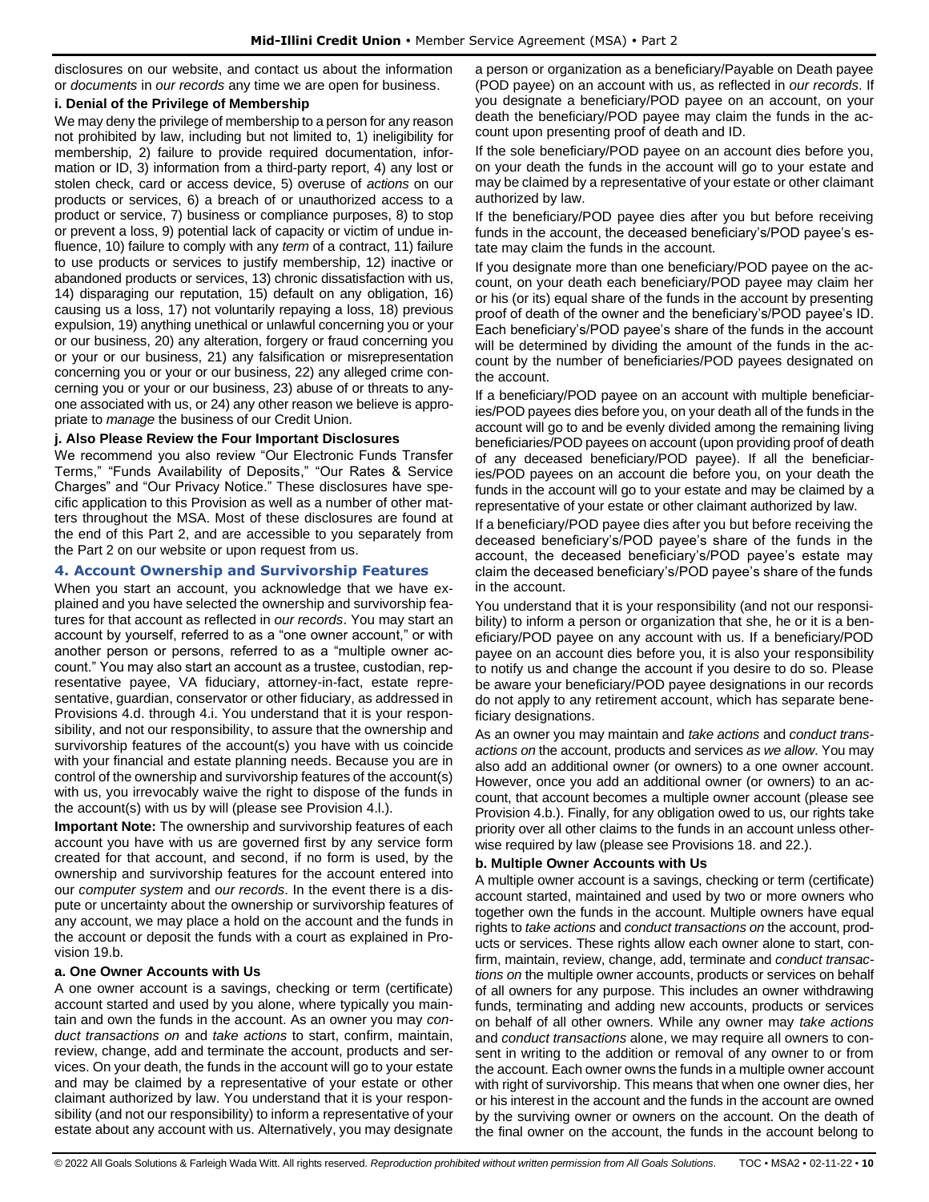disclosures on our website, and contact us about the information or *documents* in *our records* any time we are open for business.

**i. Denial of the Privilege of Membership**

We may deny the privilege of membership to a person for any reason not prohibited by law, including but not limited to, 1) ineligibility for membership, 2) failure to provide required documentation, information or ID, 3) information from a third-party report, 4) any lost or stolen check, card or access device, 5) overuse of *actions* on our products or services, 6) a breach of or unauthorized access to a product or service, 7) business or compliance purposes, 8) to stop or prevent a loss, 9) potential lack of capacity or victim of undue influence, 10) failure to comply with any *term* of a contract, 11) failure to use products or services to justify membership, 12) inactive or abandoned products or services, 13) chronic dissatisfaction with us, 14) disparaging our reputation, 15) default on any obligation, 16) causing us a loss, 17) not voluntarily repaying a loss, 18) previous expulsion, 19) anything unethical or unlawful concerning you or your or our business, 20) any alteration, forgery or fraud concerning you or your or our business, 21) any falsification or misrepresentation concerning you or your or our business, 22) any alleged crime concerning you or your or our business, 23) abuse of or threats to anyone associated with us, or 24) any other reason we believe is appropriate to *manage* the business of our Credit Union.

**j. Also Please Review the Four Important Disclosures**

We recommend you also review "Our Electronic Funds Transfer Terms," "Funds Availability of Deposits," "Our Rates & Service Charges" and "Our Privacy Notice." These disclosures have specific application to this Provision as well as a number of other matters throughout the MSA. Most of these disclosures are found at the end of this Part 2, and are accessible to you separately from the Part 2 on our website or upon request from us.

## 4. Account Ownership and Survivorship Features

When you start an account, you acknowledge that we have explained and you have selected the ownership and survivorship features for that account as reflected in *our records*. You may start an account by yourself, referred to as a "one owner account," or with another person or persons, referred to as a "multiple owner account." You may also start an account as a trustee, custodian, representative payee, VA fiduciary, attorney-in-fact, estate representative, guardian, conservator or other fiduciary, as addressed in Provisions 4.d. through 4.i. You understand that it is your responsibility, and not our responsibility, to assure that the ownership and survivorship features of the account(s) you have with us coincide with your financial and estate planning needs. Because you are in control of the ownership and survivorship features of the account(s) with us, you irrevocably waive the right to dispose of the funds in the account(s) with us by will (please see Provision 4.l.).

**Important Note:** The ownership and survivorship features of each account you have with us are governed first by any service form created for that account, and second, if no form is used, by the ownership and survivorship features for the account entered into our *computer system* and *our records*. In the event there is a dispute or uncertainty about the ownership or survivorship features of any account, we may place a hold on the account and the funds in the account or deposit the funds with a court as explained in Provision 19.b.

**a. One Owner Accounts with Us**

A one owner account is a savings, checking or term (certificate) account started and used by you alone, where typically you maintain and own the funds in the account. As an owner you may *conduct transactions on* and *take actions* to start, confirm, maintain, review, change, add and terminate the account, products and services. On your death, the funds in the account will go to your estate and may be claimed by a representative of your estate or other claimant authorized by law. You understand that it is your responsibility (and not our responsibility) to inform a representative of your estate about any account with us. Alternatively, you may designate a person or organization as a beneficiary/Payable on Death payee (POD payee) on an account with us, as reflected in *our records*. If you designate a beneficiary/POD payee on an account, on your death the beneficiary/POD payee may claim the funds in the account upon presenting proof of death and ID.

If the sole beneficiary/POD payee on an account dies before you, on your death the funds in the account will go to your estate and may be claimed by a representative of your estate or other claimant authorized by law.

If the beneficiary/POD payee dies after you but before receiving funds in the account, the deceased beneficiary's/POD payee's estate may claim the funds in the account.

If you designate more than one beneficiary/POD payee on the account, on your death each beneficiary/POD payee may claim her or his (or its) equal share of the funds in the account by presenting proof of death of the owner and the beneficiary's/POD payee's ID. Each beneficiary's/POD payee's share of the funds in the account will be determined by dividing the amount of the funds in the account by the number of beneficiaries/POD payees designated on the account.

If a beneficiary/POD payee on an account with multiple beneficiaries/POD payees dies before you, on your death all of the funds in the account will go to and be evenly divided among the remaining living beneficiaries/POD payees on account (upon providing proof of death of any deceased beneficiary/POD payee). If all the beneficiaries/POD payees on an account die before you, on your death the funds in the account will go to your estate and may be claimed by a representative of your estate or other claimant authorized by law.

If a beneficiary/POD payee dies after you but before receiving the deceased beneficiary's/POD payee's share of the funds in the account, the deceased beneficiary's/POD payee's estate may claim the deceased beneficiary's/POD payee's share of the funds in the account.

You understand that it is your responsibility (and not our responsibility) to inform a person or organization that she, he or it is a beneficiary/POD payee on any account with us. If a beneficiary/POD payee on an account dies before you, it is also your responsibility to notify us and change the account if you desire to do so. Please be aware your beneficiary/POD payee designations in our records do not apply to any retirement account, which has separate beneficiary designations.

As an owner you may maintain and *take actions* and *conduct transactions on* the account, products and services *as we allow*. You may also add an additional owner (or owners) to a one owner account. However, once you add an additional owner (or owners) to an account, that account becomes a multiple owner account (please see Provision 4.b.). Finally, for any obligation owed to us, our rights take priority over all other claims to the funds in an account unless otherwise required by law (please see Provisions 18. and 22.).

**b. Multiple Owner Accounts with Us**

A multiple owner account is a savings, checking or term (certificate) account started, maintained and used by two or more owners who together own the funds in the account. Multiple owners have equal rights to *take actions* and *conduct transactions on* the account, products or services. These rights allow each owner alone to start, confirm, maintain, review, change, add, terminate and *conduct transactions on* the multiple owner accounts, products or services on behalf of all owners for any purpose. This includes an owner withdrawing funds, terminating and adding new accounts, products or services on behalf of all other owners. While any owner may *take actions* and *conduct transactions* alone, we may require all owners to consent in writing to the addition or removal of any owner to or from the account. Each owner owns the funds in a multiple owner account with right of survivorship. This means that when one owner dies, her or his interest in the account and the funds in the account are owned by the surviving owner or owners on the account. On the death of the final owner on the account, the funds in the account belong to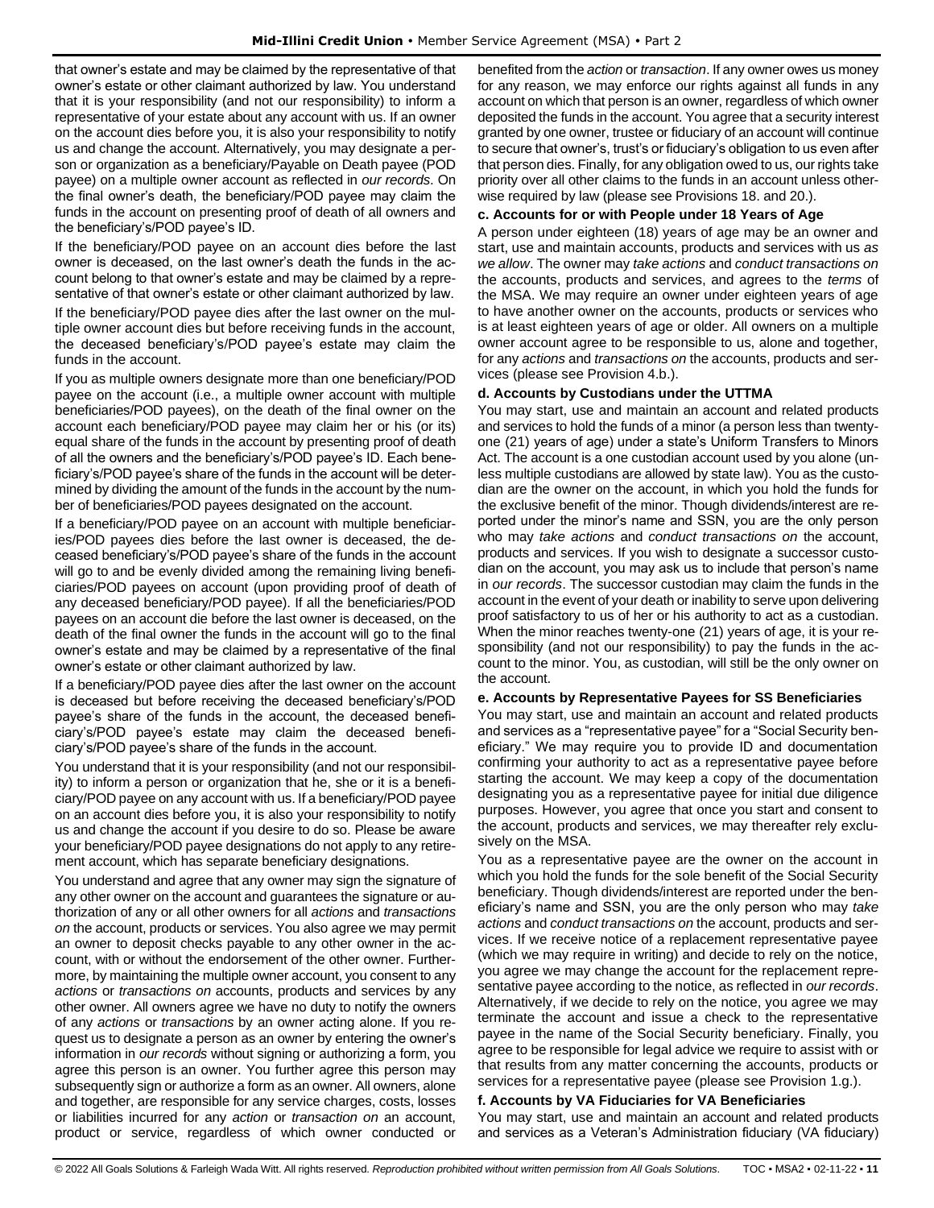that owner's estate and may be claimed by the representative of that owner's estate or other claimant authorized by law. You understand that it is your responsibility (and not our responsibility) to inform a representative of your estate about any account with us. If an owner on the account dies before you, it is also your responsibility to notify us and change the account. Alternatively, you may designate a person or organization as a beneficiary/Payable on Death payee (POD payee) on a multiple owner account as reflected in *our records*. On the final owner's death, the beneficiary/POD payee may claim the funds in the account on presenting proof of death of all owners and the beneficiary's/POD payee's ID.

If the beneficiary/POD payee on an account dies before the last owner is deceased, on the last owner's death the funds in the account belong to that owner's estate and may be claimed by a representative of that owner's estate or other claimant authorized by law.

If the beneficiary/POD payee dies after the last owner on the multiple owner account dies but before receiving funds in the account, the deceased beneficiary's/POD payee's estate may claim the funds in the account.

If you as multiple owners designate more than one beneficiary/POD payee on the account (i.e., a multiple owner account with multiple beneficiaries/POD payees), on the death of the final owner on the account each beneficiary/POD payee may claim her or his (or its) equal share of the funds in the account by presenting proof of death of all the owners and the beneficiary's/POD payee's ID. Each beneficiary's/POD payee's share of the funds in the account will be determined by dividing the amount of the funds in the account by the number of beneficiaries/POD payees designated on the account.

If a beneficiary/POD payee on an account with multiple beneficiaries/POD payees dies before the last owner is deceased, the deceased beneficiary's/POD payee's share of the funds in the account will go to and be evenly divided among the remaining living beneficiaries/POD payees on account (upon providing proof of death of any deceased beneficiary/POD payee). If all the beneficiaries/POD payees on an account die before the last owner is deceased, on the death of the final owner the funds in the account will go to the final owner's estate and may be claimed by a representative of the final owner's estate or other claimant authorized by law.

If a beneficiary/POD payee dies after the last owner on the account is deceased but before receiving the deceased beneficiary's/POD payee's share of the funds in the account, the deceased beneficiary's/POD payee's estate may claim the deceased beneficiary's/POD payee's share of the funds in the account.

You understand that it is your responsibility (and not our responsibility) to inform a person or organization that he, she or it is a beneficiary/POD payee on any account with us. If a beneficiary/POD payee on an account dies before you, it is also your responsibility to notify us and change the account if you desire to do so. Please be aware your beneficiary/POD payee designations do not apply to any retirement account, which has separate beneficiary designations.

You understand and agree that any owner may sign the signature of any other owner on the account and guarantees the signature or authorization of any or all other owners for all *actions* and *transactions on* the account, products or services. You also agree we may permit an owner to deposit checks payable to any other owner in the account, with or without the endorsement of the other owner. Furthermore, by maintaining the multiple owner account, you consent to any *actions* or *transactions on* accounts, products and services by any other owner. All owners agree we have no duty to notify the owners of any *actions* or *transactions* by an owner acting alone. If you request us to designate a person as an owner by entering the owner's information in *our records* without signing or authorizing a form, you agree this person is an owner. You further agree this person may subsequently sign or authorize a form as an owner. All owners, alone and together, are responsible for any service charges, costs, losses or liabilities incurred for any *action* or *transaction on* an account, product or service, regardless of which owner conducted or benefited from the *action* or *transaction*. If any owner owes us money for any reason, we may enforce our rights against all funds in any account on which that person is an owner, regardless of which owner deposited the funds in the account. You agree that a security interest granted by one owner, trustee or fiduciary of an account will continue to secure that owner's, trust's or fiduciary's obligation to us even after that person dies. Finally, for any obligation owed to us, our rights take priority over all other claims to the funds in an account unless otherwise required by law (please see Provisions 18. and 20.).

**c. Accounts for or with People under 18 Years of Age**

A person under eighteen (18) years of age may be an owner and start, use and maintain accounts, products and services with us *as we allow*. The owner may *take actions* and *conduct transactions on* the accounts, products and services, and agrees to the *terms* of the MSA. We may require an owner under eighteen years of age to have another owner on the accounts, products or services who is at least eighteen years of age or older. All owners on a multiple owner account agree to be responsible to us, alone and together, for any *actions* and *transactions on* the accounts, products and services (please see Provision 4.b.).

**d. Accounts by Custodians under the UTTMA**

You may start, use and maintain an account and related products and services to hold the funds of a minor (a person less than twenty-one (21) years of age) under a state's Uniform Transfers to Minors Act. The account is a one custodian account used by you alone (unless multiple custodians are allowed by state law). You as the custodian are the owner on the account, in which you hold the funds for the exclusive benefit of the minor. Though dividends/interest are reported under the minor's name and SSN, you are the only person who may *take actions* and *conduct transactions on* the account, products and services. If you wish to designate a successor custodian on the account, you may ask us to include that person's name in *our records*. The successor custodian may claim the funds in the account in the event of your death or inability to serve upon delivering proof satisfactory to us of her or his authority to act as a custodian. When the minor reaches twenty-one (21) years of age, it is your responsibility (and not our responsibility) to pay the funds in the account to the minor. You, as custodian, will still be the only owner on the account.

**e. Accounts by Representative Payees for SS Beneficiaries**

You may start, use and maintain an account and related products and services as a "representative payee" for a "Social Security beneficiary." We may require you to provide ID and documentation confirming your authority to act as a representative payee before starting the account. We may keep a copy of the documentation designating you as a representative payee for initial due diligence purposes. However, you agree that once you start and consent to the account, products and services, we may thereafter rely exclusively on the MSA.

You as a representative payee are the owner on the account in which you hold the funds for the sole benefit of the Social Security beneficiary. Though dividends/interest are reported under the beneficiary's name and SSN, you are the only person who may *take actions* and *conduct transactions on* the account, products and services. If we receive notice of a replacement representative payee (which we may require in writing) and decide to rely on the notice, you agree we may change the account for the replacement representative payee according to the notice, as reflected in *our records*. Alternatively, if we decide to rely on the notice, you agree we may terminate the account and issue a check to the representative payee in the name of the Social Security beneficiary. Finally, you agree to be responsible for legal advice we require to assist with or that results from any matter concerning the accounts, products or services for a representative payee (please see Provision 1.g.).

**f. Accounts by VA Fiduciaries for VA Beneficiaries**

You may start, use and maintain an account and related products and services as a Veteran's Administration fiduciary (VA fiduciary)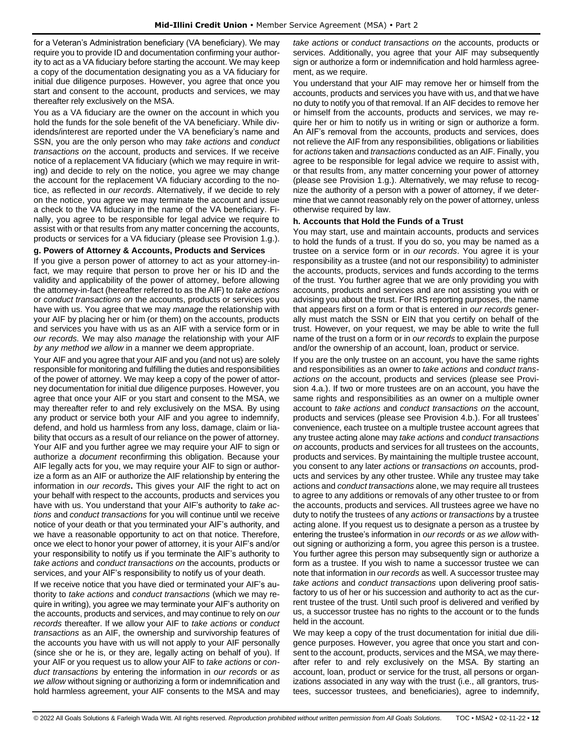for a Veteran's Administration beneficiary (VA beneficiary). We may require you to provide ID and documentation confirming your authority to act as a VA fiduciary before starting the account. We may keep a copy of the documentation designating you as a VA fiduciary for initial due diligence purposes. However, you agree that once you start and consent to the account, products and services, we may thereafter rely exclusively on the MSA.

You as a VA fiduciary are the owner on the account in which you hold the funds for the sole benefit of the VA beneficiary. While dividends/interest are reported under the VA beneficiary's name and SSN, you are the only person who may *take actions* and *conduct transactions on* the account, products and services. If we receive notice of a replacement VA fiduciary (which we may require in writing) and decide to rely on the notice, you agree we may change the account for the replacement VA fiduciary according to the notice, as reflected in *our records*. Alternatively, if we decide to rely on the notice, you agree we may terminate the account and issue a check to the VA fiduciary in the name of the VA beneficiary. Finally, you agree to be responsible for legal advice we require to assist with or that results from any matter concerning the accounts, products or services for a VA fiduciary (please see Provision 1.g.).

**g. Powers of Attorney & Accounts, Products and Services**

If you give a person power of attorney to act as your attorney-in-fact, we may require that person to prove her or his ID and the validity and applicability of the power of attorney, before allowing the attorney-in-fact (hereafter referred to as the AIF) to *take actions* or *conduct transactions on* the accounts, products or services you have with us. You agree that we may *manage* the relationship with your AIF by placing her or him (or them) on the accounts, products and services you have with us as an AIF with a service form or in *our records.* We may also *manage* the relationship with your AIF *by any method we allow* in a manner we deem appropriate.

Your AIF and you agree that your AIF and you (and not us) are solely responsible for monitoring and fulfilling the duties and responsibilities of the power of attorney. We may keep a copy of the power of attorney documentation for initial due diligence purposes. However, you agree that once your AIF or you start and consent to the MSA, we may thereafter refer to and rely exclusively on the MSA. By using any product or service both your AIF and you agree to indemnify, defend, and hold us harmless from any loss, damage, claim or liability that occurs as a result of our reliance on the power of attorney. Your AIF and you further agree we may require your AIF to sign or authorize a *document* reconfirming this obligation. Because your AIF legally acts for you, we may require your AIF to sign or authorize a form as an AIF or authorize the AIF relationship by entering the information in *our records***.** This gives your AIF the right to act on your behalf with respect to the accounts, products and services you have with us. You understand that your AIF's authority to *take actions* and *conduct transactions* for you will continue until we receive notice of your death or that you terminated your AIF's authority, and we have a reasonable opportunity to act on that notice. Therefore, once we elect to honor your power of attorney, it is your AIF's and/or your responsibility to notify us if you terminate the AIF's authority to *take actions* and *conduct transactions on* the accounts, products or services, and your AIF's responsibility to notify us of your death.

If we receive notice that you have died or terminated your AIF's authority to *take actions* and *conduct transactions* (which we may require in writing), you agree we may terminate your AIF's authority on the accounts, products and services, and may continue to rely on *our records* thereafter. If we allow your AIF to *take actions* or *conduct transactions* as an AIF, the ownership and survivorship features of the accounts you have with us will not apply to your AIF personally (since she or he is, or they are, legally acting on behalf of you). If your AIF or you request us to allow your AIF to *take actions* or *conduct transactions* by entering the information in *our records* or *as we allow* without signing or authorizing a form or indemnification and hold harmless agreement, your AIF consents to the MSA and may *take actions* or *conduct transactions on* the accounts, products or services. Additionally, you agree that your AIF may subsequently sign or authorize a form or indemnification and hold harmless agreement, as we require.

You understand that your AIF may remove her or himself from the accounts, products and services you have with us, and that we have no duty to notify you of that removal. If an AIF decides to remove her or himself from the accounts, products and services, we may require her or him to notify us in writing or sign or authorize a form. An AIF's removal from the accounts, products and services, does not relieve the AIF from any responsibilities, obligations or liabilities for *actions* taken and *transactions* conducted as an AIF. Finally, you agree to be responsible for legal advice we require to assist with, or that results from, any matter concerning your power of attorney (please see Provision 1.g.). Alternatively, we may refuse to recognize the authority of a person with a power of attorney, if we determine that we cannot reasonably rely on the power of attorney, unless otherwise required by law.

**h. Accounts that Hold the Funds of a Trust**

You may start, use and maintain accounts, products and services to hold the funds of a trust. If you do so, you may be named as a trustee on a service form or in *our records*. You agree it is your responsibility as a trustee (and not our responsibility) to administer the accounts, products, services and funds according to the terms of the trust. You further agree that we are only providing you with accounts, products and services and are not assisting you with or advising you about the trust. For IRS reporting purposes, the name that appears first on a form or that is entered in *our records* generally must match the SSN or EIN that you certify on behalf of the trust. However, on your request, we may be able to write the full name of the trust on a form or in *our records* to explain the purpose and/or the ownership of an account, loan, product or service.

If you are the only trustee on an account, you have the same rights and responsibilities as an owner to *take actions* and *conduct transactions on* the account, products and services (please see Provision 4.a.). If two or more trustees are on an account, you have the same rights and responsibilities as an owner on a multiple owner account to *take actions* and *conduct transactions on* the account, products and services (please see Provision 4.b.). For all trustees' convenience, each trustee on a multiple trustee account agrees that any trustee acting alone may *take actions* and *conduct transactions on* accounts, products and services for all trustees on the accounts, products and services. By maintaining the multiple trustee account, you consent to any later *actions* or *transactions on* accounts, products and services by any other trustee. While any trustee may take actions and *conduct transactions* alone, we may require all trustees to agree to any additions or removals of any other trustee to or from the accounts, products and services. All trustees agree we have no duty to notify the trustees of any *actions* or *transactions* by a trustee acting alone. If you request us to designate a person as a trustee by entering the trustee's information in *our records* or *as we allow* without signing or authorizing a form, you agree this person is a trustee. You further agree this person may subsequently sign or authorize a form as a trustee. If you wish to name a successor trustee we can note that information in *our records* as well. A successor trustee may *take actions* and *conduct transactions* upon delivering proof satisfactory to us of her or his succession and authority to act as the current trustee of the trust. Until such proof is delivered and verified by us, a successor trustee has no rights to the account or to the funds held in the account.

We may keep a copy of the trust documentation for initial due diligence purposes. However, you agree that once you start and consent to the account, products, services and the MSA, we may thereafter refer to and rely exclusively on the MSA. By starting an account, loan, product or service for the trust, all persons or organizations associated in any way with the trust (i.e., all grantors, trustees, successor trustees, and beneficiaries), agree to indemnify,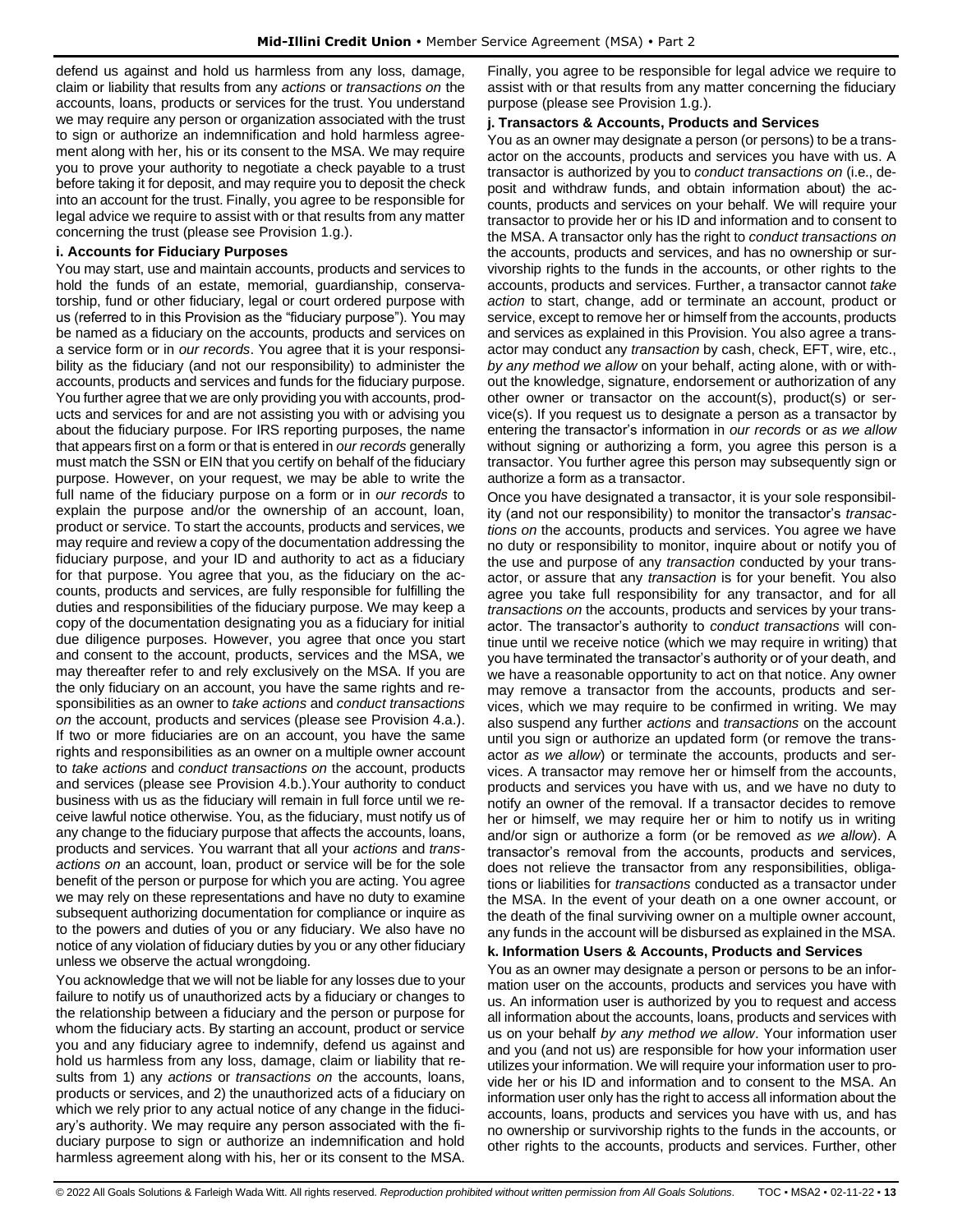defend us against and hold us harmless from any loss, damage, claim or liability that results from any *actions* or *transactions on* the accounts, loans, products or services for the trust. You understand we may require any person or organization associated with the trust to sign or authorize an indemnification and hold harmless agreement along with her, his or its consent to the MSA. We may require you to prove your authority to negotiate a check payable to a trust before taking it for deposit, and may require you to deposit the check into an account for the trust. Finally, you agree to be responsible for legal advice we require to assist with or that results from any matter concerning the trust (please see Provision 1.g.).

**i. Accounts for Fiduciary Purposes**

You may start, use and maintain accounts, products and services to hold the funds of an estate, memorial, guardianship, conservatorship, fund or other fiduciary, legal or court ordered purpose with us (referred to in this Provision as the "fiduciary purpose"). You may be named as a fiduciary on the accounts, products and services on a service form or in *our records*. You agree that it is your responsibility as the fiduciary (and not our responsibility) to administer the accounts, products and services and funds for the fiduciary purpose. You further agree that we are only providing you with accounts, products and services for and are not assisting you with or advising you about the fiduciary purpose. For IRS reporting purposes, the name that appears first on a form or that is entered in *our records* generally must match the SSN or EIN that you certify on behalf of the fiduciary purpose. However, on your request, we may be able to write the full name of the fiduciary purpose on a form or in *our records* to explain the purpose and/or the ownership of an account, loan, product or service. To start the accounts, products and services, we may require and review a copy of the documentation addressing the fiduciary purpose, and your ID and authority to act as a fiduciary for that purpose. You agree that you, as the fiduciary on the accounts, products and services, are fully responsible for fulfilling the duties and responsibilities of the fiduciary purpose. We may keep a copy of the documentation designating you as a fiduciary for initial due diligence purposes. However, you agree that once you start and consent to the account, products, services and the MSA, we may thereafter refer to and rely exclusively on the MSA. If you are the only fiduciary on an account, you have the same rights and responsibilities as an owner to *take actions* and *conduct transactions on* the account, products and services (please see Provision 4.a.). If two or more fiduciaries are on an account, you have the same rights and responsibilities as an owner on a multiple owner account to *take actions* and *conduct transactions on* the account, products and services (please see Provision 4.b.).Your authority to conduct business with us as the fiduciary will remain in full force until we receive lawful notice otherwise. You, as the fiduciary, must notify us of any change to the fiduciary purpose that affects the accounts, loans, products and services. You warrant that all your *actions* and *transactions on* an account, loan, product or service will be for the sole benefit of the person or purpose for which you are acting. You agree we may rely on these representations and have no duty to examine subsequent authorizing documentation for compliance or inquire as to the powers and duties of you or any fiduciary. We also have no notice of any violation of fiduciary duties by you or any other fiduciary unless we observe the actual wrongdoing.

You acknowledge that we will not be liable for any losses due to your failure to notify us of unauthorized acts by a fiduciary or changes to the relationship between a fiduciary and the person or purpose for whom the fiduciary acts. By starting an account, product or service you and any fiduciary agree to indemnify, defend us against and hold us harmless from any loss, damage, claim or liability that results from 1) any *actions* or *transactions on* the accounts, loans, products or services, and 2) the unauthorized acts of a fiduciary on which we rely prior to any actual notice of any change in the fiduciary's authority. We may require any person associated with the fiduciary purpose to sign or authorize an indemnification and hold harmless agreement along with his, her or its consent to the MSA. Finally, you agree to be responsible for legal advice we require to assist with or that results from any matter concerning the fiduciary purpose (please see Provision 1.g.).

**j. Transactors & Accounts, Products and Services**

You as an owner may designate a person (or persons) to be a transactor on the accounts, products and services you have with us. A transactor is authorized by you to *conduct transactions on* (i.e., deposit and withdraw funds, and obtain information about) the accounts, products and services on your behalf. We will require your transactor to provide her or his ID and information and to consent to the MSA. A transactor only has the right to *conduct transactions on* the accounts, products and services, and has no ownership or survivorship rights to the funds in the accounts, or other rights to the accounts, products and services. Further, a transactor cannot *take action* to start, change, add or terminate an account, product or service, except to remove her or himself from the accounts, products and services as explained in this Provision. You also agree a transactor may conduct any *transaction* by cash, check, EFT, wire, etc., *by any method we allow* on your behalf, acting alone, with or without the knowledge, signature, endorsement or authorization of any other owner or transactor on the account(s), product(s) or service(s). If you request us to designate a person as a transactor by entering the transactor's information in *our records* or *as we allow* without signing or authorizing a form, you agree this person is a transactor. You further agree this person may subsequently sign or authorize a form as a transactor.

Once you have designated a transactor, it is your sole responsibility (and not our responsibility) to monitor the transactor's *transactions on* the accounts, products and services. You agree we have no duty or responsibility to monitor, inquire about or notify you of the use and purpose of any *transaction* conducted by your transactor, or assure that any *transaction* is for your benefit. You also agree you take full responsibility for any transactor, and for all *transactions on* the accounts, products and services by your transactor. The transactor's authority to *conduct transactions* will continue until we receive notice (which we may require in writing) that you have terminated the transactor's authority or of your death, and we have a reasonable opportunity to act on that notice. Any owner may remove a transactor from the accounts, products and services, which we may require to be confirmed in writing. We may also suspend any further *actions* and *transactions* on the account until you sign or authorize an updated form (or remove the transactor *as we allow*) or terminate the accounts, products and services. A transactor may remove her or himself from the accounts, products and services you have with us, and we have no duty to notify an owner of the removal. If a transactor decides to remove her or himself, we may require her or him to notify us in writing and/or sign or authorize a form (or be removed *as we allow*). A transactor's removal from the accounts, products and services, does not relieve the transactor from any responsibilities, obligations or liabilities for *transactions* conducted as a transactor under the MSA. In the event of your death on a one owner account, or the death of the final surviving owner on a multiple owner account, any funds in the account will be disbursed as explained in the MSA.

**k. Information Users & Accounts, Products and Services**

You as an owner may designate a person or persons to be an information user on the accounts, products and services you have with us. An information user is authorized by you to request and access all information about the accounts, loans, products and services with us on your behalf *by any method we allow*. Your information user and you (and not us) are responsible for how your information user utilizes your information. We will require your information user to provide her or his ID and information and to consent to the MSA. An information user only has the right to access all information about the accounts, loans, products and services you have with us, and has no ownership or survivorship rights to the funds in the accounts, or other rights to the accounts, products and services. Further, other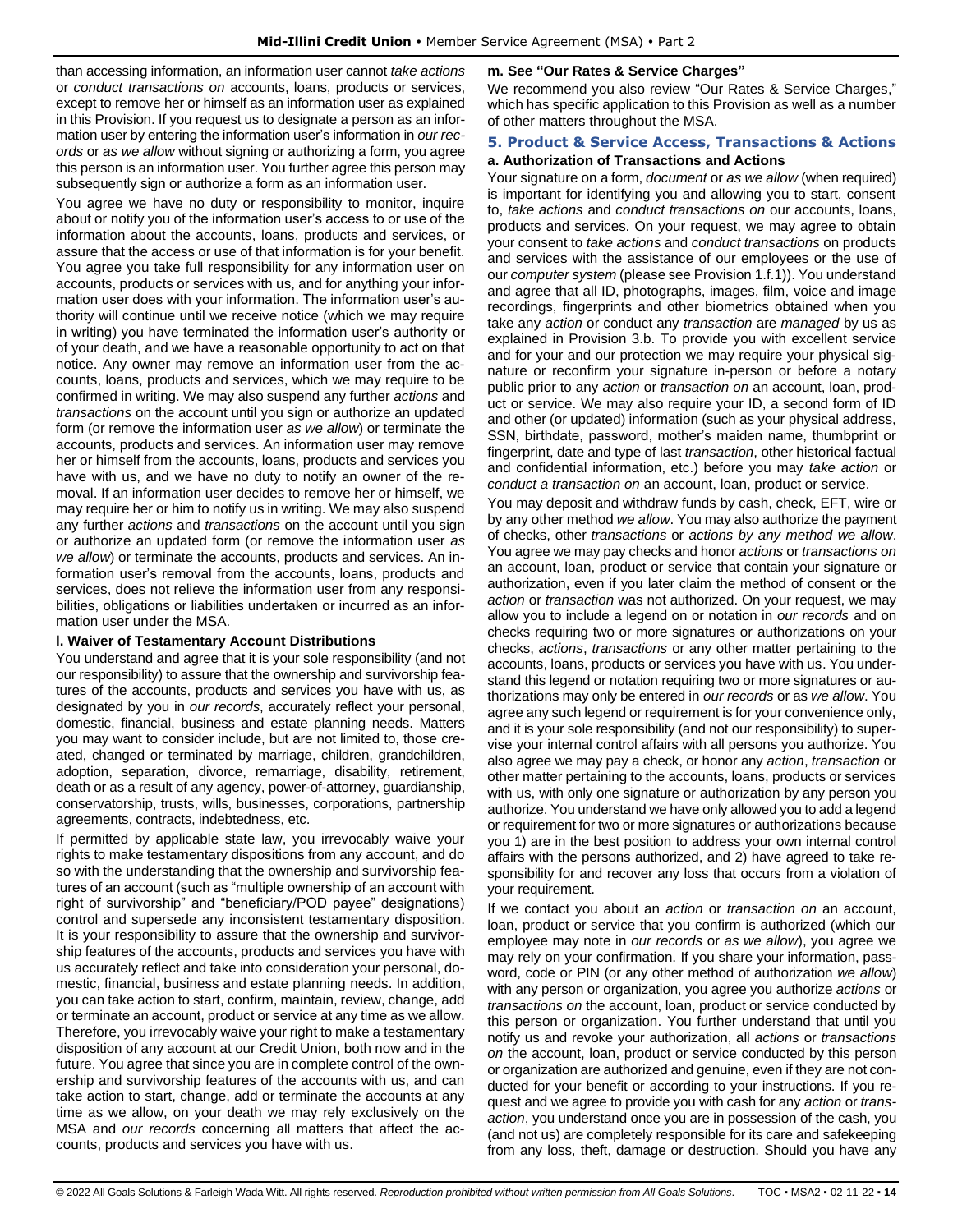than accessing information, an information user cannot *take actions* or *conduct transactions on* accounts, loans, products or services, except to remove her or himself as an information user as explained in this Provision. If you request us to designate a person as an information user by entering the information user's information in *our records* or *as we allow* without signing or authorizing a form, you agree this person is an information user. You further agree this person may subsequently sign or authorize a form as an information user.

You agree we have no duty or responsibility to monitor, inquire about or notify you of the information user's access to or use of the information about the accounts, loans, products and services, or assure that the access or use of that information is for your benefit. You agree you take full responsibility for any information user on accounts, products or services with us, and for anything your information user does with your information. The information user's authority will continue until we receive notice (which we may require in writing) you have terminated the information user's authority or of your death, and we have a reasonable opportunity to act on that notice. Any owner may remove an information user from the accounts, loans, products and services, which we may require to be confirmed in writing. We may also suspend any further *actions* and *transactions* on the account until you sign or authorize an updated form (or remove the information user *as we allow*) or terminate the accounts, products and services. An information user may remove her or himself from the accounts, loans, products and services you have with us, and we have no duty to notify an owner of the removal. If an information user decides to remove her or himself, we may require her or him to notify us in writing. We may also suspend any further *actions* and *transactions* on the account until you sign or authorize an updated form (or remove the information user *as we allow*) or terminate the accounts, products and services. An information user's removal from the accounts, loans, products and services, does not relieve the information user from any responsibilities, obligations or liabilities undertaken or incurred as an information user under the MSA.

**l. Waiver of Testamentary Account Distributions**

You understand and agree that it is your sole responsibility (and not our responsibility) to assure that the ownership and survivorship features of the accounts, products and services you have with us, as designated by you in *our records*, accurately reflect your personal, domestic, financial, business and estate planning needs. Matters you may want to consider include, but are not limited to, those created, changed or terminated by marriage, children, grandchildren, adoption, separation, divorce, remarriage, disability, retirement, death or as a result of any agency, power-of-attorney, guardianship, conservatorship, trusts, wills, businesses, corporations, partnership agreements, contracts, indebtedness, etc.

If permitted by applicable state law, you irrevocably waive your rights to make testamentary dispositions from any account, and do so with the understanding that the ownership and survivorship features of an account (such as "multiple ownership of an account with right of survivorship" and "beneficiary/POD payee" designations) control and supersede any inconsistent testamentary disposition. It is your responsibility to assure that the ownership and survivorship features of the accounts, products and services you have with us accurately reflect and take into consideration your personal, domestic, financial, business and estate planning needs. In addition, you can take action to start, confirm, maintain, review, change, add or terminate an account, product or service at any time as we allow. Therefore, you irrevocably waive your right to make a testamentary disposition of any account at our Credit Union, both now and in the future. You agree that since you are in complete control of the ownership and survivorship features of the accounts with us, and can take action to start, change, add or terminate the accounts at any time as we allow, on your death we may rely exclusively on the MSA and *our records* concerning all matters that affect the accounts, products and services you have with us.

**m. See "Our Rates & Service Charges"**

We recommend you also review "Our Rates & Service Charges," which has specific application to this Provision as well as a number of other matters throughout the MSA.

### 5. Product & Service Access, Transactions & Actions

**a. Authorization of Transactions and Actions**

Your signature on a form, *document* or *as we allow* (when required) is important for identifying you and allowing you to start, consent to, *take actions* and *conduct transactions on* our accounts, loans, products and services. On your request, we may agree to obtain your consent to *take actions* and *conduct transactions* on products and services with the assistance of our employees or the use of our *computer system* (please see Provision 1.f.1)). You understand and agree that all ID, photographs, images, film, voice and image recordings, fingerprints and other biometrics obtained when you take any *action* or conduct any *transaction* are *managed* by us as explained in Provision 3.b. To provide you with excellent service and for your and our protection we may require your physical signature or reconfirm your signature in-person or before a notary public prior to any *action* or *transaction on* an account, loan, product or service. We may also require your ID, a second form of ID and other (or updated) information (such as your physical address, SSN, birthdate, password, mother's maiden name, thumbprint or fingerprint, date and type of last *transaction*, other historical factual and confidential information, etc.) before you may *take action* or *conduct a transaction on* an account, loan, product or service.

You may deposit and withdraw funds by cash, check, EFT, wire or by any other method *we allow*. You may also authorize the payment of checks, other *transactions* or *actions by any method we allow*. You agree we may pay checks and honor *actions* or *transactions on* an account, loan, product or service that contain your signature or authorization, even if you later claim the method of consent or the *action* or *transaction* was not authorized. On your request, we may allow you to include a legend on or notation in *our records* and on checks requiring two or more signatures or authorizations on your checks, *actions*, *transactions* or any other matter pertaining to the accounts, loans, products or services you have with us. You understand this legend or notation requiring two or more signatures or authorizations may only be entered in *our records* or *as we allow*. You agree any such legend or requirement is for your convenience only, and it is your sole responsibility (and not our responsibility) to supervise your internal control affairs with all persons you authorize. You also agree we may pay a check, or honor any *action*, *transaction* or other matter pertaining to the accounts, loans, products or services with us, with only one signature or authorization by any person you authorize. You understand we have only allowed you to add a legend or requirement for two or more signatures or authorizations because you 1) are in the best position to address your own internal control affairs with the persons authorized, and 2) have agreed to take responsibility for and recover any loss that occurs from a violation of your requirement.

If we contact you about an *action* or *transaction on* an account, loan, product or service that you confirm is authorized (which our employee may note in *our records* or *as we allow*), you agree we may rely on your confirmation. If you share your information, password, code or PIN (or any other method of authorization *we allow*) with any person or organization, you agree you authorize *actions* or *transactions on* the account, loan, product or service conducted by this person or organization. You further understand that until you notify us and revoke your authorization, all *actions* or *transactions on* the account, loan, product or service conducted by this person or organization are authorized and genuine, even if they are not conducted for your benefit or according to your instructions. If you request and we agree to provide you with cash for any *action* or *transaction*, you understand once you are in possession of the cash, you (and not us) are completely responsible for its care and safekeeping from any loss, theft, damage or destruction. Should you have any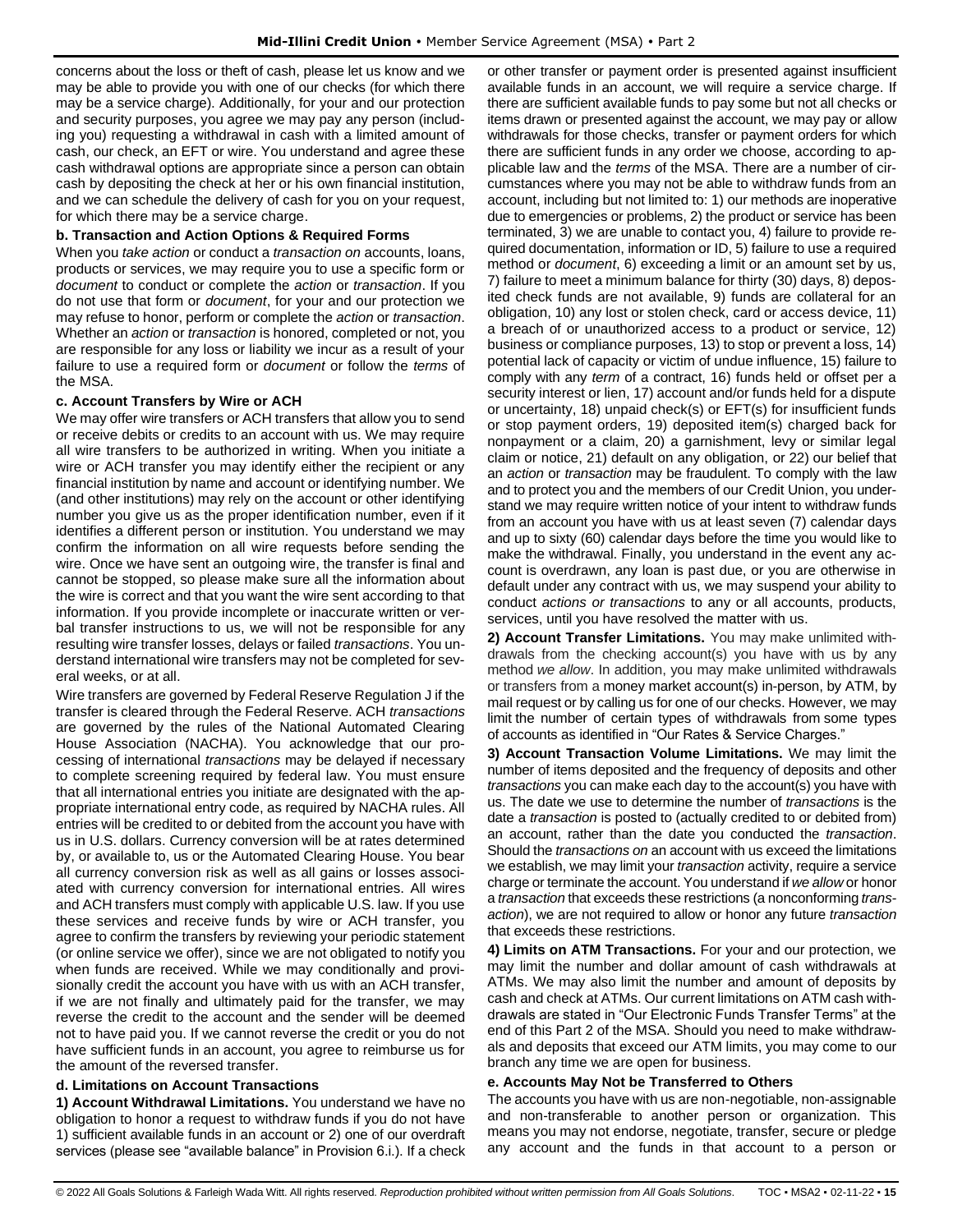concerns about the loss or theft of cash, please let us know and we may be able to provide you with one of our checks (for which there may be a service charge). Additionally, for your and our protection and security purposes, you agree we may pay any person (including you) requesting a withdrawal in cash with a limited amount of cash, our check, an EFT or wire. You understand and agree these cash withdrawal options are appropriate since a person can obtain cash by depositing the check at her or his own financial institution, and we can schedule the delivery of cash for you on your request, for which there may be a service charge.

**b. Transaction and Action Options & Required Forms**

When you *take action* or conduct a *transaction on* accounts, loans, products or services, we may require you to use a specific form or *document* to conduct or complete the *action* or *transaction*. If you do not use that form or *document*, for your and our protection we may refuse to honor, perform or complete the *action* or *transaction*. Whether an *action* or *transaction* is honored, completed or not, you are responsible for any loss or liability we incur as a result of your failure to use a required form or *document* or follow the *terms* of the MSA.

**c. Account Transfers by Wire or ACH**

We may offer wire transfers or ACH transfers that allow you to send or receive debits or credits to an account with us. We may require all wire transfers to be authorized in writing. When you initiate a wire or ACH transfer you may identify either the recipient or any financial institution by name and account or identifying number. We (and other institutions) may rely on the account or other identifying number you give us as the proper identification number, even if it identifies a different person or institution. You understand we may confirm the information on all wire requests before sending the wire. Once we have sent an outgoing wire, the transfer is final and cannot be stopped, so please make sure all the information about the wire is correct and that you want the wire sent according to that information. If you provide incomplete or inaccurate written or verbal transfer instructions to us, we will not be responsible for any resulting wire transfer losses, delays or failed *transactions*. You understand international wire transfers may not be completed for several weeks, or at all.

Wire transfers are governed by Federal Reserve Regulation J if the transfer is cleared through the Federal Reserve. ACH *transactions* are governed by the rules of the National Automated Clearing House Association (NACHA). You acknowledge that our processing of international *transactions* may be delayed if necessary to complete screening required by federal law. You must ensure that all international entries you initiate are designated with the appropriate international entry code, as required by NACHA rules. All entries will be credited to or debited from the account you have with us in U.S. dollars. Currency conversion will be at rates determined by, or available to, us or the Automated Clearing House. You bear all currency conversion risk as well as all gains or losses associated with currency conversion for international entries. All wires and ACH transfers must comply with applicable U.S. law. If you use these services and receive funds by wire or ACH transfer, you agree to confirm the transfers by reviewing your periodic statement (or online service we offer), since we are not obligated to notify you when funds are received. While we may conditionally and provisionally credit the account you have with us with an ACH transfer, if we are not finally and ultimately paid for the transfer, we may reverse the credit to the account and the sender will be deemed not to have paid you. If we cannot reverse the credit or you do not have sufficient funds in an account, you agree to reimburse us for the amount of the reversed transfer.

**d. Limitations on Account Transactions**

**1) Account Withdrawal Limitations.** You understand we have no obligation to honor a request to withdraw funds if you do not have 1) sufficient available funds in an account or 2) one of our overdraft services (please see "available balance" in Provision 6.i.). If a check or other transfer or payment order is presented against insufficient available funds in an account, we will require a service charge. If there are sufficient available funds to pay some but not all checks or items drawn or presented against the account, we may pay or allow withdrawals for those checks, transfer or payment orders for which there are sufficient funds in any order we choose, according to applicable law and the *terms* of the MSA. There are a number of circumstances where you may not be able to withdraw funds from an account, including but not limited to: 1) our methods are inoperative due to emergencies or problems, 2) the product or service has been terminated, 3) we are unable to contact you, 4) failure to provide required documentation, information or ID, 5) failure to use a required method or *document*, 6) exceeding a limit or an amount set by us, 7) failure to meet a minimum balance for thirty (30) days, 8) deposited check funds are not available, 9) funds are collateral for an obligation, 10) any lost or stolen check, card or access device, 11) a breach of or unauthorized access to a product or service, 12) business or compliance purposes, 13) to stop or prevent a loss, 14) potential lack of capacity or victim of undue influence, 15) failure to comply with any *term* of a contract, 16) funds held or offset per a security interest or lien, 17) account and/or funds held for a dispute or uncertainty, 18) unpaid check(s) or EFT(s) for insufficient funds or stop payment orders, 19) deposited item(s) charged back for nonpayment or a claim, 20) a garnishment, levy or similar legal claim or notice, 21) default on any obligation, or 22) our belief that an *action* or *transaction* may be fraudulent. To comply with the law and to protect you and the members of our Credit Union, you understand we may require written notice of your intent to withdraw funds from an account you have with us at least seven (7) calendar days and up to sixty (60) calendar days before the time you would like to make the withdrawal. Finally, you understand in the event any account is overdrawn, any loan is past due, or you are otherwise in default under any contract with us, we may suspend your ability to conduct *actions or transactions* to any or all accounts, products, services, until you have resolved the matter with us.

**2) Account Transfer Limitations.** You may make unlimited withdrawals from the checking account(s) you have with us by any method *we allow*. In addition, you may make unlimited withdrawals or transfers from a money market account(s) in-person, by ATM, by mail request or by calling us for one of our checks. However, we may limit the number of certain types of withdrawals from some types of accounts as identified in "Our Rates & Service Charges."

**3) Account Transaction Volume Limitations.** We may limit the number of items deposited and the frequency of deposits and other *transactions* you can make each day to the account(s) you have with us. The date we use to determine the number of *transactions* is the date a *transaction* is posted to (actually credited to or debited from) an account, rather than the date you conducted the *transaction*. Should the *transactions on* an account with us exceed the limitations we establish, we may limit your *transaction* activity, require a service charge or terminate the account. You understand if *we allow* or honor a *transaction* that exceeds these restrictions (a nonconforming *transaction*), we are not required to allow or honor any future *transaction* that exceeds these restrictions.

**4) Limits on ATM Transactions.** For your and our protection, we may limit the number and dollar amount of cash withdrawals at ATMs. We may also limit the number and amount of deposits by cash and check at ATMs. Our current limitations on ATM cash withdrawals are stated in "Our Electronic Funds Transfer Terms" at the end of this Part 2 of the MSA. Should you need to make withdrawals and deposits that exceed our ATM limits, you may come to our branch any time we are open for business.

**e. Accounts May Not be Transferred to Others**

The accounts you have with us are non-negotiable, non-assignable and non-transferable to another person or organization. This means you may not endorse, negotiate, transfer, secure or pledge any account and the funds in that account to a person or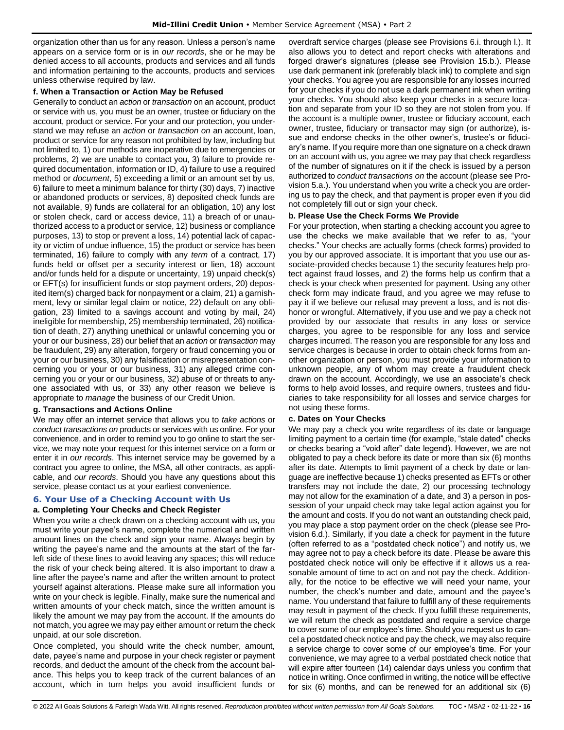organization other than us for any reason. Unless a person's name appears on a service form or is in *our records*, she or he may be denied access to all accounts, products and services and all funds and information pertaining to the accounts, products and services unless otherwise required by law.

**f. When a Transaction or Action May be Refused**

Generally to conduct an *action* or *transaction* on an account, product or service with us, you must be an owner, trustee or fiduciary on the account, product or service. For your and our protection, you understand we may refuse an *action* or *transaction on* an account, loan, product or service for any reason not prohibited by law, including but not limited to, 1) our methods are inoperative due to emergencies or problems, 2) we are unable to contact you, 3) failure to provide required documentation, information or ID, 4) failure to use a required method or *document*, 5) exceeding a limit or an amount set by us, 6) failure to meet a minimum balance for thirty (30) days, 7) inactive or abandoned products or services, 8) deposited check funds are not available, 9) funds are collateral for an obligation, 10) any lost or stolen check, card or access device, 11) a breach of or unauthorized access to a product or service, 12) business or compliance purposes, 13) to stop or prevent a loss, 14) potential lack of capacity or victim of undue influence, 15) the product or service has been terminated, 16) failure to comply with any *term* of a contract, 17) funds held or offset per a security interest or lien, 18) account and/or funds held for a dispute or uncertainty, 19) unpaid check(s) or EFT(s) for insufficient funds or stop payment orders, 20) deposited item(s) charged back for nonpayment or a claim, 21) a garnishment, levy or similar legal claim or notice, 22) default on any obligation, 23) limited to a savings account and voting by mail, 24) ineligible for membership, 25) membership terminated, 26) notification of death, 27) anything unethical or unlawful concerning you or your or our business, 28) our belief that an *action* or *transaction* may be fraudulent, 29) any alteration, forgery or fraud concerning you or your or our business, 30) any falsification or misrepresentation concerning you or your or our business, 31) any alleged crime concerning you or your or our business, 32) abuse of or threats to anyone associated with us, or 33) any other reason we believe is appropriate to *manage* the business of our Credit Union.

**g. Transactions and Actions Online**

We may offer an internet service that allows you to *take actions* or *conduct transactions on* products or services with us online. For your convenience, and in order to remind you to go online to start the service, we may note your request for this internet service on a form or enter it in *our records*. This internet service may be governed by a contract you agree to online, the MSA, all other contracts, as applicable, and *our records*. Should you have any questions about this service, please contact us at your earliest convenience.

## 6. Your Use of a Checking Account with Us

**a. Completing Your Checks and Check Register**

When you write a check drawn on a checking account with us, you must write your payee's name, complete the numerical and written amount lines on the check and sign your name. Always begin by writing the payee's name and the amounts at the start of the far-left side of these lines to avoid leaving any spaces; this will reduce the risk of your check being altered. It is also important to draw a line after the payee's name and after the written amount to protect yourself against alterations. Please make sure all information you write on your check is legible. Finally, make sure the numerical and written amounts of your check match, since the written amount is likely the amount we may pay from the account. If the amounts do not match, you agree we may pay either amount or return the check unpaid, at our sole discretion.

Once completed, you should write the check number, amount, date, payee's name and purpose in your check register or payment records, and deduct the amount of the check from the account balance. This helps you to keep track of the current balances of an account, which in turn helps you avoid insufficient funds or overdraft service charges (please see Provisions 6.i. through l.). It also allows you to detect and report checks with alterations and forged drawer's signatures (please see Provision 15.b.). Please use dark permanent ink (preferably black ink) to complete and sign your checks. You agree you are responsible for any losses incurred for your checks if you do not use a dark permanent ink when writing your checks. You should also keep your checks in a secure location and separate from your ID so they are not stolen from you. If the account is a multiple owner, trustee or fiduciary account, each owner, trustee, fiduciary or transactor may sign (or authorize), issue and endorse checks in the other owner's, trustee's or fiduciary's name. If you require more than one signature on a check drawn on an account with us, you agree we may pay that check regardless of the number of signatures on it if the check is issued by a person authorized to *conduct transactions on* the account (please see Provision 5.a.). You understand when you write a check you are ordering us to pay the check, and that payment is proper even if you did not completely fill out or sign your check.

**b. Please Use the Check Forms We Provide**

For your protection, when starting a checking account you agree to use the checks we make available that we refer to as, "your checks." Your checks are actually forms (check forms) provided to you by our approved associate. It is important that you use our associate-provided checks because 1) the security features help protect against fraud losses, and 2) the forms help us confirm that a check is your check when presented for payment. Using any other check form may indicate fraud, and you agree we may refuse to pay it if we believe our refusal may prevent a loss, and is not dishonor or wrongful. Alternatively, if you use and we pay a check not provided by our associate that results in any loss or service charges, you agree to be responsible for any loss and service charges incurred. The reason you are responsible for any loss and service charges is because in order to obtain check forms from another organization or person, you must provide your information to unknown people, any of whom may create a fraudulent check drawn on the account. Accordingly, we use an associate's check forms to help avoid losses, and require owners, trustees and fiduciaries to take responsibility for all losses and service charges for not using these forms.

**c. Dates on Your Checks**

We may pay a check you write regardless of its date or language limiting payment to a certain time (for example, "stale dated" checks or checks bearing a "void after" date legend). However, we are not obligated to pay a check before its date or more than six (6) months after its date. Attempts to limit payment of a check by date or language are ineffective because 1) checks presented as EFTs or other transfers may not include the date, 2) our processing technology may not allow for the examination of a date, and 3) a person in possession of your unpaid check may take legal action against you for the amount and costs. If you do not want an outstanding check paid, you may place a stop payment order on the check (please see Provision 6.d.). Similarly, if you date a check for payment in the future (often referred to as a "postdated check notice") and notify us, we may agree not to pay a check before its date. Please be aware this postdated check notice will only be effective if it allows us a reasonable amount of time to act on and not pay the check. Additionally, for the notice to be effective we will need your name, your number, the check's number and date, amount and the payee's name. You understand that failure to fulfill any of these requirements may result in payment of the check. If you fulfill these requirements, we will return the check as postdated and require a service charge to cover some of our employee's time. Should you request us to cancel a postdated check notice and pay the check, we may also require a service charge to cover some of our employee's time. For your convenience, we may agree to a verbal postdated check notice that will expire after fourteen (14) calendar days unless you confirm that notice in writing. Once confirmed in writing, the notice will be effective for six (6) months, and can be renewed for an additional six (6)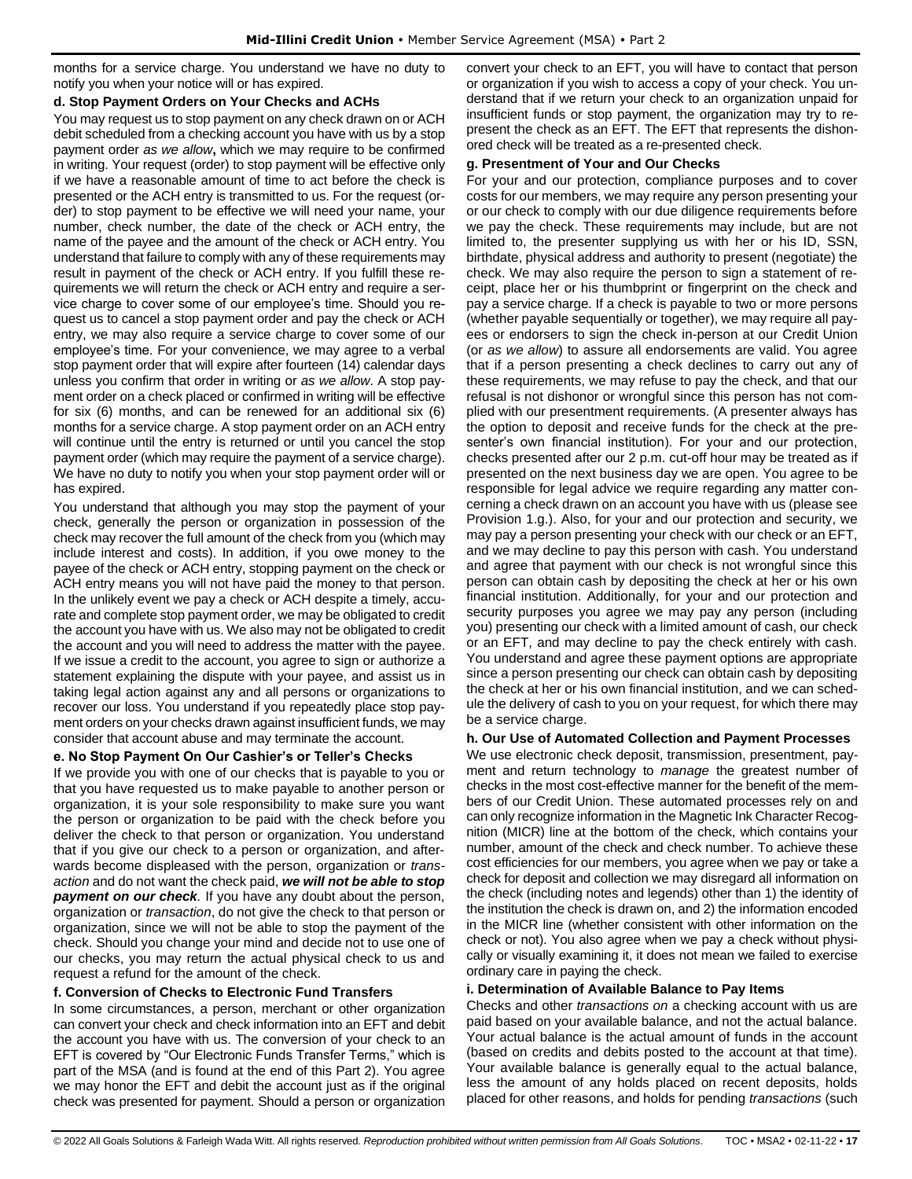months for a service charge. You understand we have no duty to notify you when your notice will or has expired.

### d. Stop Payment Orders on Your Checks and ACHs

You may request us to stop payment on any check drawn on or ACH debit scheduled from a checking account you have with us by a stop payment order *as we allow***,** which we may require to be confirmed in writing. Your request (order) to stop payment will be effective only if we have a reasonable amount of time to act before the check is presented or the ACH entry is transmitted to us. For the request (order) to stop payment to be effective we will need your name, your number, check number, the date of the check or ACH entry, the name of the payee and the amount of the check or ACH entry. You understand that failure to comply with any of these requirements may result in payment of the check or ACH entry. If you fulfill these requirements we will return the check or ACH entry and require a service charge to cover some of our employee's time. Should you request us to cancel a stop payment order and pay the check or ACH entry, we may also require a service charge to cover some of our employee's time. For your convenience, we may agree to a verbal stop payment order that will expire after fourteen (14) calendar days unless you confirm that order in writing or *as we allow*. A stop payment order on a check placed or confirmed in writing will be effective for six (6) months, and can be renewed for an additional six (6) months for a service charge. A stop payment order on an ACH entry will continue until the entry is returned or until you cancel the stop payment order (which may require the payment of a service charge). We have no duty to notify you when your stop payment order will or has expired.

You understand that although you may stop the payment of your check, generally the person or organization in possession of the check may recover the full amount of the check from you (which may include interest and costs). In addition, if you owe money to the payee of the check or ACH entry, stopping payment on the check or ACH entry means you will not have paid the money to that person. In the unlikely event we pay a check or ACH despite a timely, accurate and complete stop payment order, we may be obligated to credit the account you have with us. We also may not be obligated to credit the account and you will need to address the matter with the payee. If we issue a credit to the account, you agree to sign or authorize a statement explaining the dispute with your payee, and assist us in taking legal action against any and all persons or organizations to recover our loss. You understand if you repeatedly place stop payment orders on your checks drawn against insufficient funds, we may consider that account abuse and may terminate the account.

### e. No Stop Payment On Our Cashier's or Teller's Checks

If we provide you with one of our checks that is payable to you or that you have requested us to make payable to another person or organization, it is your sole responsibility to make sure you want the person or organization to be paid with the check before you deliver the check to that person or organization. You understand that if you give our check to a person or organization, and afterwards become displeased with the person, organization or *transaction* and do not want the check paid, ***we will not be able to stop payment on our check***. If you have any doubt about the person, organization or *transaction*, do not give the check to that person or organization, since we will not be able to stop the payment of the check. Should you change your mind and decide not to use one of our checks, you may return the actual physical check to us and request a refund for the amount of the check.

### f. Conversion of Checks to Electronic Fund Transfers

In some circumstances, a person, merchant or other organization can convert your check and check information into an EFT and debit the account you have with us. The conversion of your check to an EFT is covered by "Our Electronic Funds Transfer Terms," which is part of the MSA (and is found at the end of this Part 2). You agree we may honor the EFT and debit the account just as if the original check was presented for payment. Should a person or organization convert your check to an EFT, you will have to contact that person or organization if you wish to access a copy of your check. You understand that if we return your check to an organization unpaid for insufficient funds or stop payment, the organization may try to re-present the check as an EFT. The EFT that represents the dishonored check will be treated as a re-presented check.

### g. Presentment of Your and Our Checks

For your and our protection, compliance purposes and to cover costs for our members, we may require any person presenting your or our check to comply with our due diligence requirements before we pay the check. These requirements may include, but are not limited to, the presenter supplying us with her or his ID, SSN, birthdate, physical address and authority to present (negotiate) the check. We may also require the person to sign a statement of receipt, place her or his thumbprint or fingerprint on the check and pay a service charge. If a check is payable to two or more persons (whether payable sequentially or together), we may require all payees or endorsers to sign the check in-person at our Credit Union (or *as we allow*) to assure all endorsements are valid. You agree that if a person presenting a check declines to carry out any of these requirements, we may refuse to pay the check, and that our refusal is not dishonor or wrongful since this person has not complied with our presentment requirements. (A presenter always has the option to deposit and receive funds for the check at the presenter's own financial institution). For your and our protection, checks presented after our 2 p.m. cut-off hour may be treated as if presented on the next business day we are open. You agree to be responsible for legal advice we require regarding any matter concerning a check drawn on an account you have with us (please see Provision 1.g.). Also, for your and our protection and security, we may pay a person presenting your check with our check or an EFT, and we may decline to pay this person with cash. You understand and agree that payment with our check is not wrongful since this person can obtain cash by depositing the check at her or his own financial institution. Additionally, for your and our protection and security purposes you agree we may pay any person (including you) presenting our check with a limited amount of cash, our check or an EFT, and may decline to pay the check entirely with cash. You understand and agree these payment options are appropriate since a person presenting our check can obtain cash by depositing the check at her or his own financial institution, and we can schedule the delivery of cash to you on your request, for which there may be a service charge.

### h. Our Use of Automated Collection and Payment Processes

We use electronic check deposit, transmission, presentment, payment and return technology to *manage* the greatest number of checks in the most cost-effective manner for the benefit of the members of our Credit Union. These automated processes rely on and can only recognize information in the Magnetic Ink Character Recognition (MICR) line at the bottom of the check, which contains your number, amount of the check and check number. To achieve these cost efficiencies for our members, you agree when we pay or take a check for deposit and collection we may disregard all information on the check (including notes and legends) other than 1) the identity of the institution the check is drawn on, and 2) the information encoded in the MICR line (whether consistent with other information on the check or not). You also agree when we pay a check without physically or visually examining it, it does not mean we failed to exercise ordinary care in paying the check.

### i. Determination of Available Balance to Pay Items

Checks and other *transactions on* a checking account with us are paid based on your available balance, and not the actual balance. Your actual balance is the actual amount of funds in the account (based on credits and debits posted to the account at that time). Your available balance is generally equal to the actual balance, less the amount of any holds placed on recent deposits, holds placed for other reasons, and holds for pending *transactions* (such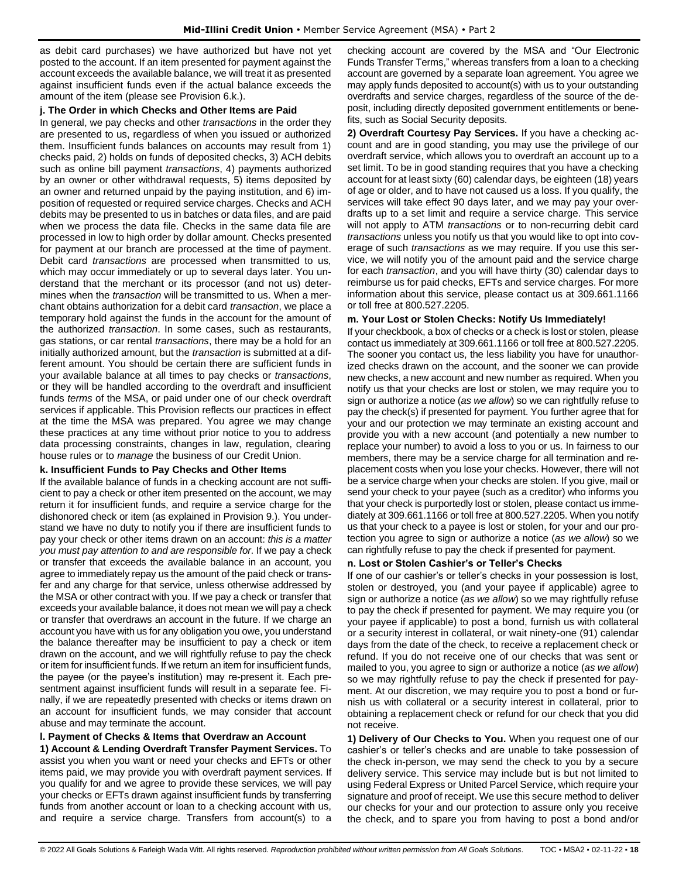as debit card purchases) we have authorized but have not yet posted to the account. If an item presented for payment against the account exceeds the available balance, we will treat it as presented against insufficient funds even if the actual balance exceeds the amount of the item (please see Provision 6.k.).

**j. The Order in which Checks and Other Items are Paid**

In general, we pay checks and other *transactions* in the order they are presented to us, regardless of when you issued or authorized them. Insufficient funds balances on accounts may result from 1) checks paid, 2) holds on funds of deposited checks, 3) ACH debits such as online bill payment *transactions*, 4) payments authorized by an owner or other withdrawal requests, 5) items deposited by an owner and returned unpaid by the paying institution, and 6) imposition of requested or required service charges. Checks and ACH debits may be presented to us in batches or data files, and are paid when we process the data file. Checks in the same data file are processed in low to high order by dollar amount. Checks presented for payment at our branch are processed at the time of payment. Debit card *transactions* are processed when transmitted to us, which may occur immediately or up to several days later. You understand that the merchant or its processor (and not us) determines when the *transaction* will be transmitted to us. When a merchant obtains authorization for a debit card *transaction*, we place a temporary hold against the funds in the account for the amount of the authorized *transaction*. In some cases, such as restaurants, gas stations, or car rental *transactions*, there may be a hold for an initially authorized amount, but the *transaction* is submitted at a different amount. You should be certain there are sufficient funds in your available balance at all times to pay checks or *transactions*, or they will be handled according to the overdraft and insufficient funds *terms* of the MSA, or paid under one of our check overdraft services if applicable. This Provision reflects our practices in effect at the time the MSA was prepared. You agree we may change these practices at any time without prior notice to you to address data processing constraints, changes in law, regulation, clearing house rules or to *manage* the business of our Credit Union.

**k. Insufficient Funds to Pay Checks and Other Items**

If the available balance of funds in a checking account are not sufficient to pay a check or other item presented on the account, we may return it for insufficient funds, and require a service charge for the dishonored check or item (as explained in Provision 9.). You understand we have no duty to notify you if there are insufficient funds to pay your check or other items drawn on an account: *this is a matter you must pay attention to and are responsible for*. If we pay a check or transfer that exceeds the available balance in an account, you agree to immediately repay us the amount of the paid check or transfer and any charge for that service, unless otherwise addressed by the MSA or other contract with you. If we pay a check or transfer that exceeds your available balance, it does not mean we will pay a check or transfer that overdraws an account in the future. If we charge an account you have with us for any obligation you owe, you understand the balance thereafter may be insufficient to pay a check or item drawn on the account, and we will rightfully refuse to pay the check or item for insufficient funds. If we return an item for insufficient funds, the payee (or the payee's institution) may re-present it. Each presentment against insufficient funds will result in a separate fee. Finally, if we are repeatedly presented with checks or items drawn on an account for insufficient funds, we may consider that account abuse and may terminate the account.

**l. Payment of Checks & Items that Overdraw an Account**

**1) Account & Lending Overdraft Transfer Payment Services.** To assist you when you want or need your checks and EFTs or other items paid, we may provide you with overdraft payment services. If you qualify for and we agree to provide these services, we will pay your checks or EFTs drawn against insufficient funds by transferring funds from another account or loan to a checking account with us, and require a service charge. Transfers from account(s) to a checking account are covered by the MSA and "Our Electronic Funds Transfer Terms," whereas transfers from a loan to a checking account are governed by a separate loan agreement. You agree we may apply funds deposited to account(s) with us to your outstanding overdrafts and service charges, regardless of the source of the deposit, including directly deposited government entitlements or benefits, such as Social Security deposits.

**2) Overdraft Courtesy Pay Services.** If you have a checking account and are in good standing, you may use the privilege of our overdraft service, which allows you to overdraft an account up to a set limit. To be in good standing requires that you have a checking account for at least sixty (60) calendar days, be eighteen (18) years of age or older, and to have not caused us a loss. If you qualify, the services will take effect 90 days later, and we may pay your overdrafts up to a set limit and require a service charge. This service will not apply to ATM *transactions* or to non-recurring debit card *transactions* unless you notify us that you would like to opt into coverage of such *transactions* as we may require. If you use this service, we will notify you of the amount paid and the service charge for each *transaction*, and you will have thirty (30) calendar days to reimburse us for paid checks, EFTs and service charges. For more information about this service, please contact us at 309.661.1166 or toll free at 800.527.2205.

**m. Your Lost or Stolen Checks: Notify Us Immediately!**

If your checkbook, a box of checks or a check is lost or stolen, please contact us immediately at 309.661.1166 or toll free at 800.527.2205. The sooner you contact us, the less liability you have for unauthorized checks drawn on the account, and the sooner we can provide new checks, a new account and new number as required. When you notify us that your checks are lost or stolen, we may require you to sign or authorize a notice (*as we allow*) so we can rightfully refuse to pay the check(s) if presented for payment. You further agree that for your and our protection we may terminate an existing account and provide you with a new account (and potentially a new number to replace your number) to avoid a loss to you or us. In fairness to our members, there may be a service charge for all termination and replacement costs when you lose your checks. However, there will not be a service charge when your checks are stolen. If you give, mail or send your check to your payee (such as a creditor) who informs you that your check is purportedly lost or stolen, please contact us immediately at 309.661.1166 or toll free at 800.527.2205. When you notify us that your check to a payee is lost or stolen, for your and our protection you agree to sign or authorize a notice (*as we allow*) so we can rightfully refuse to pay the check if presented for payment.

**n. Lost or Stolen Cashier's or Teller's Checks**

If one of our cashier's or teller's checks in your possession is lost, stolen or destroyed, you (and your payee if applicable) agree to sign or authorize a notice (*as we allow*) so we may rightfully refuse to pay the check if presented for payment. We may require you (or your payee if applicable) to post a bond, furnish us with collateral or a security interest in collateral, or wait ninety-one (91) calendar days from the date of the check, to receive a replacement check or refund. If you do not receive one of our checks that was sent or mailed to you, you agree to sign or authorize a notice (*as we allow*) so we may rightfully refuse to pay the check if presented for payment. At our discretion, we may require you to post a bond or furnish us with collateral or a security interest in collateral, prior to obtaining a replacement check or refund for our check that you did not receive.

**1) Delivery of Our Checks to You.** When you request one of our cashier's or teller's checks and are unable to take possession of the check in-person, we may send the check to you by a secure delivery service. This service may include but is but not limited to using Federal Express or United Parcel Service, which require your signature and proof of receipt. We use this secure method to deliver our checks for your and our protection to assure only you receive the check, and to spare you from having to post a bond and/or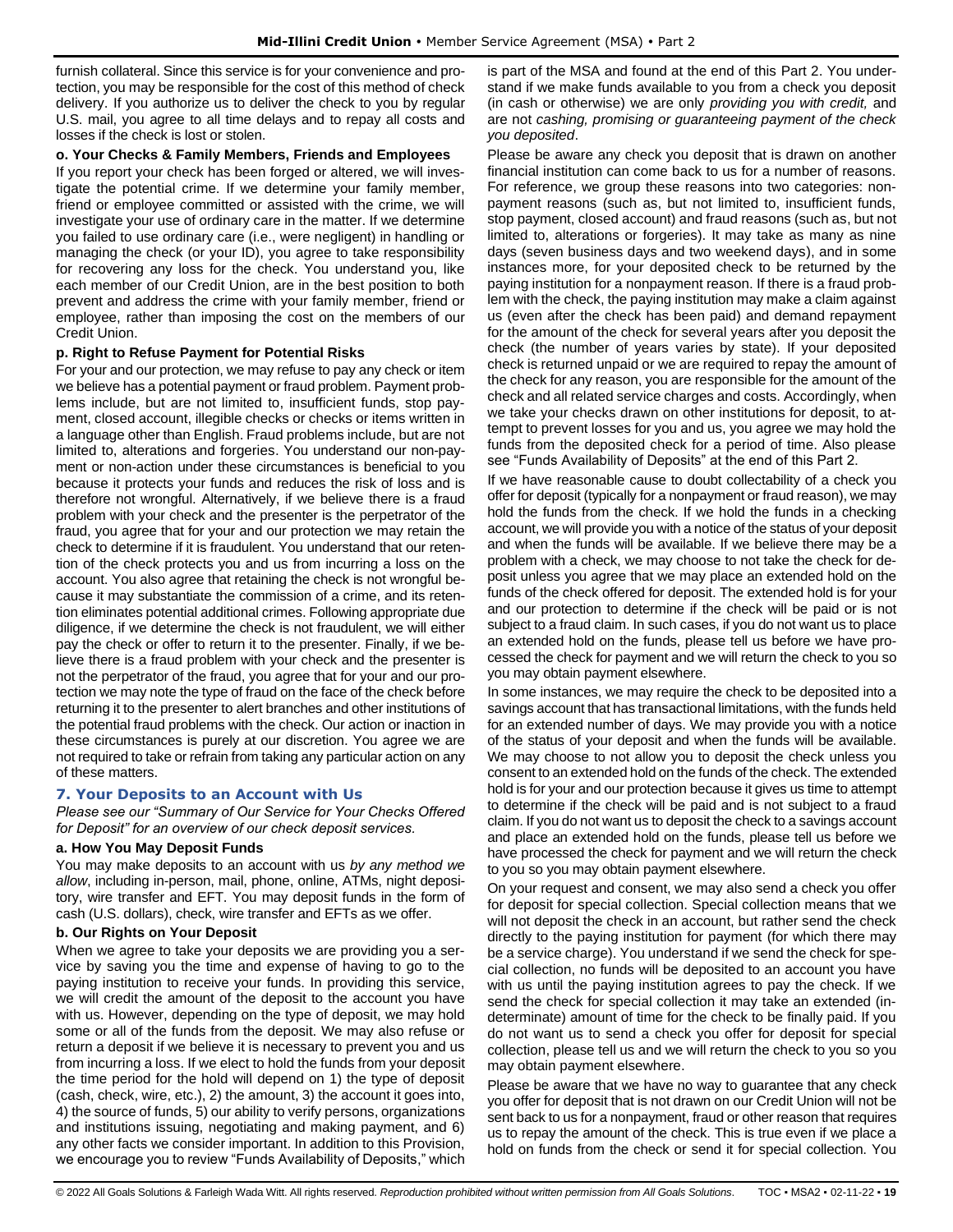furnish collateral. Since this service is for your convenience and protection, you may be responsible for the cost of this method of check delivery. If you authorize us to deliver the check to you by regular U.S. mail, you agree to all time delays and to repay all costs and losses if the check is lost or stolen.

**o. Your Checks & Family Members, Friends and Employees**

If you report your check has been forged or altered, we will investigate the potential crime. If we determine your family member, friend or employee committed or assisted with the crime, we will investigate your use of ordinary care in the matter. If we determine you failed to use ordinary care (i.e., were negligent) in handling or managing the check (or your ID), you agree to take responsibility for recovering any loss for the check. You understand you, like each member of our Credit Union, are in the best position to both prevent and address the crime with your family member, friend or employee, rather than imposing the cost on the members of our Credit Union.

**p. Right to Refuse Payment for Potential Risks**

For your and our protection, we may refuse to pay any check or item we believe has a potential payment or fraud problem. Payment problems include, but are not limited to, insufficient funds, stop payment, closed account, illegible checks or checks or items written in a language other than English. Fraud problems include, but are not limited to, alterations and forgeries. You understand our non-payment or non-action under these circumstances is beneficial to you because it protects your funds and reduces the risk of loss and is therefore not wrongful. Alternatively, if we believe there is a fraud problem with your check and the presenter is the perpetrator of the fraud, you agree that for your and our protection we may retain the check to determine if it is fraudulent. You understand that our retention of the check protects you and us from incurring a loss on the account. You also agree that retaining the check is not wrongful because it may substantiate the commission of a crime, and its retention eliminates potential additional crimes. Following appropriate due diligence, if we determine the check is not fraudulent, we will either pay the check or offer to return it to the presenter. Finally, if we believe there is a fraud problem with your check and the presenter is not the perpetrator of the fraud, you agree that for your and our protection we may note the type of fraud on the face of the check before returning it to the presenter to alert branches and other institutions of the potential fraud problems with the check. Our action or inaction in these circumstances is purely at our discretion. You agree we are not required to take or refrain from taking any particular action on any of these matters.

## 7. Your Deposits to an Account with Us

*Please see our "Summary of Our Service for Your Checks Offered for Deposit" for an overview of our check deposit services.*

**a. How You May Deposit Funds**

You may make deposits to an account with us *by any method we allow*, including in-person, mail, phone, online, ATMs, night depository, wire transfer and EFT. You may deposit funds in the form of cash (U.S. dollars), check, wire transfer and EFTs as we offer.

**b. Our Rights on Your Deposit**

When we agree to take your deposits we are providing you a service by saving you the time and expense of having to go to the paying institution to receive your funds. In providing this service, we will credit the amount of the deposit to the account you have with us. However, depending on the type of deposit, we may hold some or all of the funds from the deposit. We may also refuse or return a deposit if we believe it is necessary to prevent you and us from incurring a loss. If we elect to hold the funds from your deposit the time period for the hold will depend on 1) the type of deposit (cash, check, wire, etc.), 2) the amount, 3) the account it goes into, 4) the source of funds, 5) our ability to verify persons, organizations and institutions issuing, negotiating and making payment, and 6) any other facts we consider important. In addition to this Provision, we encourage you to review "Funds Availability of Deposits," which is part of the MSA and found at the end of this Part 2. You understand if we make funds available to you from a check you deposit (in cash or otherwise) we are only *providing you with credit,* and are not *cashing, promising or guaranteeing payment of the check you deposited*.

Please be aware any check you deposit that is drawn on another financial institution can come back to us for a number of reasons. For reference, we group these reasons into two categories: nonpayment reasons (such as, but not limited to, insufficient funds, stop payment, closed account) and fraud reasons (such as, but not limited to, alterations or forgeries). It may take as many as nine days (seven business days and two weekend days), and in some instances more, for your deposited check to be returned by the paying institution for a nonpayment reason. If there is a fraud problem with the check, the paying institution may make a claim against us (even after the check has been paid) and demand repayment for the amount of the check for several years after you deposit the check (the number of years varies by state). If your deposited check is returned unpaid or we are required to repay the amount of the check for any reason, you are responsible for the amount of the check and all related service charges and costs. Accordingly, when we take your checks drawn on other institutions for deposit, to attempt to prevent losses for you and us, you agree we may hold the funds from the deposited check for a period of time. Also please see "Funds Availability of Deposits" at the end of this Part 2.

If we have reasonable cause to doubt collectability of a check you offer for deposit (typically for a nonpayment or fraud reason), we may hold the funds from the check. If we hold the funds in a checking account, we will provide you with a notice of the status of your deposit and when the funds will be available. If we believe there may be a problem with a check, we may choose to not take the check for deposit unless you agree that we may place an extended hold on the funds of the check offered for deposit. The extended hold is for your and our protection to determine if the check will be paid or is not subject to a fraud claim. In such cases, if you do not want us to place an extended hold on the funds, please tell us before we have processed the check for payment and we will return the check to you so you may obtain payment elsewhere.

In some instances, we may require the check to be deposited into a savings account that has transactional limitations, with the funds held for an extended number of days. We may provide you with a notice of the status of your deposit and when the funds will be available. We may choose to not allow you to deposit the check unless you consent to an extended hold on the funds of the check. The extended hold is for your and our protection because it gives us time to attempt to determine if the check will be paid and is not subject to a fraud claim. If you do not want us to deposit the check to a savings account and place an extended hold on the funds, please tell us before we have processed the check for payment and we will return the check to you so you may obtain payment elsewhere.

On your request and consent, we may also send a check you offer for deposit for special collection. Special collection means that we will not deposit the check in an account, but rather send the check directly to the paying institution for payment (for which there may be a service charge). You understand if we send the check for special collection, no funds will be deposited to an account you have with us until the paying institution agrees to pay the check. If we send the check for special collection it may take an extended (indeterminate) amount of time for the check to be finally paid. If you do not want us to send a check you offer for deposit for special collection, please tell us and we will return the check to you so you may obtain payment elsewhere.

Please be aware that we have no way to guarantee that any check you offer for deposit that is not drawn on our Credit Union will not be sent back to us for a nonpayment, fraud or other reason that requires us to repay the amount of the check. This is true even if we place a hold on funds from the check or send it for special collection. You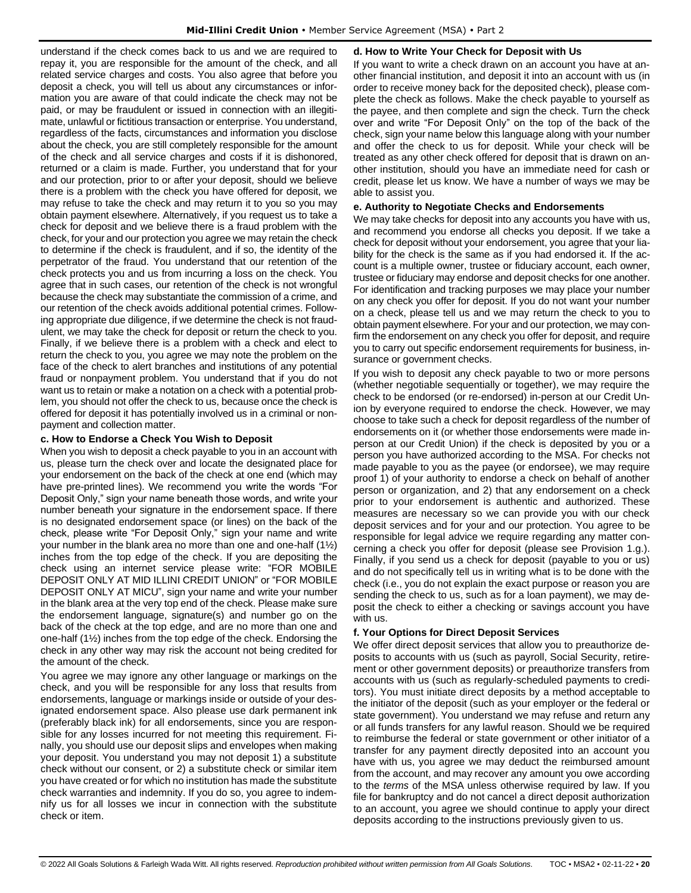understand if the check comes back to us and we are required to repay it, you are responsible for the amount of the check, and all related service charges and costs. You also agree that before you deposit a check, you will tell us about any circumstances or information you are aware of that could indicate the check may not be paid, or may be fraudulent or issued in connection with an illegitimate, unlawful or fictitious transaction or enterprise. You understand, regardless of the facts, circumstances and information you disclose about the check, you are still completely responsible for the amount of the check and all service charges and costs if it is dishonored, returned or a claim is made. Further, you understand that for your and our protection, prior to or after your deposit, should we believe there is a problem with the check you have offered for deposit, we may refuse to take the check and may return it to you so you may obtain payment elsewhere. Alternatively, if you request us to take a check for deposit and we believe there is a fraud problem with the check, for your and our protection you agree we may retain the check to determine if the check is fraudulent, and if so, the identity of the perpetrator of the fraud. You understand that our retention of the check protects you and us from incurring a loss on the check. You agree that in such cases, our retention of the check is not wrongful because the check may substantiate the commission of a crime, and our retention of the check avoids additional potential crimes. Following appropriate due diligence, if we determine the check is not fraudulent, we may take the check for deposit or return the check to you. Finally, if we believe there is a problem with a check and elect to return the check to you, you agree we may note the problem on the face of the check to alert branches and institutions of any potential fraud or nonpayment problem. You understand that if you do not want us to retain or make a notation on a check with a potential problem, you should not offer the check to us, because once the check is offered for deposit it has potentially involved us in a criminal or nonpayment and collection matter.

**c. How to Endorse a Check You Wish to Deposit**

When you wish to deposit a check payable to you in an account with us, please turn the check over and locate the designated place for your endorsement on the back of the check at one end (which may have pre-printed lines). We recommend you write the words "For Deposit Only," sign your name beneath those words, and write your number beneath your signature in the endorsement space. If there is no designated endorsement space (or lines) on the back of the check, please write "For Deposit Only," sign your name and write your number in the blank area no more than one and one-half (1½) inches from the top edge of the check. If you are depositing the check using an internet service please write: "FOR MOBILE DEPOSIT ONLY AT MID ILLINI CREDIT UNION" or "FOR MOBILE DEPOSIT ONLY AT MICU", sign your name and write your number in the blank area at the very top end of the check. Please make sure the endorsement language, signature(s) and number go on the back of the check at the top edge, and are no more than one and one-half (1½) inches from the top edge of the check. Endorsing the check in any other way may risk the account not being credited for the amount of the check.

You agree we may ignore any other language or markings on the check, and you will be responsible for any loss that results from endorsements, language or markings inside or outside of your designated endorsement space. Also please use dark permanent ink (preferably black ink) for all endorsements, since you are responsible for any losses incurred for not meeting this requirement. Finally, you should use our deposit slips and envelopes when making your deposit. You understand you may not deposit 1) a substitute check without our consent, or 2) a substitute check or similar item you have created or for which no institution has made the substitute check warranties and indemnity. If you do so, you agree to indemnify us for all losses we incur in connection with the substitute check or item.

**d. How to Write Your Check for Deposit with Us**

If you want to write a check drawn on an account you have at another financial institution, and deposit it into an account with us (in order to receive money back for the deposited check), please complete the check as follows. Make the check payable to yourself as the payee, and then complete and sign the check. Turn the check over and write "For Deposit Only" on the top of the back of the check, sign your name below this language along with your number and offer the check to us for deposit. While your check will be treated as any other check offered for deposit that is drawn on another institution, should you have an immediate need for cash or credit, please let us know. We have a number of ways we may be able to assist you.

**e. Authority to Negotiate Checks and Endorsements**

We may take checks for deposit into any accounts you have with us, and recommend you endorse all checks you deposit. If we take a check for deposit without your endorsement, you agree that your liability for the check is the same as if you had endorsed it. If the account is a multiple owner, trustee or fiduciary account, each owner, trustee or fiduciary may endorse and deposit checks for one another. For identification and tracking purposes we may place your number on any check you offer for deposit. If you do not want your number on a check, please tell us and we may return the check to you to obtain payment elsewhere. For your and our protection, we may confirm the endorsement on any check you offer for deposit, and require you to carry out specific endorsement requirements for business, insurance or government checks.

If you wish to deposit any check payable to two or more persons (whether negotiable sequentially or together), we may require the check to be endorsed (or re-endorsed) in-person at our Credit Union by everyone required to endorse the check. However, we may choose to take such a check for deposit regardless of the number of endorsements on it (or whether those endorsements were made in-person at our Credit Union) if the check is deposited by you or a person you have authorized according to the MSA. For checks not made payable to you as the payee (or endorsee), we may require proof 1) of your authority to endorse a check on behalf of another person or organization, and 2) that any endorsement on a check prior to your endorsement is authentic and authorized. These measures are necessary so we can provide you with our check deposit services and for your and our protection. You agree to be responsible for legal advice we require regarding any matter concerning a check you offer for deposit (please see Provision 1.g.). Finally, if you send us a check for deposit (payable to you or us) and do not specifically tell us in writing what is to be done with the check (i.e., you do not explain the exact purpose or reason you are sending the check to us, such as for a loan payment), we may deposit the check to either a checking or savings account you have with us.

**f. Your Options for Direct Deposit Services**

We offer direct deposit services that allow you to preauthorize deposits to accounts with us (such as payroll, Social Security, retirement or other government deposits) or preauthorize transfers from accounts with us (such as regularly-scheduled payments to creditors). You must initiate direct deposits by a method acceptable to the initiator of the deposit (such as your employer or the federal or state government). You understand we may refuse and return any or all funds transfers for any lawful reason. Should we be required to reimburse the federal or state government or other initiator of a transfer for any payment directly deposited into an account you have with us, you agree we may deduct the reimbursed amount from the account, and may recover any amount you owe according to the *terms* of the MSA unless otherwise required by law. If you file for bankruptcy and do not cancel a direct deposit authorization to an account, you agree we should continue to apply your direct deposits according to the instructions previously given to us.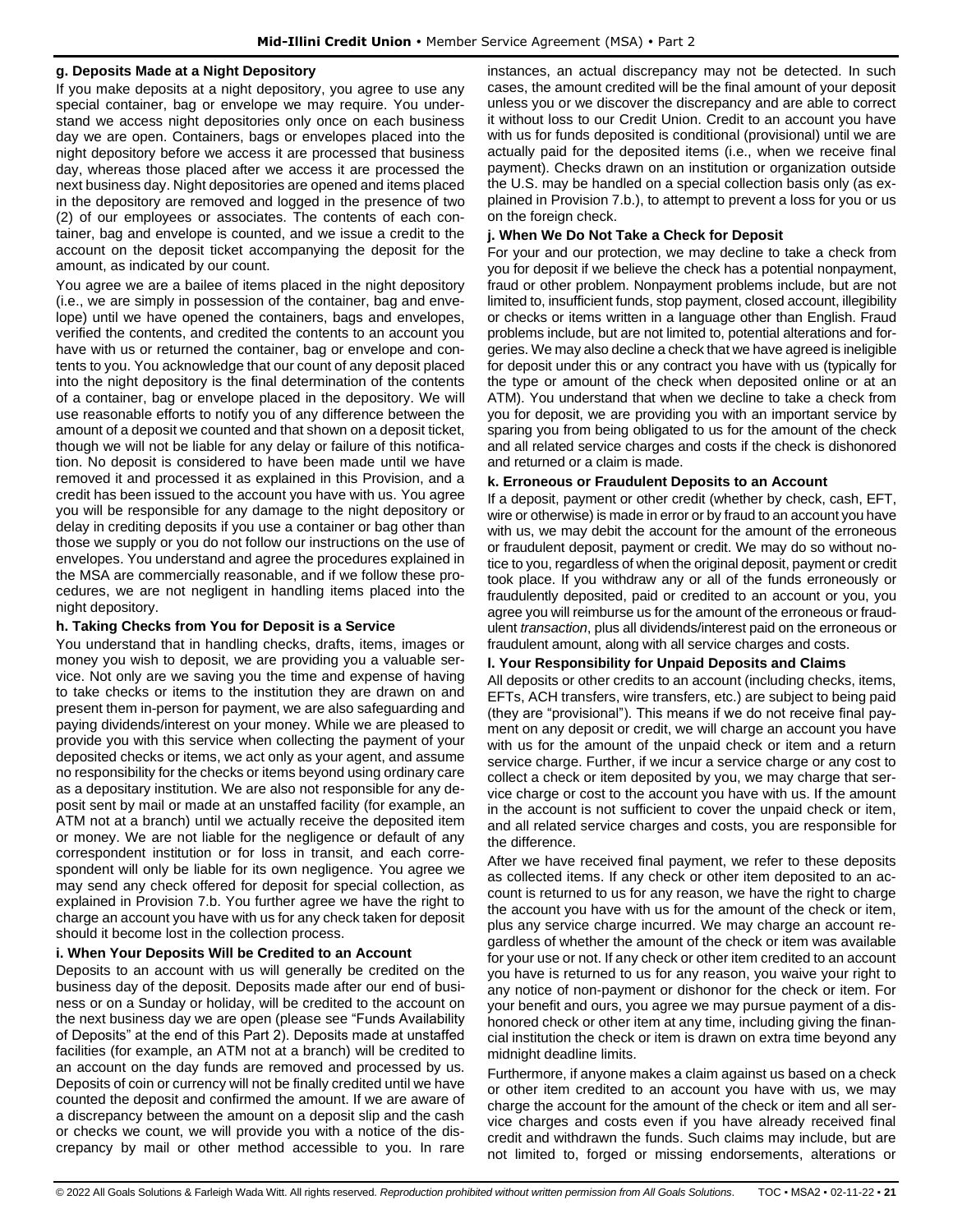### g. Deposits Made at a Night Depository

If you make deposits at a night depository, you agree to use any special container, bag or envelope we may require. You understand we access night depositories only once on each business day we are open. Containers, bags or envelopes placed into the night depository before we access it are processed that business day, whereas those placed after we access it are processed the next business day. Night depositories are opened and items placed in the depository are removed and logged in the presence of two (2) of our employees or associates. The contents of each container, bag and envelope is counted, and we issue a credit to the account on the deposit ticket accompanying the deposit for the amount, as indicated by our count.

You agree we are a bailee of items placed in the night depository (i.e., we are simply in possession of the container, bag and envelope) until we have opened the containers, bags and envelopes, verified the contents, and credited the contents to an account you have with us or returned the container, bag or envelope and contents to you. You acknowledge that our count of any deposit placed into the night depository is the final determination of the contents of a container, bag or envelope placed in the depository. We will use reasonable efforts to notify you of any difference between the amount of a deposit we counted and that shown on a deposit ticket, though we will not be liable for any delay or failure of this notification. No deposit is considered to have been made until we have removed it and processed it as explained in this Provision, and a credit has been issued to the account you have with us. You agree you will be responsible for any damage to the night depository or delay in crediting deposits if you use a container or bag other than those we supply or you do not follow our instructions on the use of envelopes. You understand and agree the procedures explained in the MSA are commercially reasonable, and if we follow these procedures, we are not negligent in handling items placed into the night depository.

### h. Taking Checks from You for Deposit is a Service

You understand that in handling checks, drafts, items, images or money you wish to deposit, we are providing you a valuable service. Not only are we saving you the time and expense of having to take checks or items to the institution they are drawn on and present them in-person for payment, we are also safeguarding and paying dividends/interest on your money. While we are pleased to provide you with this service when collecting the payment of your deposited checks or items, we act only as your agent, and assume no responsibility for the checks or items beyond using ordinary care as a depositary institution. We are also not responsible for any deposit sent by mail or made at an unstaffed facility (for example, an ATM not at a branch) until we actually receive the deposited item or money. We are not liable for the negligence or default of any correspondent institution or for loss in transit, and each correspondent will only be liable for its own negligence. You agree we may send any check offered for deposit for special collection, as explained in Provision 7.b. You further agree we have the right to charge an account you have with us for any check taken for deposit should it become lost in the collection process.

### i. When Your Deposits Will be Credited to an Account

Deposits to an account with us will generally be credited on the business day of the deposit. Deposits made after our end of business or on a Sunday or holiday, will be credited to the account on the next business day we are open (please see "Funds Availability of Deposits" at the end of this Part 2). Deposits made at unstaffed facilities (for example, an ATM not at a branch) will be credited to an account on the day funds are removed and processed by us. Deposits of coin or currency will not be finally credited until we have counted the deposit and confirmed the amount. If we are aware of a discrepancy between the amount on a deposit slip and the cash or checks we count, we will provide you with a notice of the discrepancy by mail or other method accessible to you. In rare instances, an actual discrepancy may not be detected. In such cases, the amount credited will be the final amount of your deposit unless you or we discover the discrepancy and are able to correct it without loss to our Credit Union. Credit to an account you have with us for funds deposited is conditional (provisional) until we are actually paid for the deposited items (i.e., when we receive final payment). Checks drawn on an institution or organization outside the U.S. may be handled on a special collection basis only (as explained in Provision 7.b.), to attempt to prevent a loss for you or us on the foreign check.

### j. When We Do Not Take a Check for Deposit

For your and our protection, we may decline to take a check from you for deposit if we believe the check has a potential nonpayment, fraud or other problem. Nonpayment problems include, but are not limited to, insufficient funds, stop payment, closed account, illegibility or checks or items written in a language other than English. Fraud problems include, but are not limited to, potential alterations and forgeries. We may also decline a check that we have agreed is ineligible for deposit under this or any contract you have with us (typically for the type or amount of the check when deposited online or at an ATM). You understand that when we decline to take a check from you for deposit, we are providing you with an important service by sparing you from being obligated to us for the amount of the check and all related service charges and costs if the check is dishonored and returned or a claim is made.

### k. Erroneous or Fraudulent Deposits to an Account

If a deposit, payment or other credit (whether by check, cash, EFT, wire or otherwise) is made in error or by fraud to an account you have with us, we may debit the account for the amount of the erroneous or fraudulent deposit, payment or credit. We may do so without notice to you, regardless of when the original deposit, payment or credit took place. If you withdraw any or all of the funds erroneously or fraudulently deposited, paid or credited to an account or you, you agree you will reimburse us for the amount of the erroneous or fraudulent *transaction*, plus all dividends/interest paid on the erroneous or fraudulent amount, along with all service charges and costs.

### l. Your Responsibility for Unpaid Deposits and Claims

All deposits or other credits to an account (including checks, items, EFTs, ACH transfers, wire transfers, etc.) are subject to being paid (they are "provisional"). This means if we do not receive final payment on any deposit or credit, we will charge an account you have with us for the amount of the unpaid check or item and a return service charge. Further, if we incur a service charge or any cost to collect a check or item deposited by you, we may charge that service charge or cost to the account you have with us. If the amount in the account is not sufficient to cover the unpaid check or item, and all related service charges and costs, you are responsible for the difference.

After we have received final payment, we refer to these deposits as collected items. If any check or other item deposited to an account is returned to us for any reason, we have the right to charge the account you have with us for the amount of the check or item, plus any service charge incurred. We may charge an account regardless of whether the amount of the check or item was available for your use or not. If any check or other item credited to an account you have is returned to us for any reason, you waive your right to any notice of non-payment or dishonor for the check or item. For your benefit and ours, you agree we may pursue payment of a dishonored check or other item at any time, including giving the financial institution the check or item is drawn on extra time beyond any midnight deadline limits.

Furthermore, if anyone makes a claim against us based on a check or other item credited to an account you have with us, we may charge the account for the amount of the check or item and all service charges and costs even if you have already received final credit and withdrawn the funds. Such claims may include, but are not limited to, forged or missing endorsements, alterations or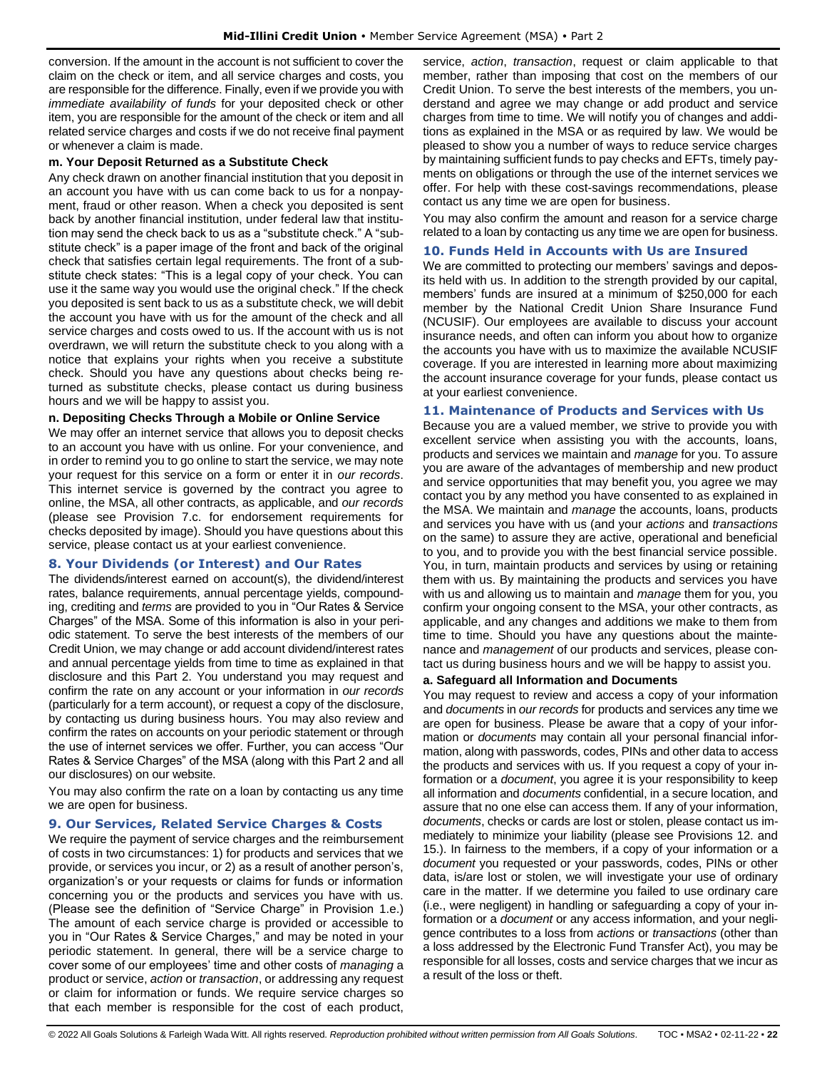conversion. If the amount in the account is not sufficient to cover the claim on the check or item, and all service charges and costs, you are responsible for the difference. Finally, even if we provide you with *immediate availability of funds* for your deposited check or other item, you are responsible for the amount of the check or item and all related service charges and costs if we do not receive final payment or whenever a claim is made.

**m. Your Deposit Returned as a Substitute Check**

Any check drawn on another financial institution that you deposit in an account you have with us can come back to us for a nonpayment, fraud or other reason. When a check you deposited is sent back by another financial institution, under federal law that institution may send the check back to us as a "substitute check." A "substitute check" is a paper image of the front and back of the original check that satisfies certain legal requirements. The front of a substitute check states: "This is a legal copy of your check. You can use it the same way you would use the original check." If the check you deposited is sent back to us as a substitute check, we will debit the account you have with us for the amount of the check and all service charges and costs owed to us. If the account with us is not overdrawn, we will return the substitute check to you along with a notice that explains your rights when you receive a substitute check. Should you have any questions about checks being returned as substitute checks, please contact us during business hours and we will be happy to assist you.

**n. Depositing Checks Through a Mobile or Online Service**

We may offer an internet service that allows you to deposit checks to an account you have with us online. For your convenience, and in order to remind you to go online to start the service, we may note your request for this service on a form or enter it in *our records*. This internet service is governed by the contract you agree to online, the MSA, all other contracts, as applicable, and *our records* (please see Provision 7.c. for endorsement requirements for checks deposited by image). Should you have questions about this service, please contact us at your earliest convenience.

## 8. Your Dividends (or Interest) and Our Rates

The dividends/interest earned on account(s), the dividend/interest rates, balance requirements, annual percentage yields, compounding, crediting and *terms* are provided to you in "Our Rates & Service Charges" of the MSA. Some of this information is also in your periodic statement. To serve the best interests of the members of our Credit Union, we may change or add account dividend/interest rates and annual percentage yields from time to time as explained in that disclosure and this Part 2. You understand you may request and confirm the rate on any account or your information in *our records* (particularly for a term account), or request a copy of the disclosure, by contacting us during business hours. You may also review and confirm the rates on accounts on your periodic statement or through the use of internet services we offer. Further, you can access "Our Rates & Service Charges" of the MSA (along with this Part 2 and all our disclosures) on our website.

You may also confirm the rate on a loan by contacting us any time we are open for business.

## 9. Our Services, Related Service Charges & Costs

We require the payment of service charges and the reimbursement of costs in two circumstances: 1) for products and services that we provide, or services you incur, or 2) as a result of another person's, organization's or your requests or claims for funds or information concerning you or the products and services you have with us. (Please see the definition of "Service Charge" in Provision 1.e.) The amount of each service charge is provided or accessible to you in "Our Rates & Service Charges," and may be noted in your periodic statement. In general, there will be a service charge to cover some of our employees' time and other costs of *managing* a product or service, *action* or *transaction*, or addressing any request or claim for information or funds. We require service charges so that each member is responsible for the cost of each product, service, *action*, *transaction*, request or claim applicable to that member, rather than imposing that cost on the members of our Credit Union. To serve the best interests of the members, you understand and agree we may change or add product and service charges from time to time. We will notify you of changes and additions as explained in the MSA or as required by law. We would be pleased to show you a number of ways to reduce service charges by maintaining sufficient funds to pay checks and EFTs, timely payments on obligations or through the use of the internet services we offer. For help with these cost-savings recommendations, please contact us any time we are open for business.

You may also confirm the amount and reason for a service charge related to a loan by contacting us any time we are open for business.

## 10. Funds Held in Accounts with Us are Insured

We are committed to protecting our members' savings and deposits held with us. In addition to the strength provided by our capital, members' funds are insured at a minimum of $250,000 for each member by the National Credit Union Share Insurance Fund (NCUSIF). Our employees are available to discuss your account insurance needs, and often can inform you about how to organize the accounts you have with us to maximize the available NCUSIF coverage. If you are interested in learning more about maximizing the account insurance coverage for your funds, please contact us at your earliest convenience.

## 11. Maintenance of Products and Services with Us

Because you are a valued member, we strive to provide you with excellent service when assisting you with the accounts, loans, products and services we maintain and *manage* for you. To assure you are aware of the advantages of membership and new product and service opportunities that may benefit you, you agree we may contact you by any method you have consented to as explained in the MSA. We maintain and *manage* the accounts, loans, products and services you have with us (and your *actions* and *transactions* on the same) to assure they are active, operational and beneficial to you, and to provide you with the best financial service possible. You, in turn, maintain products and services by using or retaining them with us. By maintaining the products and services you have with us and allowing us to maintain and *manage* them for you, you confirm your ongoing consent to the MSA, your other contracts, as applicable, and any changes and additions we make to them from time to time. Should you have any questions about the maintenance and *management* of our products and services, please contact us during business hours and we will be happy to assist you.

**a. Safeguard all Information and Documents**

You may request to review and access a copy of your information and *documents* in *our records* for products and services any time we are open for business. Please be aware that a copy of your information or *documents* may contain all your personal financial information, along with passwords, codes, PINs and other data to access the products and services with us. If you request a copy of your information or a *document*, you agree it is your responsibility to keep all information and *documents* confidential, in a secure location, and assure that no one else can access them. If any of your information, *documents*, checks or cards are lost or stolen, please contact us immediately to minimize your liability (please see Provisions 12. and 15.). In fairness to the members, if a copy of your information or a *document* you requested or your passwords, codes, PINs or other data, is/are lost or stolen, we will investigate your use of ordinary care in the matter. If we determine you failed to use ordinary care (i.e., were negligent) in handling or safeguarding a copy of your information or a *document* or any access information, and your negligence contributes to a loss from *actions* or *transactions* (other than a loss addressed by the Electronic Fund Transfer Act), you may be responsible for all losses, costs and service charges that we incur as a result of the loss or theft.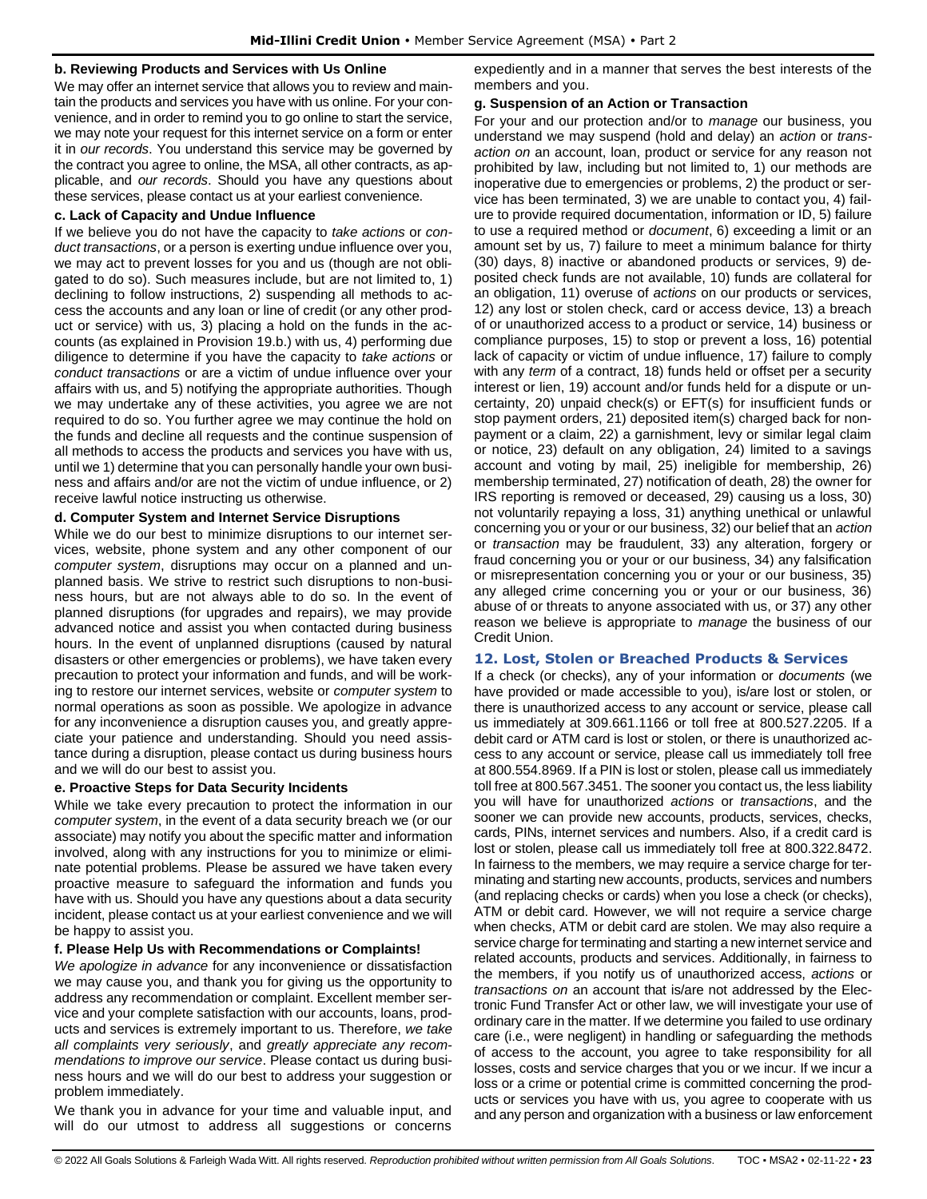#### b. Reviewing Products and Services with Us Online

We may offer an internet service that allows you to review and maintain the products and services you have with us online. For your convenience, and in order to remind you to go online to start the service, we may note your request for this internet service on a form or enter it in *our records*. You understand this service may be governed by the contract you agree to online, the MSA, all other contracts, as applicable, and *our records*. Should you have any questions about these services, please contact us at your earliest convenience.

#### c. Lack of Capacity and Undue Influence

If we believe you do not have the capacity to *take actions* or *conduct transactions*, or a person is exerting undue influence over you, we may act to prevent losses for you and us (though are not obligated to do so). Such measures include, but are not limited to, 1) declining to follow instructions, 2) suspending all methods to access the accounts and any loan or line of credit (or any other product or service) with us, 3) placing a hold on the funds in the accounts (as explained in Provision 19.b.) with us, 4) performing due diligence to determine if you have the capacity to *take actions* or *conduct transactions* or are a victim of undue influence over your affairs with us, and 5) notifying the appropriate authorities. Though we may undertake any of these activities, you agree we are not required to do so. You further agree we may continue the hold on the funds and decline all requests and the continue suspension of all methods to access the products and services you have with us, until we 1) determine that you can personally handle your own business and affairs and/or are not the victim of undue influence, or 2) receive lawful notice instructing us otherwise.

#### d. Computer System and Internet Service Disruptions

While we do our best to minimize disruptions to our internet services, website, phone system and any other component of our *computer system*, disruptions may occur on a planned and unplanned basis. We strive to restrict such disruptions to non-business hours, but are not always able to do so. In the event of planned disruptions (for upgrades and repairs), we may provide advanced notice and assist you when contacted during business hours. In the event of unplanned disruptions (caused by natural disasters or other emergencies or problems), we have taken every precaution to protect your information and funds, and will be working to restore our internet services, website or *computer system* to normal operations as soon as possible. We apologize in advance for any inconvenience a disruption causes you, and greatly appreciate your patience and understanding. Should you need assistance during a disruption, please contact us during business hours and we will do our best to assist you.

#### e. Proactive Steps for Data Security Incidents

While we take every precaution to protect the information in our *computer system*, in the event of a data security breach we (or our associate) may notify you about the specific matter and information involved, along with any instructions for you to minimize or eliminate potential problems. Please be assured we have taken every proactive measure to safeguard the information and funds you have with us. Should you have any questions about a data security incident, please contact us at your earliest convenience and we will be happy to assist you.

#### f. Please Help Us with Recommendations or Complaints!

*We apologize in advance* for any inconvenience or dissatisfaction we may cause you, and thank you for giving us the opportunity to address any recommendation or complaint. Excellent member service and your complete satisfaction with our accounts, loans, products and services is extremely important to us. Therefore, *we take all complaints very seriously*, and *greatly appreciate any recommendations to improve our service*. Please contact us during business hours and we will do our best to address your suggestion or problem immediately.

We thank you in advance for your time and valuable input, and will do our utmost to address all suggestions or concerns expediently and in a manner that serves the best interests of the members and you.

#### g. Suspension of an Action or Transaction

For your and our protection and/or to *manage* our business, you understand we may suspend (hold and delay) an *action* or *transaction on* an account, loan, product or service for any reason not prohibited by law, including but not limited to, 1) our methods are inoperative due to emergencies or problems, 2) the product or service has been terminated, 3) we are unable to contact you, 4) failure to provide required documentation, information or ID, 5) failure to use a required method or *document*, 6) exceeding a limit or an amount set by us, 7) failure to meet a minimum balance for thirty (30) days, 8) inactive or abandoned products or services, 9) deposited check funds are not available, 10) funds are collateral for an obligation, 11) overuse of *actions* on our products or services, 12) any lost or stolen check, card or access device, 13) a breach of or unauthorized access to a product or service, 14) business or compliance purposes, 15) to stop or prevent a loss, 16) potential lack of capacity or victim of undue influence, 17) failure to comply with any *term* of a contract, 18) funds held or offset per a security interest or lien, 19) account and/or funds held for a dispute or uncertainty, 20) unpaid check(s) or EFT(s) for insufficient funds or stop payment orders, 21) deposited item(s) charged back for nonpayment or a claim, 22) a garnishment, levy or similar legal claim or notice, 23) default on any obligation, 24) limited to a savings account and voting by mail, 25) ineligible for membership, 26) membership terminated, 27) notification of death, 28) the owner for IRS reporting is removed or deceased, 29) causing us a loss, 30) not voluntarily repaying a loss, 31) anything unethical or unlawful concerning you or your or our business, 32) our belief that an *action* or *transaction* may be fraudulent, 33) any alteration, forgery or fraud concerning you or your or our business, 34) any falsification or misrepresentation concerning you or your or our business, 35) any alleged crime concerning you or your or our business, 36) abuse of or threats to anyone associated with us, or 37) any other reason we believe is appropriate to *manage* the business of our Credit Union.

### 12. Lost, Stolen or Breached Products & Services

If a check (or checks), any of your information or *documents* (we have provided or made accessible to you), is/are lost or stolen, or there is unauthorized access to any account or service, please call us immediately at 309.661.1166 or toll free at 800.527.2205. If a debit card or ATM card is lost or stolen, or there is unauthorized access to any account or service, please call us immediately toll free at 800.554.8969. If a PIN is lost or stolen, please call us immediately toll free at 800.567.3451. The sooner you contact us, the less liability you will have for unauthorized *actions* or *transactions*, and the sooner we can provide new accounts, products, services, checks, cards, PINs, internet services and numbers. Also, if a credit card is lost or stolen, please call us immediately toll free at 800.322.8472. In fairness to the members, we may require a service charge for terminating and starting new accounts, products, services and numbers (and replacing checks or cards) when you lose a check (or checks), ATM or debit card. However, we will not require a service charge when checks, ATM or debit card are stolen. We may also require a service charge for terminating and starting a new internet service and related accounts, products and services. Additionally, in fairness to the members, if you notify us of unauthorized access, *actions* or *transactions on* an account that is/are not addressed by the Electronic Fund Transfer Act or other law, we will investigate your use of ordinary care in the matter. If we determine you failed to use ordinary care (i.e., were negligent) in handling or safeguarding the methods of access to the account, you agree to take responsibility for all losses, costs and service charges that you or we incur. If we incur a loss or a crime or potential crime is committed concerning the products or services you have with us, you agree to cooperate with us and any person and organization with a business or law enforcement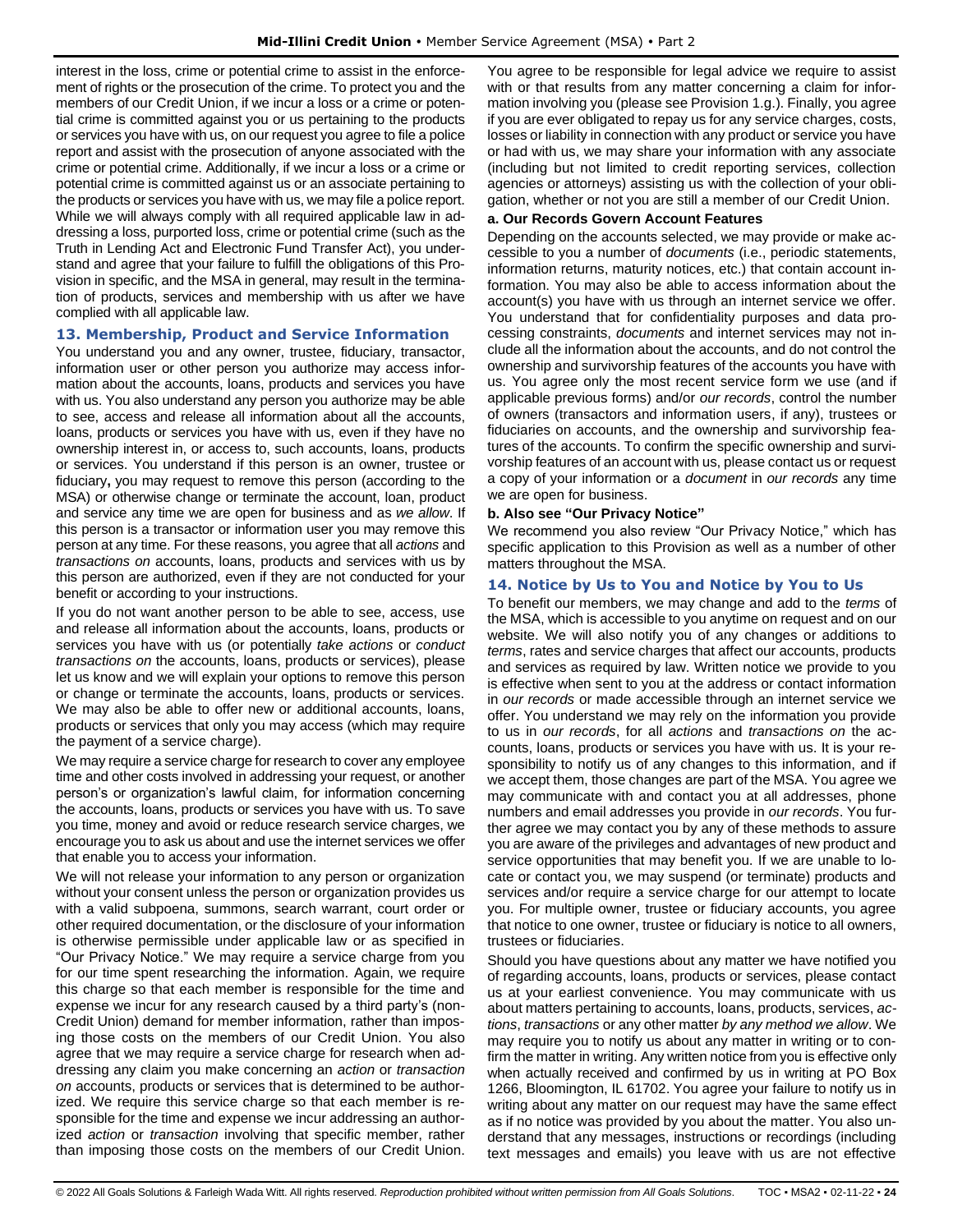interest in the loss, crime or potential crime to assist in the enforcement of rights or the prosecution of the crime. To protect you and the members of our Credit Union, if we incur a loss or a crime or potential crime is committed against you or us pertaining to the products or services you have with us, on our request you agree to file a police report and assist with the prosecution of anyone associated with the crime or potential crime. Additionally, if we incur a loss or a crime or potential crime is committed against us or an associate pertaining to the products or services you have with us, we may file a police report. While we will always comply with all required applicable law in addressing a loss, purported loss, crime or potential crime (such as the Truth in Lending Act and Electronic Fund Transfer Act), you understand and agree that your failure to fulfill the obligations of this Provision in specific, and the MSA in general, may result in the termination of products, services and membership with us after we have complied with all applicable law.

## 13. Membership, Product and Service Information

You understand you and any owner, trustee, fiduciary, transactor, information user or other person you authorize may access information about the accounts, loans, products and services you have with us. You also understand any person you authorize may be able to see, access and release all information about all the accounts, loans, products or services you have with us, even if they have no ownership interest in, or access to, such accounts, loans, products or services. You understand if this person is an owner, trustee or fiduciary**,** you may request to remove this person (according to the MSA) or otherwise change or terminate the account, loan, product and service any time we are open for business and as *we allow*. If this person is a transactor or information user you may remove this person at any time. For these reasons, you agree that all *actions* and *transactions on* accounts, loans, products and services with us by this person are authorized, even if they are not conducted for your benefit or according to your instructions.

If you do not want another person to be able to see, access, use and release all information about the accounts, loans, products or services you have with us (or potentially *take actions* or *conduct transactions on* the accounts, loans, products or services), please let us know and we will explain your options to remove this person or change or terminate the accounts, loans, products or services. We may also be able to offer new or additional accounts, loans, products or services that only you may access (which may require the payment of a service charge).

We may require a service charge for research to cover any employee time and other costs involved in addressing your request, or another person's or organization's lawful claim, for information concerning the accounts, loans, products or services you have with us. To save you time, money and avoid or reduce research service charges, we encourage you to ask us about and use the internet services we offer that enable you to access your information.

We will not release your information to any person or organization without your consent unless the person or organization provides us with a valid subpoena, summons, search warrant, court order or other required documentation, or the disclosure of your information is otherwise permissible under applicable law or as specified in "Our Privacy Notice." We may require a service charge from you for our time spent researching the information. Again, we require this charge so that each member is responsible for the time and expense we incur for any research caused by a third party's (non-Credit Union) demand for member information, rather than imposing those costs on the members of our Credit Union. You also agree that we may require a service charge for research when addressing any claim you make concerning an *action* or *transaction on* accounts, products or services that is determined to be authorized. We require this service charge so that each member is responsible for the time and expense we incur addressing an authorized *action* or *transaction* involving that specific member, rather than imposing those costs on the members of our Credit Union. You agree to be responsible for legal advice we require to assist with or that results from any matter concerning a claim for information involving you (please see Provision 1.g.). Finally, you agree if you are ever obligated to repay us for any service charges, costs, losses or liability in connection with any product or service you have or had with us, we may share your information with any associate (including but not limited to credit reporting services, collection agencies or attorneys) assisting us with the collection of your obligation, whether or not you are still a member of our Credit Union.

### a. Our Records Govern Account Features

Depending on the accounts selected, we may provide or make accessible to you a number of *documents* (i.e., periodic statements, information returns, maturity notices, etc.) that contain account information. You may also be able to access information about the account(s) you have with us through an internet service we offer. You understand that for confidentiality purposes and data processing constraints, *documents* and internet services may not include all the information about the accounts, and do not control the ownership and survivorship features of the accounts you have with us. You agree only the most recent service form we use (and if applicable previous forms) and/or *our records*, control the number of owners (transactors and information users, if any), trustees or fiduciaries on accounts, and the ownership and survivorship features of the accounts. To confirm the specific ownership and survivorship features of an account with us, please contact us or request a copy of your information or a *document* in *our records* any time we are open for business.

### b. Also see "Our Privacy Notice"

We recommend you also review "Our Privacy Notice," which has specific application to this Provision as well as a number of other matters throughout the MSA.

## 14. Notice by Us to You and Notice by You to Us

To benefit our members, we may change and add to the *terms* of the MSA, which is accessible to you anytime on request and on our website. We will also notify you of any changes or additions to *terms*, rates and service charges that affect our accounts, products and services as required by law. Written notice we provide to you is effective when sent to you at the address or contact information in *our records* or made accessible through an internet service we offer. You understand we may rely on the information you provide to us in *our records*, for all *actions* and *transactions on* the accounts, loans, products or services you have with us. It is your responsibility to notify us of any changes to this information, and if we accept them, those changes are part of the MSA. You agree we may communicate with and contact you at all addresses, phone numbers and email addresses you provide in *our records*. You further agree we may contact you by any of these methods to assure you are aware of the privileges and advantages of new product and service opportunities that may benefit you. If we are unable to locate or contact you, we may suspend (or terminate) products and services and/or require a service charge for our attempt to locate you. For multiple owner, trustee or fiduciary accounts, you agree that notice to one owner, trustee or fiduciary is notice to all owners, trustees or fiduciaries.

Should you have questions about any matter we have notified you of regarding accounts, loans, products or services, please contact us at your earliest convenience. You may communicate with us about matters pertaining to accounts, loans, products, services, *actions*, *transactions* or any other matter *by any method we allow*. We may require you to notify us about any matter in writing or to confirm the matter in writing. Any written notice from you is effective only when actually received and confirmed by us in writing at PO Box 1266, Bloomington, IL 61702. You agree your failure to notify us in writing about any matter on our request may have the same effect as if no notice was provided by you about the matter. You also understand that any messages, instructions or recordings (including text messages and emails) you leave with us are not effective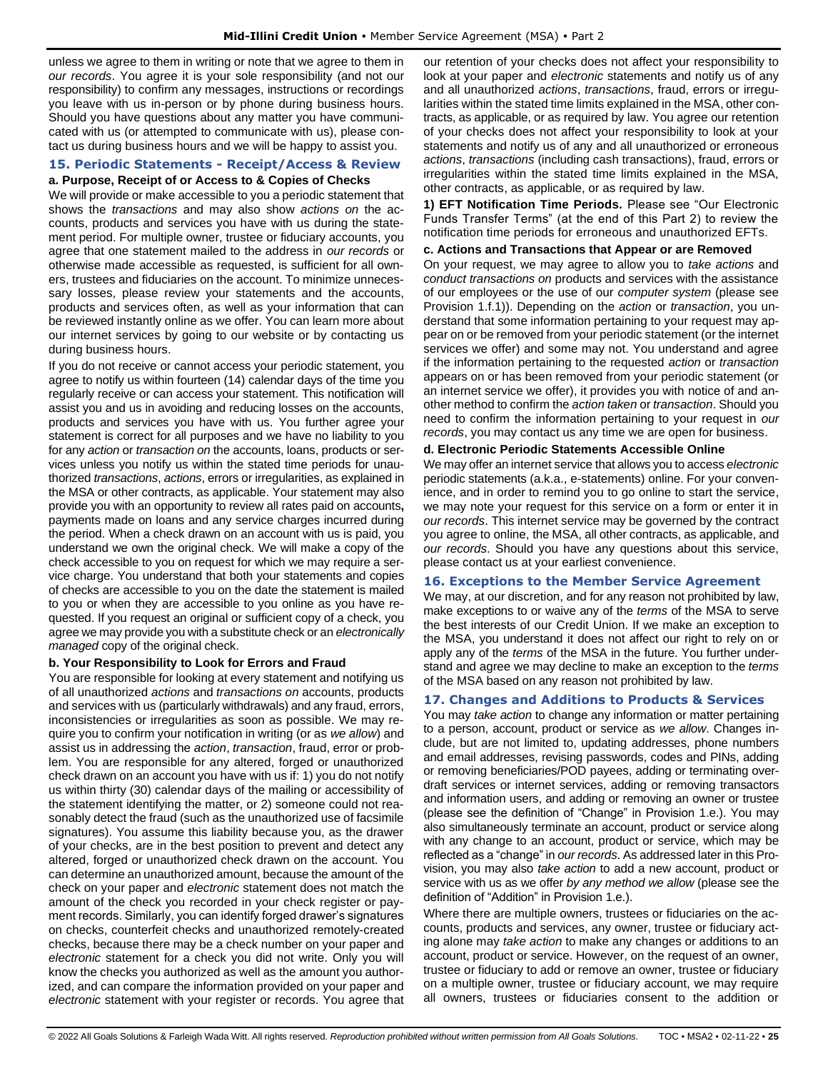unless we agree to them in writing or note that we agree to them in *our records*. You agree it is your sole responsibility (and not our responsibility) to confirm any messages, instructions or recordings you leave with us in-person or by phone during business hours. Should you have questions about any matter you have communicated with us (or attempted to communicate with us), please contact us during business hours and we will be happy to assist you.

## 15. Periodic Statements - Receipt/Access & Review

### a. Purpose, Receipt of or Access to & Copies of Checks

We will provide or make accessible to you a periodic statement that shows the *transactions* and may also show *actions on* the accounts, products and services you have with us during the statement period. For multiple owner, trustee or fiduciary accounts, you agree that one statement mailed to the address in *our records* or otherwise made accessible as requested, is sufficient for all owners, trustees and fiduciaries on the account. To minimize unnecessary losses, please review your statements and the accounts, products and services often, as well as your information that can be reviewed instantly online as we offer. You can learn more about our internet services by going to our website or by contacting us during business hours.

If you do not receive or cannot access your periodic statement, you agree to notify us within fourteen (14) calendar days of the time you regularly receive or can access your statement. This notification will assist you and us in avoiding and reducing losses on the accounts, products and services you have with us. You further agree your statement is correct for all purposes and we have no liability to you for any *action* or *transaction on* the accounts, loans, products or services unless you notify us within the stated time periods for unauthorized *transactions*, *actions*, errors or irregularities, as explained in the MSA or other contracts, as applicable. Your statement may also provide you with an opportunity to review all rates paid on accounts**,** payments made on loans and any service charges incurred during the period. When a check drawn on an account with us is paid, you understand we own the original check. We will make a copy of the check accessible to you on request for which we may require a service charge. You understand that both your statements and copies of checks are accessible to you on the date the statement is mailed to you or when they are accessible to you online as you have requested. If you request an original or sufficient copy of a check, you agree we may provide you with a substitute check or an *electronically managed* copy of the original check.

### b. Your Responsibility to Look for Errors and Fraud

You are responsible for looking at every statement and notifying us of all unauthorized *actions* and *transactions on* accounts, products and services with us (particularly withdrawals) and any fraud, errors, inconsistencies or irregularities as soon as possible. We may require you to confirm your notification in writing (or as *we allow*) and assist us in addressing the *action*, *transaction*, fraud, error or problem. You are responsible for any altered, forged or unauthorized check drawn on an account you have with us if: 1) you do not notify us within thirty (30) calendar days of the mailing or accessibility of the statement identifying the matter, or 2) someone could not reasonably detect the fraud (such as the unauthorized use of facsimile signatures). You assume this liability because you, as the drawer of your checks, are in the best position to prevent and detect any altered, forged or unauthorized check drawn on the account. You can determine an unauthorized amount, because the amount of the check on your paper and *electronic* statement does not match the amount of the check you recorded in your check register or payment records. Similarly, you can identify forged drawer's signatures on checks, counterfeit checks and unauthorized remotely-created checks, because there may be a check number on your paper and *electronic* statement for a check you did not write. Only you will know the checks you authorized as well as the amount you authorized, and can compare the information provided on your paper and *electronic* statement with your register or records. You agree that our retention of your checks does not affect your responsibility to look at your paper and *electronic* statements and notify us of any and all unauthorized *actions*, *transactions*, fraud, errors or irregularities within the stated time limits explained in the MSA, other contracts, as applicable, or as required by law. You agree our retention of your checks does not affect your responsibility to look at your statements and notify us of any and all unauthorized or erroneous *actions*, *transactions* (including cash transactions), fraud, errors or irregularities within the stated time limits explained in the MSA, other contracts, as applicable, or as required by law.

**1) EFT Notification Time Periods.** Please see "Our Electronic Funds Transfer Terms" (at the end of this Part 2) to review the notification time periods for erroneous and unauthorized EFTs.

### c. Actions and Transactions that Appear or are Removed

On your request, we may agree to allow you to *take actions* and *conduct transactions on* products and services with the assistance of our employees or the use of our *computer system* (please see Provision 1.f.1)). Depending on the *action* or *transaction*, you understand that some information pertaining to your request may appear on or be removed from your periodic statement (or the internet services we offer) and some may not. You understand and agree if the information pertaining to the requested *action* or *transaction* appears on or has been removed from your periodic statement (or an internet service we offer), it provides you with notice of and another method to confirm the *action taken* or *transaction*. Should you need to confirm the information pertaining to your request in *our records*, you may contact us any time we are open for business.

### d. Electronic Periodic Statements Accessible Online

We may offer an internet service that allows you to access *electronic* periodic statements (a.k.a., e-statements) online. For your convenience, and in order to remind you to go online to start the service, we may note your request for this service on a form or enter it in *our records*. This internet service may be governed by the contract you agree to online, the MSA, all other contracts, as applicable, and *our records*. Should you have any questions about this service, please contact us at your earliest convenience.

## 16. Exceptions to the Member Service Agreement

We may, at our discretion, and for any reason not prohibited by law, make exceptions to or waive any of the *terms* of the MSA to serve the best interests of our Credit Union. If we make an exception to the MSA, you understand it does not affect our right to rely on or apply any of the *terms* of the MSA in the future. You further understand and agree we may decline to make an exception to the *terms* of the MSA based on any reason not prohibited by law.

## 17. Changes and Additions to Products & Services

You may *take action* to change any information or matter pertaining to a person, account, product or service as *we allow*. Changes include, but are not limited to, updating addresses, phone numbers and email addresses, revising passwords, codes and PINs, adding or removing beneficiaries/POD payees, adding or terminating overdraft services or internet services, adding or removing transactors and information users, and adding or removing an owner or trustee (please see the definition of "Change" in Provision 1.e.). You may also simultaneously terminate an account, product or service along with any change to an account, product or service, which may be reflected as a "change" in *our records*. As addressed later in this Provision, you may also *take action* to add a new account, product or service with us as we offer *by any method we allow* (please see the definition of "Addition" in Provision 1.e.).

Where there are multiple owners, trustees or fiduciaries on the accounts, products and services, any owner, trustee or fiduciary acting alone may *take action* to make any changes or additions to an account, product or service. However, on the request of an owner, trustee or fiduciary to add or remove an owner, trustee or fiduciary on a multiple owner, trustee or fiduciary account, we may require all owners, trustees or fiduciaries consent to the addition or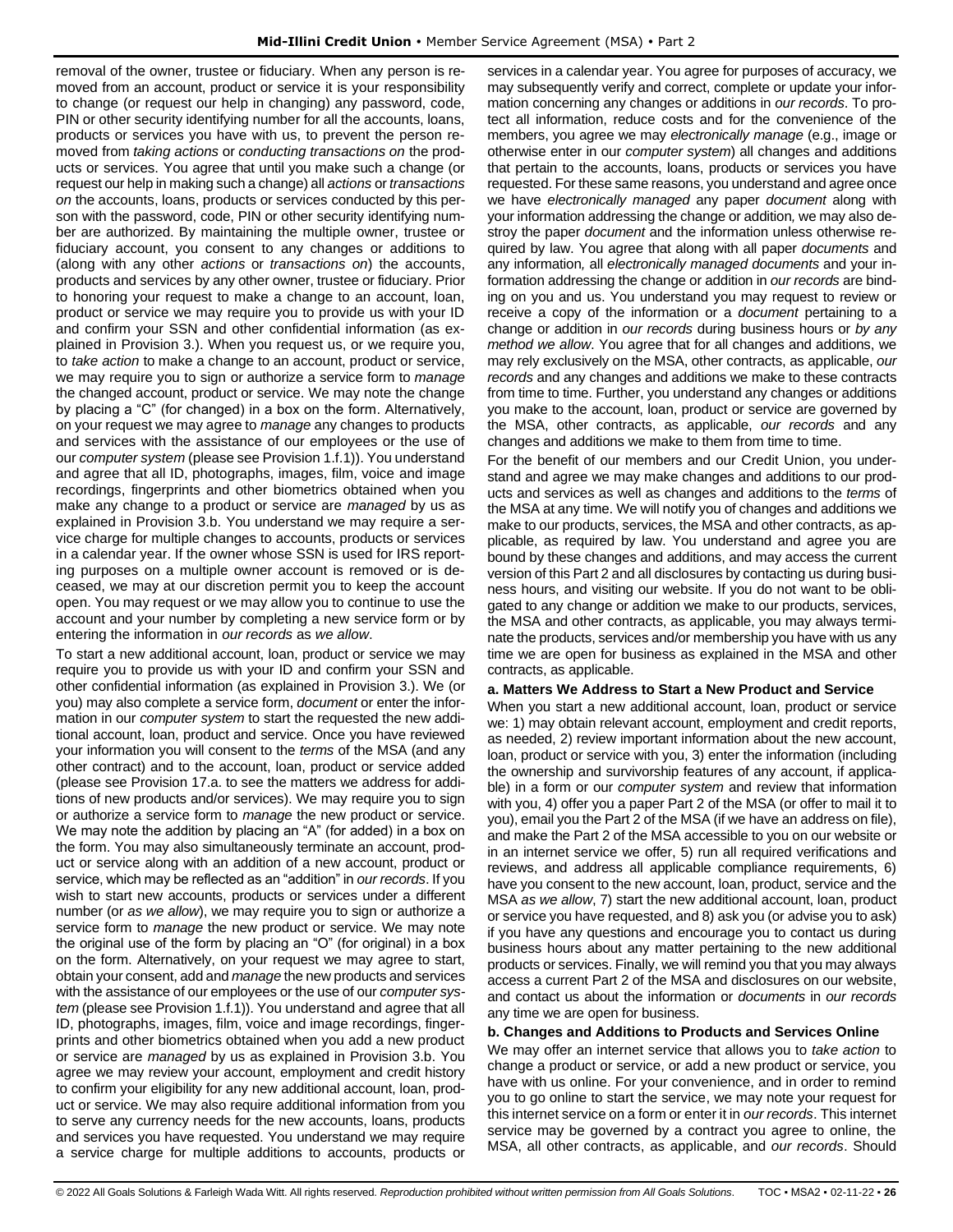removal of the owner, trustee or fiduciary. When any person is removed from an account, product or service it is your responsibility to change (or request our help in changing) any password, code, PIN or other security identifying number for all the accounts, loans, products or services you have with us, to prevent the person removed from *taking actions* or *conducting transactions on* the products or services. You agree that until you make such a change (or request our help in making such a change) all *actions* or *transactions on* the accounts, loans, products or services conducted by this person with the password, code, PIN or other security identifying number are authorized. By maintaining the multiple owner, trustee or fiduciary account, you consent to any changes or additions to (along with any other *actions* or *transactions on*) the accounts, products and services by any other owner, trustee or fiduciary. Prior to honoring your request to make a change to an account, loan, product or service we may require you to provide us with your ID and confirm your SSN and other confidential information (as explained in Provision 3.). When you request us, or we require you, to *take action* to make a change to an account, product or service, we may require you to sign or authorize a service form to *manage* the changed account, product or service. We may note the change by placing a "C" (for changed) in a box on the form. Alternatively, on your request we may agree to *manage* any changes to products and services with the assistance of our employees or the use of our *computer system* (please see Provision 1.f.1)). You understand and agree that all ID, photographs, images, film, voice and image recordings, fingerprints and other biometrics obtained when you make any change to a product or service are *managed* by us as explained in Provision 3.b. You understand we may require a service charge for multiple changes to accounts, products or services in a calendar year. If the owner whose SSN is used for IRS reporting purposes on a multiple owner account is removed or is deceased, we may at our discretion permit you to keep the account open. You may request or we may allow you to continue to use the account and your number by completing a new service form or by entering the information in *our records* as *we allow*.

To start a new additional account, loan, product or service we may require you to provide us with your ID and confirm your SSN and other confidential information (as explained in Provision 3.). We (or you) may also complete a service form, *document* or enter the information in our *computer system* to start the requested the new additional account, loan, product and service. Once you have reviewed your information you will consent to the *terms* of the MSA (and any other contract) and to the account, loan, product or service added (please see Provision 17.a. to see the matters we address for additions of new products and/or services). We may require you to sign or authorize a service form to *manage* the new product or service. We may note the addition by placing an "A" (for added) in a box on the form. You may also simultaneously terminate an account, product or service along with an addition of a new account, product or service, which may be reflected as an "addition" in *our records*. If you wish to start new accounts, products or services under a different number (or *as we allow*), we may require you to sign or authorize a service form to *manage* the new product or service. We may note the original use of the form by placing an "O" (for original) in a box on the form. Alternatively, on your request we may agree to start, obtain your consent, add and *manage* the new products and services with the assistance of our employees or the use of our *computer system* (please see Provision 1.f.1)). You understand and agree that all ID, photographs, images, film, voice and image recordings, fingerprints and other biometrics obtained when you add a new product or service are *managed* by us as explained in Provision 3.b. You agree we may review your account, employment and credit history to confirm your eligibility for any new additional account, loan, product or service. We may also require additional information from you to serve any currency needs for the new accounts, loans, products and services you have requested. You understand we may require a service charge for multiple additions to accounts, products or services in a calendar year. You agree for purposes of accuracy, we may subsequently verify and correct, complete or update your information concerning any changes or additions in *our records*. To protect all information, reduce costs and for the convenience of the members, you agree we may *electronically manage* (e.g., image or otherwise enter in our *computer system*) all changes and additions that pertain to the accounts, loans, products or services you have requested. For these same reasons, you understand and agree once we have *electronically managed* any paper *document* along with your information addressing the change or addition, we may also destroy the paper *document* and the information unless otherwise required by law. You agree that along with all paper *documents* and any information, all *electronically managed documents* and your information addressing the change or addition in *our records* are binding on you and us. You understand you may request to review or receive a copy of the information or a *document* pertaining to a change or addition in *our records* during business hours or *by any method we allow*. You agree that for all changes and additions, we may rely exclusively on the MSA, other contracts, as applicable, *our records* and any changes and additions we make to these contracts from time to time. Further, you understand any changes or additions you make to the account, loan, product or service are governed by the MSA, other contracts, as applicable, *our records* and any changes and additions we make to them from time to time.

For the benefit of our members and our Credit Union, you understand and agree we may make changes and additions to our products and services as well as changes and additions to the *terms* of the MSA at any time. We will notify you of changes and additions we make to our products, services, the MSA and other contracts, as applicable, as required by law. You understand and agree you are bound by these changes and additions, and may access the current version of this Part 2 and all disclosures by contacting us during business hours, and visiting our website. If you do not want to be obligated to any change or addition we make to our products, services, the MSA and other contracts, as applicable, you may always terminate the products, services and/or membership you have with us any time we are open for business as explained in the MSA and other contracts, as applicable.

**a. Matters We Address to Start a New Product and Service**

When you start a new additional account, loan, product or service we: 1) may obtain relevant account, employment and credit reports, as needed, 2) review important information about the new account, loan, product or service with you, 3) enter the information (including the ownership and survivorship features of any account, if applicable) in a form or our *computer system* and review that information with you, 4) offer you a paper Part 2 of the MSA (or offer to mail it to you), email you the Part 2 of the MSA (if we have an address on file), and make the Part 2 of the MSA accessible to you on our website or in an internet service we offer, 5) run all required verifications and reviews, and address all applicable compliance requirements, 6) have you consent to the new account, loan, product, service and the MSA *as we allow*, 7) start the new additional account, loan, product or service you have requested, and 8) ask you (or advise you to ask) if you have any questions and encourage you to contact us during business hours about any matter pertaining to the new additional products or services. Finally, we will remind you that you may always access a current Part 2 of the MSA and disclosures on our website, and contact us about the information or *documents* in *our records* any time we are open for business.

**b. Changes and Additions to Products and Services Online**

We may offer an internet service that allows you to *take action* to change a product or service, or add a new product or service, you have with us online. For your convenience, and in order to remind you to go online to start the service, we may note your request for this internet service on a form or enter it in *our records*. This internet service may be governed by a contract you agree to online, the MSA, all other contracts, as applicable, and *our records*. Should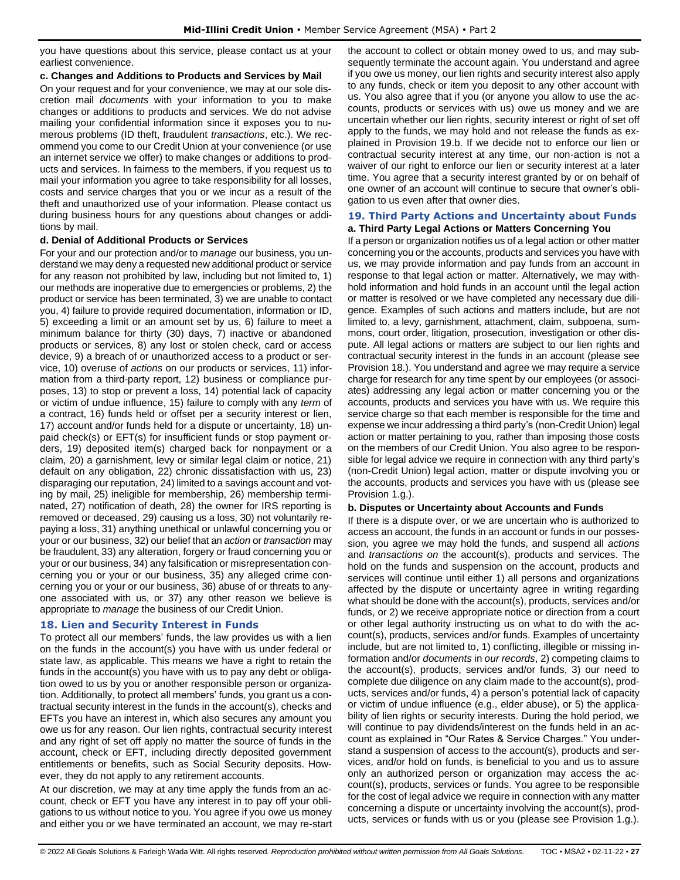you have questions about this service, please contact us at your earliest convenience.

**c. Changes and Additions to Products and Services by Mail**

On your request and for your convenience, we may at our sole discretion mail *documents* with your information to you to make changes or additions to products and services. We do not advise mailing your confidential information since it exposes you to numerous problems (ID theft, fraudulent *transactions*, etc.). We recommend you come to our Credit Union at your convenience (or use an internet service we offer) to make changes or additions to products and services. In fairness to the members, if you request us to mail your information you agree to take responsibility for all losses, costs and service charges that you or we incur as a result of the theft and unauthorized use of your information. Please contact us during business hours for any questions about changes or additions by mail.

**d. Denial of Additional Products or Services**

For your and our protection and/or to *manage* our business, you understand we may deny a requested new additional product or service for any reason not prohibited by law, including but not limited to, 1) our methods are inoperative due to emergencies or problems, 2) the product or service has been terminated, 3) we are unable to contact you, 4) failure to provide required documentation, information or ID, 5) exceeding a limit or an amount set by us, 6) failure to meet a minimum balance for thirty (30) days, 7) inactive or abandoned products or services, 8) any lost or stolen check, card or access device, 9) a breach of or unauthorized access to a product or service, 10) overuse of *actions* on our products or services, 11) information from a third-party report, 12) business or compliance purposes, 13) to stop or prevent a loss, 14) potential lack of capacity or victim of undue influence, 15) failure to comply with any *term* of a contract, 16) funds held or offset per a security interest or lien, 17) account and/or funds held for a dispute or uncertainty, 18) unpaid check(s) or EFT(s) for insufficient funds or stop payment orders, 19) deposited item(s) charged back for nonpayment or a claim, 20) a garnishment, levy or similar legal claim or notice, 21) default on any obligation, 22) chronic dissatisfaction with us, 23) disparaging our reputation, 24) limited to a savings account and voting by mail, 25) ineligible for membership, 26) membership terminated, 27) notification of death, 28) the owner for IRS reporting is removed or deceased, 29) causing us a loss, 30) not voluntarily repaying a loss, 31) anything unethical or unlawful concerning you or your or our business, 32) our belief that an *action* or *transaction* may be fraudulent, 33) any alteration, forgery or fraud concerning you or your or our business, 34) any falsification or misrepresentation concerning you or your or our business, 35) any alleged crime concerning you or your or our business, 36) abuse of or threats to anyone associated with us, or 37) any other reason we believe is appropriate to *manage* the business of our Credit Union.

## 18. Lien and Security Interest in Funds

To protect all our members' funds, the law provides us with a lien on the funds in the account(s) you have with us under federal or state law, as applicable. This means we have a right to retain the funds in the account(s) you have with us to pay any debt or obligation owed to us by you or another responsible person or organization. Additionally, to protect all members' funds, you grant us a contractual security interest in the funds in the account(s), checks and EFTs you have an interest in, which also secures any amount you owe us for any reason. Our lien rights, contractual security interest and any right of set off apply no matter the source of funds in the account, check or EFT, including directly deposited government entitlements or benefits, such as Social Security deposits. However, they do not apply to any retirement accounts.

At our discretion, we may at any time apply the funds from an account, check or EFT you have any interest in to pay off your obligations to us without notice to you. You agree if you owe us money and either you or we have terminated an account, we may re-start the account to collect or obtain money owed to us, and may subsequently terminate the account again. You understand and agree if you owe us money, our lien rights and security interest also apply to any funds, check or item you deposit to any other account with us. You also agree that if you (or anyone you allow to use the accounts, products or services with us) owe us money and we are uncertain whether our lien rights, security interest or right of set off apply to the funds, we may hold and not release the funds as explained in Provision 19.b. If we decide not to enforce our lien or contractual security interest at any time, our non-action is not a waiver of our right to enforce our lien or security interest at a later time. You agree that a security interest granted by or on behalf of one owner of an account will continue to secure that owner's obligation to us even after that owner dies.

## 19. Third Party Actions and Uncertainty about Funds

**a. Third Party Legal Actions or Matters Concerning You**

If a person or organization notifies us of a legal action or other matter concerning you or the accounts, products and services you have with us, we may provide information and pay funds from an account in response to that legal action or matter. Alternatively, we may withhold information and hold funds in an account until the legal action or matter is resolved or we have completed any necessary due diligence. Examples of such actions and matters include, but are not limited to, a levy, garnishment, attachment, claim, subpoena, summons, court order, litigation, prosecution, investigation or other dispute. All legal actions or matters are subject to our lien rights and contractual security interest in the funds in an account (please see Provision 18.). You understand and agree we may require a service charge for research for any time spent by our employees (or associates) addressing any legal action or matter concerning you or the accounts, products and services you have with us. We require this service charge so that each member is responsible for the time and expense we incur addressing a third party's (non-Credit Union) legal action or matter pertaining to you, rather than imposing those costs on the members of our Credit Union. You also agree to be responsible for legal advice we require in connection with any third party's (non-Credit Union) legal action, matter or dispute involving you or the accounts, products and services you have with us (please see Provision 1.g.).

**b. Disputes or Uncertainty about Accounts and Funds**

If there is a dispute over, or we are uncertain who is authorized to access an account, the funds in an account or funds in our possession, you agree we may hold the funds, and suspend all *actions* and *transactions on* the account(s), products and services. The hold on the funds and suspension on the account, products and services will continue until either 1) all persons and organizations affected by the dispute or uncertainty agree in writing regarding what should be done with the account(s), products, services and/or funds, or 2) we receive appropriate notice or direction from a court or other legal authority instructing us on what to do with the account(s), products, services and/or funds. Examples of uncertainty include, but are not limited to, 1) conflicting, illegible or missing information and/or *documents* in *our records*, 2) competing claims to the account(s), products, services and/or funds, 3) our need to complete due diligence on any claim made to the account(s), products, services and/or funds, 4) a person's potential lack of capacity or victim of undue influence (e.g., elder abuse), or 5) the applicability of lien rights or security interests. During the hold period, we will continue to pay dividends/interest on the funds held in an account as explained in "Our Rates & Service Charges." You understand a suspension of access to the account(s), products and services, and/or hold on funds, is beneficial to you and us to assure only an authorized person or organization may access the account(s), products, services or funds. You agree to be responsible for the cost of legal advice we require in connection with any matter concerning a dispute or uncertainty involving the account(s), products, services or funds with us or you (please see Provision 1.g.).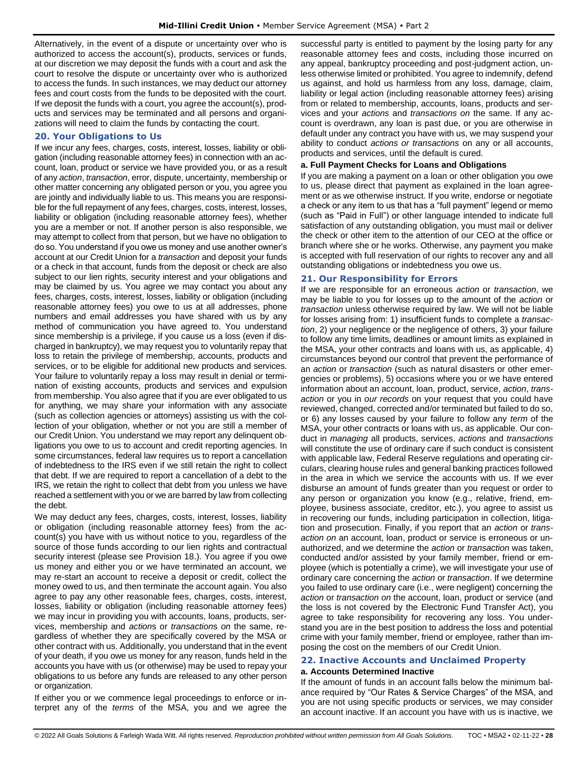Alternatively, in the event of a dispute or uncertainty over who is authorized to access the account(s), products, services or funds, at our discretion we may deposit the funds with a court and ask the court to resolve the dispute or uncertainty over who is authorized to access the funds. In such instances, we may deduct our attorney fees and court costs from the funds to be deposited with the court. If we deposit the funds with a court, you agree the account(s), products and services may be terminated and all persons and organizations will need to claim the funds by contacting the court.

## 20. Your Obligations to Us

If we incur any fees, charges, costs, interest, losses, liability or obligation (including reasonable attorney fees) in connection with an account, loan, product or service we have provided you, or as a result of any *action*, *transaction*, error, dispute, uncertainty, membership or other matter concerning any obligated person or you, you agree you are jointly and individually liable to us. This means you are responsible for the full repayment of any fees, charges, costs, interest, losses, liability or obligation (including reasonable attorney fees), whether you are a member or not. If another person is also responsible, we may attempt to collect from that person, but we have no obligation to do so. You understand if you owe us money and use another owner's account at our Credit Union for a *transaction* and deposit your funds or a check in that account, funds from the deposit or check are also subject to our lien rights, security interest and your obligations and may be claimed by us. You agree we may contact you about any fees, charges, costs, interest, losses, liability or obligation (including reasonable attorney fees) you owe to us at all addresses, phone numbers and email addresses you have shared with us by any method of communication you have agreed to. You understand since membership is a privilege, if you cause us a loss (even if discharged in bankruptcy), we may request you to voluntarily repay that loss to retain the privilege of membership, accounts, products and services, or to be eligible for additional new products and services. Your failure to voluntarily repay a loss may result in denial or termination of existing accounts, products and services and expulsion from membership. You also agree that if you are ever obligated to us for anything, we may share your information with any associate (such as collection agencies or attorneys) assisting us with the collection of your obligation, whether or not you are still a member of our Credit Union. You understand we may report any delinquent obligations you owe to us to account and credit reporting agencies. In some circumstances, federal law requires us to report a cancellation of indebtedness to the IRS even if we still retain the right to collect that debt. If we are required to report a cancellation of a debt to the IRS, we retain the right to collect that debt from you unless we have reached a settlement with you or we are barred by law from collecting the debt.

We may deduct any fees, charges, costs, interest, losses, liability or obligation (including reasonable attorney fees) from the account(s) you have with us without notice to you, regardless of the source of those funds according to our lien rights and contractual security interest (please see Provision 18.). You agree if you owe us money and either you or we have terminated an account, we may re-start an account to receive a deposit or credit, collect the money owed to us, and then terminate the account again. You also agree to pay any other reasonable fees, charges, costs, interest, losses, liability or obligation (including reasonable attorney fees) we may incur in providing you with accounts, loans, products, services, membership and *actions* or *transactions on* the same, regardless of whether they are specifically covered by the MSA or other contract with us. Additionally, you understand that in the event of your death, if you owe us money for any reason, funds held in the accounts you have with us (or otherwise) may be used to repay your obligations to us before any funds are released to any other person or organization.

If either you or we commence legal proceedings to enforce or interpret any of the *terms* of the MSA, you and we agree the successful party is entitled to payment by the losing party for any reasonable attorney fees and costs, including those incurred on any appeal, bankruptcy proceeding and post-judgment action, unless otherwise limited or prohibited. You agree to indemnify, defend us against, and hold us harmless from any loss, damage, claim, liability or legal action (including reasonable attorney fees) arising from or related to membership, accounts, loans, products and services and your *actions* and *transactions on* the same. If any account is overdrawn, any loan is past due, or you are otherwise in default under any contract you have with us, we may suspend your ability to conduct *actions or transactions* on any or all accounts, products and services, until the default is cured.

### a. Full Payment Checks for Loans and Obligations

If you are making a payment on a loan or other obligation you owe to us, please direct that payment as explained in the loan agreement or as we otherwise instruct. If you write, endorse or negotiate a check or any item to us that has a "full payment" legend or memo (such as "Paid in Full") or other language intended to indicate full satisfaction of any outstanding obligation, you must mail or deliver the check or other item to the attention of our CEO at the office or branch where she or he works. Otherwise, any payment you make is accepted with full reservation of our rights to recover any and all outstanding obligations or indebtedness you owe us.

## 21. Our Responsibility for Errors

If we are responsible for an erroneous *action* or *transaction*, we may be liable to you for losses up to the amount of the *action* or *transaction* unless otherwise required by law. We will not be liable for losses arising from: 1) insufficient funds to complete a *transaction*, 2) your negligence or the negligence of others, 3) your failure to follow any time limits, deadlines or amount limits as explained in the MSA, your other contracts and loans with us, as applicable, 4) circumstances beyond our control that prevent the performance of an *action* or *transaction* (such as natural disasters or other emergencies or problems), 5) occasions where you or we have entered information about an account, loan, product, service, *action*, *transaction* or you in *our records* on your request that you could have reviewed, changed, corrected and/or terminated but failed to do so, or 6) any losses caused by your failure to follow any *term* of the MSA, your other contracts or loans with us, as applicable. Our conduct in *managing* all products, services, *actions* and *transactions* will constitute the use of ordinary care if such conduct is consistent with applicable law, Federal Reserve regulations and operating circulars, clearing house rules and general banking practices followed in the area in which we service the accounts with us. If we ever disburse an amount of funds greater than you request or order to any person or organization you know (e.g., relative, friend, employee, business associate, creditor, etc.), you agree to assist us in recovering our funds, including participation in collection, litigation and prosecution. Finally, if you report that an *action* or *transaction on* an account, loan, product or service is erroneous or unauthorized, and we determine the *action* or *transaction* was taken, conducted and/or assisted by your family member, friend or employee (which is potentially a crime), we will investigate your use of ordinary care concerning the *action* or *transaction*. If we determine you failed to use ordinary care (i.e., were negligent) concerning the *action* or *transaction on* the account, loan, product or service (and the loss is not covered by the Electronic Fund Transfer Act), you agree to take responsibility for recovering any loss. You understand you are in the best position to address the loss and potential crime with your family member, friend or employee, rather than imposing the cost on the members of our Credit Union.

## 22. Inactive Accounts and Unclaimed Property

### a. Accounts Determined Inactive

If the amount of funds in an account falls below the minimum balance required by "Our Rates & Service Charges" of the MSA, and you are not using specific products or services, we may consider an account inactive. If an account you have with us is inactive, we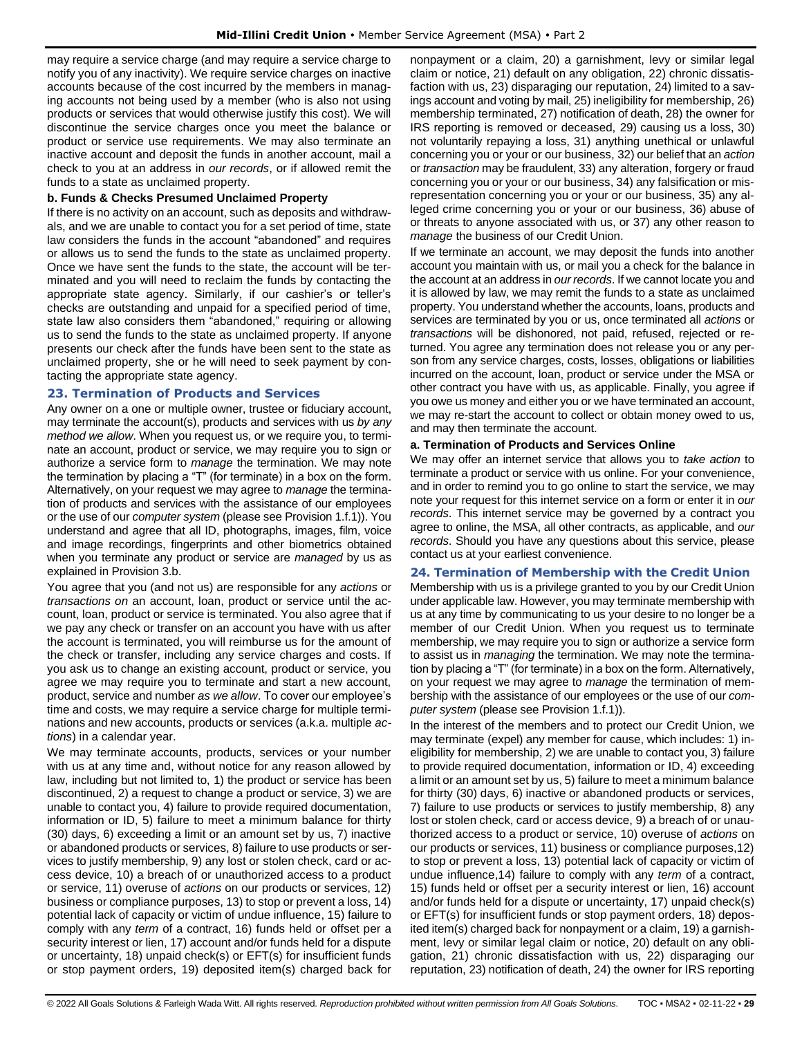may require a service charge (and may require a service charge to notify you of any inactivity). We require service charges on inactive accounts because of the cost incurred by the members in managing accounts not being used by a member (who is also not using products or services that would otherwise justify this cost). We will discontinue the service charges once you meet the balance or product or service use requirements. We may also terminate an inactive account and deposit the funds in another account, mail a check to you at an address in *our records*, or if allowed remit the funds to a state as unclaimed property.

**b. Funds & Checks Presumed Unclaimed Property**

If there is no activity on an account, such as deposits and withdrawals, and we are unable to contact you for a set period of time, state law considers the funds in the account "abandoned" and requires or allows us to send the funds to the state as unclaimed property. Once we have sent the funds to the state, the account will be terminated and you will need to reclaim the funds by contacting the appropriate state agency. Similarly, if our cashier's or teller's checks are outstanding and unpaid for a specified period of time, state law also considers them "abandoned," requiring or allowing us to send the funds to the state as unclaimed property. If anyone presents our check after the funds have been sent to the state as unclaimed property, she or he will need to seek payment by contacting the appropriate state agency.

## 23. Termination of Products and Services

Any owner on a one or multiple owner, trustee or fiduciary account, may terminate the account(s), products and services with us *by any method we allow*. When you request us, or we require you, to terminate an account, product or service, we may require you to sign or authorize a service form to *manage* the termination. We may note the termination by placing a "T" (for terminate) in a box on the form. Alternatively, on your request we may agree to *manage* the termination of products and services with the assistance of our employees or the use of our *computer system* (please see Provision 1.f.1)). You understand and agree that all ID, photographs, images, film, voice and image recordings, fingerprints and other biometrics obtained when you terminate any product or service are *managed* by us as explained in Provision 3.b.

You agree that you (and not us) are responsible for any *actions* or *transactions on* an account, loan, product or service until the account, loan, product or service is terminated. You also agree that if we pay any check or transfer on an account you have with us after the account is terminated, you will reimburse us for the amount of the check or transfer, including any service charges and costs. If you ask us to change an existing account, product or service, you agree we may require you to terminate and start a new account, product, service and number *as we allow*. To cover our employee's time and costs, we may require a service charge for multiple terminations and new accounts, products or services (a.k.a. multiple *actions*) in a calendar year.

We may terminate accounts, products, services or your number with us at any time and, without notice for any reason allowed by law, including but not limited to, 1) the product or service has been discontinued, 2) a request to change a product or service, 3) we are unable to contact you, 4) failure to provide required documentation, information or ID, 5) failure to meet a minimum balance for thirty (30) days, 6) exceeding a limit or an amount set by us, 7) inactive or abandoned products or services, 8) failure to use products or services to justify membership, 9) any lost or stolen check, card or access device, 10) a breach of or unauthorized access to a product or service, 11) overuse of *actions* on our products or services, 12) business or compliance purposes, 13) to stop or prevent a loss, 14) potential lack of capacity or victim of undue influence, 15) failure to comply with any *term* of a contract, 16) funds held or offset per a security interest or lien, 17) account and/or funds held for a dispute or uncertainty, 18) unpaid check(s) or EFT(s) for insufficient funds or stop payment orders, 19) deposited item(s) charged back for nonpayment or a claim, 20) a garnishment, levy or similar legal claim or notice, 21) default on any obligation, 22) chronic dissatisfaction with us, 23) disparaging our reputation, 24) limited to a savings account and voting by mail, 25) ineligibility for membership, 26) membership terminated, 27) notification of death, 28) the owner for IRS reporting is removed or deceased, 29) causing us a loss, 30) not voluntarily repaying a loss, 31) anything unethical or unlawful concerning you or your or our business, 32) our belief that an *action* or *transaction* may be fraudulent, 33) any alteration, forgery or fraud concerning you or your or our business, 34) any falsification or misrepresentation concerning you or your or our business, 35) any alleged crime concerning you or your or our business, 36) abuse of or threats to anyone associated with us, or 37) any other reason to *manage* the business of our Credit Union.

If we terminate an account, we may deposit the funds into another account you maintain with us, or mail you a check for the balance in the account at an address in *our records*. If we cannot locate you and it is allowed by law, we may remit the funds to a state as unclaimed property. You understand whether the accounts, loans, products and services are terminated by you or us, once terminated all *actions* or *transactions* will be dishonored, not paid, refused, rejected or returned. You agree any termination does not release you or any person from any service charges, costs, losses, obligations or liabilities incurred on the account, loan, product or service under the MSA or other contract you have with us, as applicable. Finally, you agree if you owe us money and either you or we have terminated an account, we may re-start the account to collect or obtain money owed to us, and may then terminate the account.

**a. Termination of Products and Services Online**

We may offer an internet service that allows you to *take action* to terminate a product or service with us online. For your convenience, and in order to remind you to go online to start the service, we may note your request for this internet service on a form or enter it in *our records*. This internet service may be governed by a contract you agree to online, the MSA, all other contracts, as applicable, and *our records*. Should you have any questions about this service, please contact us at your earliest convenience.

## 24. Termination of Membership with the Credit Union

Membership with us is a privilege granted to you by our Credit Union under applicable law. However, you may terminate membership with us at any time by communicating to us your desire to no longer be a member of our Credit Union. When you request us to terminate membership, we may require you to sign or authorize a service form to assist us in *managing* the termination. We may note the termination by placing a "T" (for terminate) in a box on the form. Alternatively, on your request we may agree to *manage* the termination of membership with the assistance of our employees or the use of our *computer system* (please see Provision 1.f.1)).

In the interest of the members and to protect our Credit Union, we may terminate (expel) any member for cause, which includes: 1) ineligibility for membership, 2) we are unable to contact you, 3) failure to provide required documentation, information or ID, 4) exceeding a limit or an amount set by us, 5) failure to meet a minimum balance for thirty (30) days, 6) inactive or abandoned products or services, 7) failure to use products or services to justify membership, 8) any lost or stolen check, card or access device, 9) a breach of or unauthorized access to a product or service, 10) overuse of *actions* on our products or services, 11) business or compliance purposes,12) to stop or prevent a loss, 13) potential lack of capacity or victim of undue influence,14) failure to comply with any *term* of a contract, 15) funds held or offset per a security interest or lien, 16) account and/or funds held for a dispute or uncertainty, 17) unpaid check(s) or EFT(s) for insufficient funds or stop payment orders, 18) deposited item(s) charged back for nonpayment or a claim, 19) a garnishment, levy or similar legal claim or notice, 20) default on any obligation, 21) chronic dissatisfaction with us, 22) disparaging our reputation, 23) notification of death, 24) the owner for IRS reporting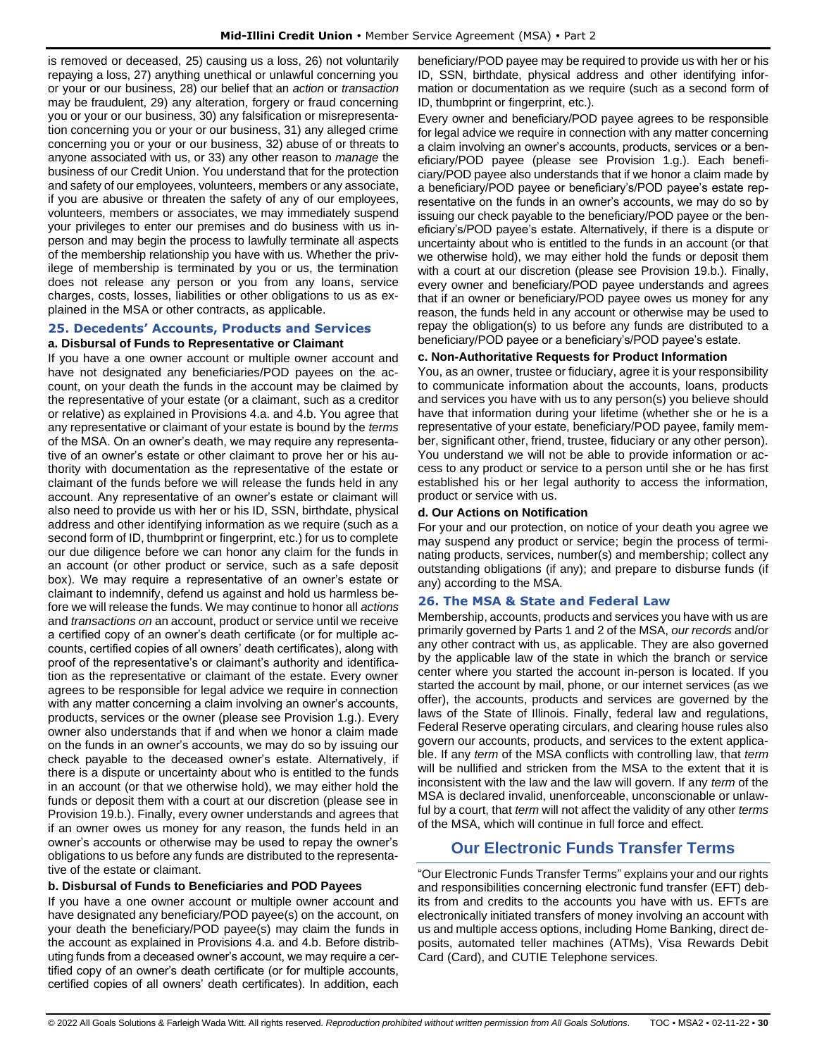is removed or deceased, 25) causing us a loss, 26) not voluntarily repaying a loss, 27) anything unethical or unlawful concerning you or your or our business, 28) our belief that an *action* or *transaction* may be fraudulent, 29) any alteration, forgery or fraud concerning you or your or our business, 30) any falsification or misrepresentation concerning you or your or our business, 31) any alleged crime concerning you or your or our business, 32) abuse of or threats to anyone associated with us, or 33) any other reason to *manage* the business of our Credit Union. You understand that for the protection and safety of our employees, volunteers, members or any associate, if you are abusive or threaten the safety of any of our employees, volunteers, members or associates, we may immediately suspend your privileges to enter our premises and do business with us in-person and may begin the process to lawfully terminate all aspects of the membership relationship you have with us. Whether the privilege of membership is terminated by you or us, the termination does not release any person or you from any loans, service charges, costs, losses, liabilities or other obligations to us as explained in the MSA or other contracts, as applicable.

### 25. Decedents' Accounts, Products and Services

**a. Disbursal of Funds to Representative or Claimant**

If you have a one owner account or multiple owner account and have not designated any beneficiaries/POD payees on the account, on your death the funds in the account may be claimed by the representative of your estate (or a claimant, such as a creditor or relative) as explained in Provisions 4.a. and 4.b. You agree that any representative or claimant of your estate is bound by the *terms* of the MSA. On an owner's death, we may require any representative of an owner's estate or other claimant to prove her or his authority with documentation as the representative of the estate or claimant of the funds before we will release the funds held in any account. Any representative of an owner's estate or claimant will also need to provide us with her or his ID, SSN, birthdate, physical address and other identifying information as we require (such as a second form of ID, thumbprint or fingerprint, etc.) for us to complete our due diligence before we can honor any claim for the funds in an account (or other product or service, such as a safe deposit box). We may require a representative of an owner's estate or claimant to indemnify, defend us against and hold us harmless before we will release the funds. We may continue to honor all *actions* and *transactions on* an account, product or service until we receive a certified copy of an owner's death certificate (or for multiple accounts, certified copies of all owners' death certificates), along with proof of the representative's or claimant's authority and identification as the representative or claimant of the estate. Every owner agrees to be responsible for legal advice we require in connection with any matter concerning a claim involving an owner's accounts, products, services or the owner (please see Provision 1.g.). Every owner also understands that if and when we honor a claim made on the funds in an owner's accounts, we may do so by issuing our check payable to the deceased owner's estate. Alternatively, if there is a dispute or uncertainty about who is entitled to the funds in an account (or that we otherwise hold), we may either hold the funds or deposit them with a court at our discretion (please see in Provision 19.b.). Finally, every owner understands and agrees that if an owner owes us money for any reason, the funds held in an owner's accounts or otherwise may be used to repay the owner's obligations to us before any funds are distributed to the representative of the estate or claimant.

**b. Disbursal of Funds to Beneficiaries and POD Payees**

If you have a one owner account or multiple owner account and have designated any beneficiary/POD payee(s) on the account, on your death the beneficiary/POD payee(s) may claim the funds in the account as explained in Provisions 4.a. and 4.b. Before distributing funds from a deceased owner's account, we may require a certified copy of an owner's death certificate (or for multiple accounts, certified copies of all owners' death certificates). In addition, each beneficiary/POD payee may be required to provide us with her or his ID, SSN, birthdate, physical address and other identifying information or documentation as we require (such as a second form of ID, thumbprint or fingerprint, etc.).

Every owner and beneficiary/POD payee agrees to be responsible for legal advice we require in connection with any matter concerning a claim involving an owner's accounts, products, services or a beneficiary/POD payee (please see Provision 1.g.). Each beneficiary/POD payee also understands that if we honor a claim made by a beneficiary/POD payee or beneficiary's/POD payee's estate representative on the funds in an owner's accounts, we may do so by issuing our check payable to the beneficiary/POD payee or the beneficiary's/POD payee's estate. Alternatively, if there is a dispute or uncertainty about who is entitled to the funds in an account (or that we otherwise hold), we may either hold the funds or deposit them with a court at our discretion (please see Provision 19.b.). Finally, every owner and beneficiary/POD payee understands and agrees that if an owner or beneficiary/POD payee owes us money for any reason, the funds held in any account or otherwise may be used to repay the obligation(s) to us before any funds are distributed to a beneficiary/POD payee or a beneficiary's/POD payee's estate.

**c. Non-Authoritative Requests for Product Information**

You, as an owner, trustee or fiduciary, agree it is your responsibility to communicate information about the accounts, loans, products and services you have with us to any person(s) you believe should have that information during your lifetime (whether she or he is a representative of your estate, beneficiary/POD payee, family member, significant other, friend, trustee, fiduciary or any other person). You understand we will not be able to provide information or access to any product or service to a person until she or he has first established his or her legal authority to access the information, product or service with us.

**d. Our Actions on Notification**

For your and our protection, on notice of your death you agree we may suspend any product or service; begin the process of terminating products, services, number(s) and membership; collect any outstanding obligations (if any); and prepare to disburse funds (if any) according to the MSA.

### 26. The MSA & State and Federal Law

Membership, accounts, products and services you have with us are primarily governed by Parts 1 and 2 of the MSA, *our records* and/or any other contract with us, as applicable. They are also governed by the applicable law of the state in which the branch or service center where you started the account in-person is located. If you started the account by mail, phone, or our internet services (as we offer), the accounts, products and services are governed by the laws of the State of Illinois. Finally, federal law and regulations, Federal Reserve operating circulars, and clearing house rules also govern our accounts, products, and services to the extent applicable. If any *term* of the MSA conflicts with controlling law, that *term* will be nullified and stricken from the MSA to the extent that it is inconsistent with the law and the law will govern. If any *term* of the MSA is declared invalid, unenforceable, unconscionable or unlawful by a court, that *term* will not affect the validity of any other *terms* of the MSA, which will continue in full force and effect.

## Our Electronic Funds Transfer Terms

"Our Electronic Funds Transfer Terms" explains your and our rights and responsibilities concerning electronic fund transfer (EFT) debits from and credits to the accounts you have with us. EFTs are electronically initiated transfers of money involving an account with us and multiple access options, including Home Banking, direct deposits, automated teller machines (ATMs), Visa Rewards Debit Card (Card), and CUTIE Telephone services.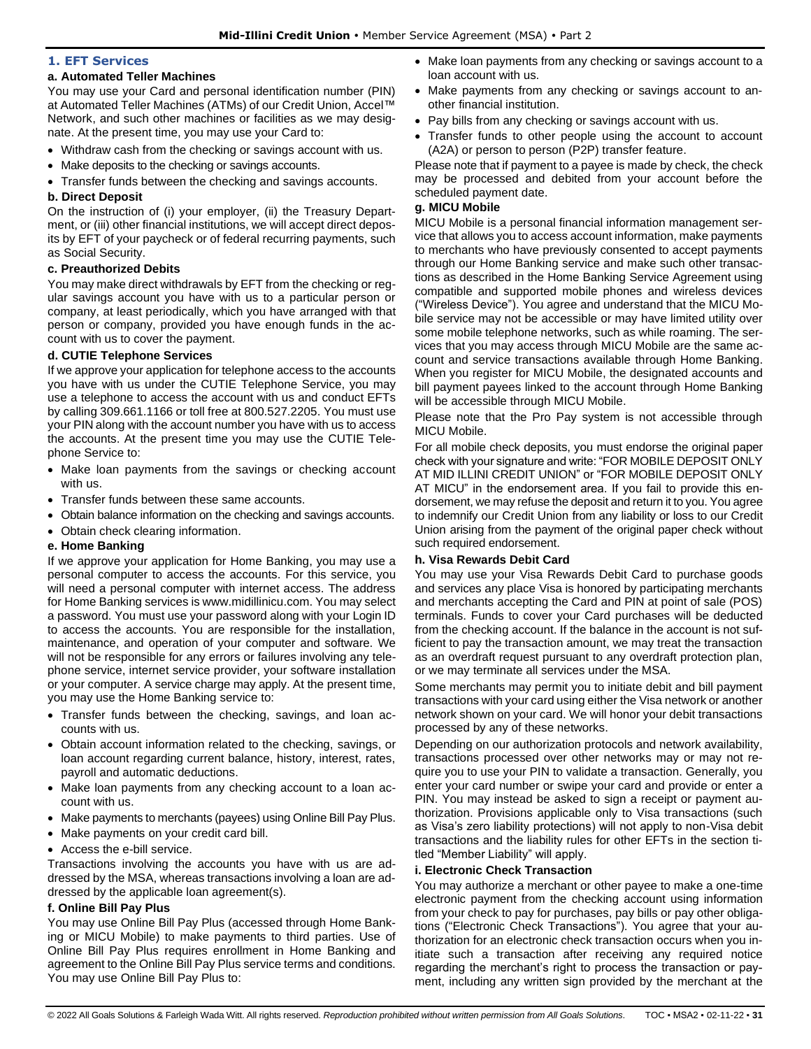## 1. EFT Services

### a. Automated Teller Machines

You may use your Card and personal identification number (PIN) at Automated Teller Machines (ATMs) of our Credit Union, Accel™ Network, and such other machines or facilities as we may designate. At the present time, you may use your Card to:

- Withdraw cash from the checking or savings account with us.
- Make deposits to the checking or savings accounts.
- Transfer funds between the checking and savings accounts.

### b. Direct Deposit

On the instruction of (i) your employer, (ii) the Treasury Department, or (iii) other financial institutions, we will accept direct deposits by EFT of your paycheck or of federal recurring payments, such as Social Security.

### c. Preauthorized Debits

You may make direct withdrawals by EFT from the checking or regular savings account you have with us to a particular person or company, at least periodically, which you have arranged with that person or company, provided you have enough funds in the account with us to cover the payment.

### d. CUTIE Telephone Services

If we approve your application for telephone access to the accounts you have with us under the CUTIE Telephone Service, you may use a telephone to access the account with us and conduct EFTs by calling 309.661.1166 or toll free at 800.527.2205. You must use your PIN along with the account number you have with us to access the accounts. At the present time you may use the CUTIE Telephone Service to:

- Make loan payments from the savings or checking account with us.
- Transfer funds between these same accounts.
- Obtain balance information on the checking and savings accounts.
- Obtain check clearing information.

### e. Home Banking

If we approve your application for Home Banking, you may use a personal computer to access the accounts. For this service, you will need a personal computer with internet access. The address for Home Banking services is www.midillinicu.com. You may select a password. You must use your password along with your Login ID to access the accounts. You are responsible for the installation, maintenance, and operation of your computer and software. We will not be responsible for any errors or failures involving any telephone service, internet service provider, your software installation or your computer. A service charge may apply. At the present time, you may use the Home Banking service to:

- Transfer funds between the checking, savings, and loan accounts with us.
- Obtain account information related to the checking, savings, or loan account regarding current balance, history, interest, rates, payroll and automatic deductions.
- Make loan payments from any checking account to a loan account with us.
- Make payments to merchants (payees) using Online Bill Pay Plus.
- Make payments on your credit card bill.
- Access the e-bill service.

Transactions involving the accounts you have with us are addressed by the MSA, whereas transactions involving a loan are addressed by the applicable loan agreement(s).

### f. Online Bill Pay Plus

You may use Online Bill Pay Plus (accessed through Home Banking or MICU Mobile) to make payments to third parties. Use of Online Bill Pay Plus requires enrollment in Home Banking and agreement to the Online Bill Pay Plus service terms and conditions. You may use Online Bill Pay Plus to:

- Make loan payments from any checking or savings account to a loan account with us.
- Make payments from any checking or savings account to another financial institution.
- Pay bills from any checking or savings account with us.
- Transfer funds to other people using the account to account (A2A) or person to person (P2P) transfer feature.

Please note that if payment to a payee is made by check, the check may be processed and debited from your account before the scheduled payment date.

### g. MICU Mobile

MICU Mobile is a personal financial information management service that allows you to access account information, make payments to merchants who have previously consented to accept payments through our Home Banking service and make such other transactions as described in the Home Banking Service Agreement using compatible and supported mobile phones and wireless devices ("Wireless Device"). You agree and understand that the MICU Mobile service may not be accessible or may have limited utility over some mobile telephone networks, such as while roaming. The services that you may access through MICU Mobile are the same account and service transactions available through Home Banking. When you register for MICU Mobile, the designated accounts and bill payment payees linked to the account through Home Banking will be accessible through MICU Mobile.

Please note that the Pro Pay system is not accessible through MICU Mobile.

For all mobile check deposits, you must endorse the original paper check with your signature and write: "FOR MOBILE DEPOSIT ONLY AT MID ILLINI CREDIT UNION" or "FOR MOBILE DEPOSIT ONLY AT MICU" in the endorsement area. If you fail to provide this endorsement, we may refuse the deposit and return it to you. You agree to indemnify our Credit Union from any liability or loss to our Credit Union arising from the payment of the original paper check without such required endorsement.

### h. Visa Rewards Debit Card

You may use your Visa Rewards Debit Card to purchase goods and services any place Visa is honored by participating merchants and merchants accepting the Card and PIN at point of sale (POS) terminals. Funds to cover your Card purchases will be deducted from the checking account. If the balance in the account is not sufficient to pay the transaction amount, we may treat the transaction as an overdraft request pursuant to any overdraft protection plan, or we may terminate all services under the MSA.

Some merchants may permit you to initiate debit and bill payment transactions with your card using either the Visa network or another network shown on your card. We will honor your debit transactions processed by any of these networks.

Depending on our authorization protocols and network availability, transactions processed over other networks may or may not require you to use your PIN to validate a transaction. Generally, you enter your card number or swipe your card and provide or enter a PIN. You may instead be asked to sign a receipt or payment authorization. Provisions applicable only to Visa transactions (such as Visa's zero liability protections) will not apply to non-Visa debit transactions and the liability rules for other EFTs in the section titled "Member Liability" will apply.

### i. Electronic Check Transaction

You may authorize a merchant or other payee to make a one-time electronic payment from the checking account using information from your check to pay for purchases, pay bills or pay other obligations ("Electronic Check Transactions"). You agree that your authorization for an electronic check transaction occurs when you initiate such a transaction after receiving any required notice regarding the merchant's right to process the transaction or payment, including any written sign provided by the merchant at the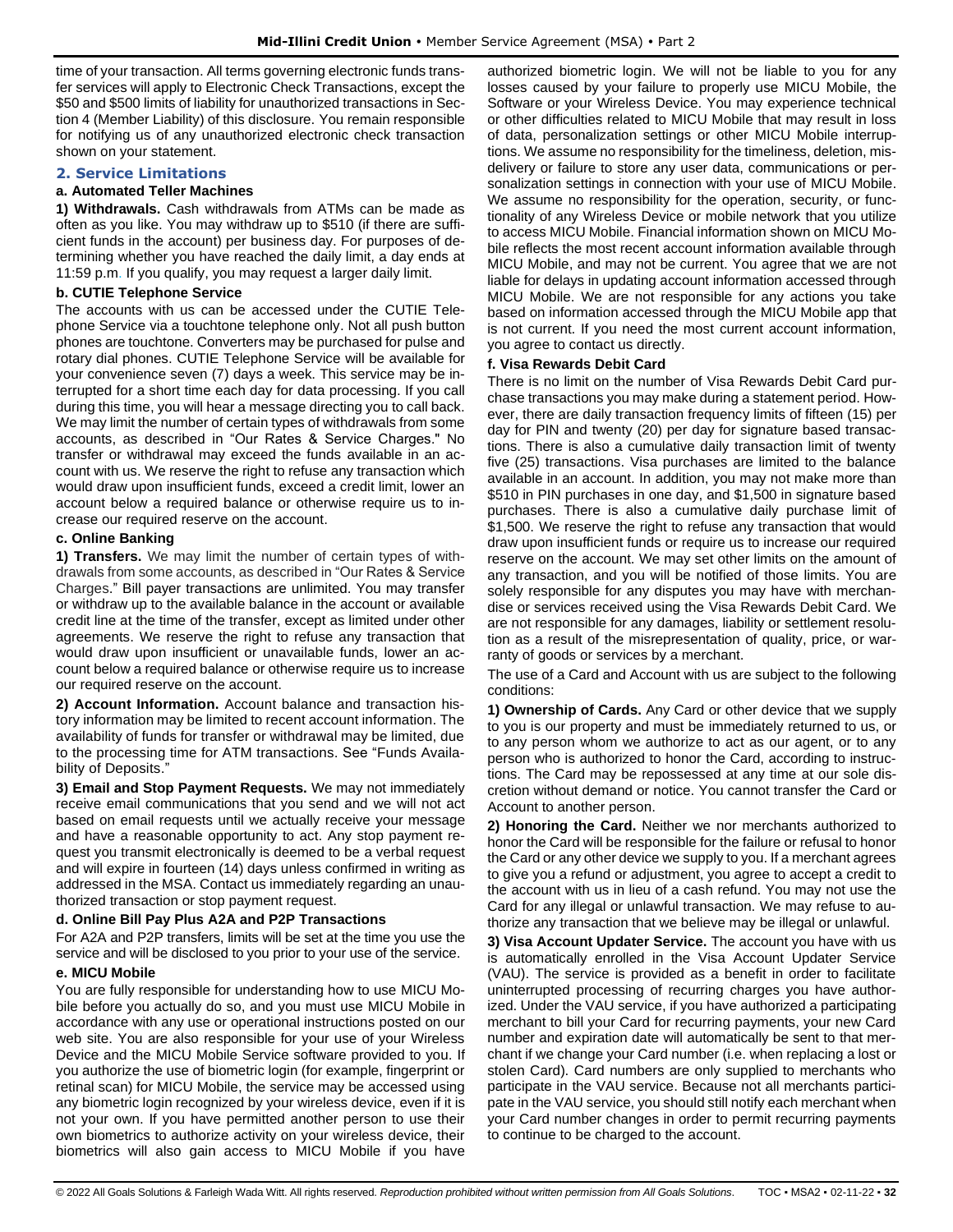time of your transaction. All terms governing electronic funds transfer services will apply to Electronic Check Transactions, except the $50 and $500 limits of liability for unauthorized transactions in Section 4 (Member Liability) of this disclosure. You remain responsible for notifying us of any unauthorized electronic check transaction shown on your statement.

## 2. Service Limitations

### a. Automated Teller Machines

**1) Withdrawals.** Cash withdrawals from ATMs can be made as often as you like. You may withdraw up to $510 (if there are sufficient funds in the account) per business day. For purposes of determining whether you have reached the daily limit, a day ends at 11:59 p.m. If you qualify, you may request a larger daily limit.

### b. CUTIE Telephone Service

The accounts with us can be accessed under the CUTIE Telephone Service via a touchtone telephone only. Not all push button phones are touchtone. Converters may be purchased for pulse and rotary dial phones. CUTIE Telephone Service will be available for your convenience seven (7) days a week. This service may be interrupted for a short time each day for data processing. If you call during this time, you will hear a message directing you to call back. We may limit the number of certain types of withdrawals from some accounts, as described in "Our Rates & Service Charges." No transfer or withdrawal may exceed the funds available in an account with us. We reserve the right to refuse any transaction which would draw upon insufficient funds, exceed a credit limit, lower an account below a required balance or otherwise require us to increase our required reserve on the account.

### c. Online Banking

**1) Transfers.** We may limit the number of certain types of withdrawals from some accounts, as described in "Our Rates & Service Charges." Bill payer transactions are unlimited. You may transfer or withdraw up to the available balance in the account or available credit line at the time of the transfer, except as limited under other agreements. We reserve the right to refuse any transaction that would draw upon insufficient or unavailable funds, lower an account below a required balance or otherwise require us to increase our required reserve on the account.

**2) Account Information.** Account balance and transaction history information may be limited to recent account information. The availability of funds for transfer or withdrawal may be limited, due to the processing time for ATM transactions. See "Funds Availability of Deposits."

**3) Email and Stop Payment Requests.** We may not immediately receive email communications that you send and we will not act based on email requests until we actually receive your message and have a reasonable opportunity to act. Any stop payment request you transmit electronically is deemed to be a verbal request and will expire in fourteen (14) days unless confirmed in writing as addressed in the MSA. Contact us immediately regarding an unauthorized transaction or stop payment request.

### d. Online Bill Pay Plus A2A and P2P Transactions

For A2A and P2P transfers, limits will be set at the time you use the service and will be disclosed to you prior to your use of the service.

### e. MICU Mobile

You are fully responsible for understanding how to use MICU Mobile before you actually do so, and you must use MICU Mobile in accordance with any use or operational instructions posted on our web site. You are also responsible for your use of your Wireless Device and the MICU Mobile Service software provided to you. If you authorize the use of biometric login (for example, fingerprint or retinal scan) for MICU Mobile, the service may be accessed using any biometric login recognized by your wireless device, even if it is not your own. If you have permitted another person to use their own biometrics to authorize activity on your wireless device, their biometrics will also gain access to MICU Mobile if you have authorized biometric login. We will not be liable to you for any losses caused by your failure to properly use MICU Mobile, the Software or your Wireless Device. You may experience technical or other difficulties related to MICU Mobile that may result in loss of data, personalization settings or other MICU Mobile interruptions. We assume no responsibility for the timeliness, deletion, misdelivery or failure to store any user data, communications or personalization settings in connection with your use of MICU Mobile. We assume no responsibility for the operation, security, or functionality of any Wireless Device or mobile network that you utilize to access MICU Mobile. Financial information shown on MICU Mobile reflects the most recent account information available through MICU Mobile, and may not be current. You agree that we are not liable for delays in updating account information accessed through MICU Mobile. We are not responsible for any actions you take based on information accessed through the MICU Mobile app that is not current. If you need the most current account information, you agree to contact us directly.

### f. Visa Rewards Debit Card

There is no limit on the number of Visa Rewards Debit Card purchase transactions you may make during a statement period. However, there are daily transaction frequency limits of fifteen (15) per day for PIN and twenty (20) per day for signature based transactions. There is also a cumulative daily transaction limit of twenty five (25) transactions. Visa purchases are limited to the balance available in an account. In addition, you may not make more than $510 in PIN purchases in one day, and $1,500 in signature based purchases. There is also a cumulative daily purchase limit of $1,500. We reserve the right to refuse any transaction that would draw upon insufficient funds or require us to increase our required reserve on the account. We may set other limits on the amount of any transaction, and you will be notified of those limits. You are solely responsible for any disputes you may have with merchandise or services received using the Visa Rewards Debit Card. We are not responsible for any damages, liability or settlement resolution as a result of the misrepresentation of quality, price, or warranty of goods or services by a merchant.

The use of a Card and Account with us are subject to the following conditions:

**1) Ownership of Cards.** Any Card or other device that we supply to you is our property and must be immediately returned to us, or to any person whom we authorize to act as our agent, or to any person who is authorized to honor the Card, according to instructions. The Card may be repossessed at any time at our sole discretion without demand or notice. You cannot transfer the Card or Account to another person.

**2) Honoring the Card.** Neither we nor merchants authorized to honor the Card will be responsible for the failure or refusal to honor the Card or any other device we supply to you. If a merchant agrees to give you a refund or adjustment, you agree to accept a credit to the account with us in lieu of a cash refund. You may not use the Card for any illegal or unlawful transaction. We may refuse to authorize any transaction that we believe may be illegal or unlawful.

**3) Visa Account Updater Service.** The account you have with us is automatically enrolled in the Visa Account Updater Service (VAU). The service is provided as a benefit in order to facilitate uninterrupted processing of recurring charges you have authorized. Under the VAU service, if you have authorized a participating merchant to bill your Card for recurring payments, your new Card number and expiration date will automatically be sent to that merchant if we change your Card number (i.e. when replacing a lost or stolen Card). Card numbers are only supplied to merchants who participate in the VAU service. Because not all merchants participate in the VAU service, you should still notify each merchant when your Card number changes in order to permit recurring payments to continue to be charged to the account.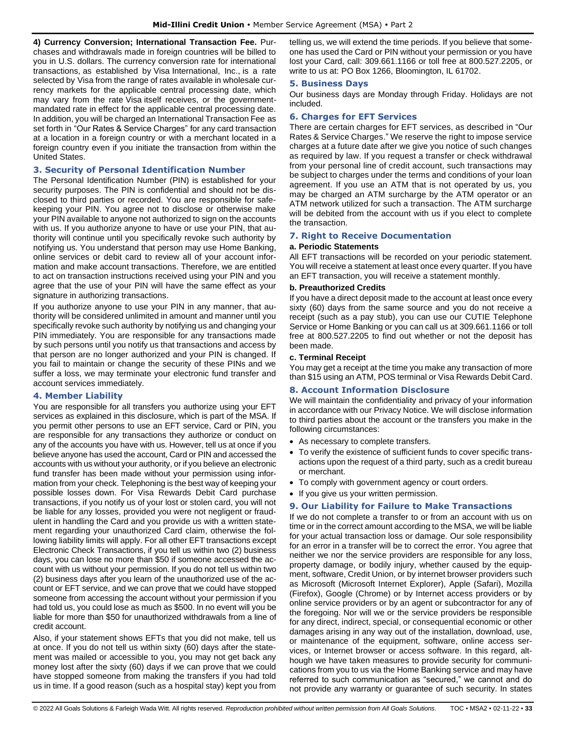**4) Currency Conversion; International Transaction Fee.** Purchases and withdrawals made in foreign countries will be billed to you in U.S. dollars. The currency conversion rate for international transactions, as established by Visa International, Inc., is a rate selected by Visa from the range of rates available in wholesale currency markets for the applicable central processing date, which may vary from the rate Visa itself receives, or the government-mandated rate in effect for the applicable central processing date. In addition, you will be charged an International Transaction Fee as set forth in "Our Rates & Service Charges" for any card transaction at a location in a foreign country or with a merchant located in a foreign country even if you initiate the transaction from within the United States.

### 3. Security of Personal Identification Number

The Personal Identification Number (PIN) is established for your security purposes. The PIN is confidential and should not be disclosed to third parties or recorded. You are responsible for safekeeping your PIN. You agree not to disclose or otherwise make your PIN available to anyone not authorized to sign on the accounts with us. If you authorize anyone to have or use your PIN, that authority will continue until you specifically revoke such authority by notifying us. You understand that person may use Home Banking, online services or debit card to review all of your account information and make account transactions. Therefore, we are entitled to act on transaction instructions received using your PIN and you agree that the use of your PIN will have the same effect as your signature in authorizing transactions.

If you authorize anyone to use your PIN in any manner, that authority will be considered unlimited in amount and manner until you specifically revoke such authority by notifying us and changing your PIN immediately. You are responsible for any transactions made by such persons until you notify us that transactions and access by that person are no longer authorized and your PIN is changed. If you fail to maintain or change the security of these PINs and we suffer a loss, we may terminate your electronic fund transfer and account services immediately.

### 4. Member Liability

You are responsible for all transfers you authorize using your EFT services as explained in this disclosure, which is part of the MSA. If you permit other persons to use an EFT service, Card or PIN, you are responsible for any transactions they authorize or conduct on any of the accounts you have with us. However, tell us at once if you believe anyone has used the account, Card or PIN and accessed the accounts with us without your authority, or if you believe an electronic fund transfer has been made without your permission using information from your check. Telephoning is the best way of keeping your possible losses down. For Visa Rewards Debit Card purchase transactions, if you notify us of your lost or stolen card, you will not be liable for any losses, provided you were not negligent or fraudulent in handling the Card and you provide us with a written statement regarding your unauthorized Card claim, otherwise the following liability limits will apply. For all other EFT transactions except Electronic Check Transactions, if you tell us within two (2) business days, you can lose no more than $50 if someone accessed the account with us without your permission. If you do not tell us within two (2) business days after you learn of the unauthorized use of the account or EFT service, and we can prove that we could have stopped someone from accessing the account without your permission if you had told us, you could lose as much as $500. In no event will you be liable for more than $50 for unauthorized withdrawals from a line of credit account.

Also, if your statement shows EFTs that you did not make, tell us at once. If you do not tell us within sixty (60) days after the statement was mailed or accessible to you, you may not get back any money lost after the sixty (60) days if we can prove that we could have stopped someone from making the transfers if you had told us in time. If a good reason (such as a hospital stay) kept you from telling us, we will extend the time periods. If you believe that someone has used the Card or PIN without your permission or you have lost your Card, call: 309.661.1166 or toll free at 800.527.2205, or write to us at: PO Box 1266, Bloomington, IL 61702.

### 5. Business Days

Our business days are Monday through Friday. Holidays are not included.

### 6. Charges for EFT Services

There are certain charges for EFT services, as described in "Our Rates & Service Charges." We reserve the right to impose service charges at a future date after we give you notice of such changes as required by law. If you request a transfer or check withdrawal from your personal line of credit account, such transactions may be subject to charges under the terms and conditions of your loan agreement. If you use an ATM that is not operated by us, you may be charged an ATM surcharge by the ATM operator or an ATM network utilized for such a transaction. The ATM surcharge will be debited from the account with us if you elect to complete the transaction.

### 7. Right to Receive Documentation

**a. Periodic Statements**

All EFT transactions will be recorded on your periodic statement. You will receive a statement at least once every quarter. If you have an EFT transaction, you will receive a statement monthly.

**b. Preauthorized Credits**

If you have a direct deposit made to the account at least once every sixty (60) days from the same source and you do not receive a receipt (such as a pay stub), you can use our CUTIE Telephone Service or Home Banking or you can call us at 309.661.1166 or toll free at 800.527.2205 to find out whether or not the deposit has been made.

**c. Terminal Receipt**

You may get a receipt at the time you make any transaction of more than $15 using an ATM, POS terminal or Visa Rewards Debit Card.

### 8. Account Information Disclosure

We will maintain the confidentiality and privacy of your information in accordance with our Privacy Notice. We will disclose information to third parties about the account or the transfers you make in the following circumstances:

- As necessary to complete transfers.
- To verify the existence of sufficient funds to cover specific transactions upon the request of a third party, such as a credit bureau or merchant.
- To comply with government agency or court orders.
- If you give us your written permission.

### 9. Our Liability for Failure to Make Transactions

If we do not complete a transfer to or from an account with us on time or in the correct amount according to the MSA, we will be liable for your actual transaction loss or damage. Our sole responsibility for an error in a transfer will be to correct the error. You agree that neither we nor the service providers are responsible for any loss, property damage, or bodily injury, whether caused by the equipment, software, Credit Union, or by internet browser providers such as Microsoft (Microsoft Internet Explorer), Apple (Safari), Mozilla (Firefox), Google (Chrome) or by Internet access providers or by online service providers or by an agent or subcontractor for any of the foregoing. Nor will we or the service providers be responsible for any direct, indirect, special, or consequential economic or other damages arising in any way out of the installation, download, use, or maintenance of the equipment, software, online access services, or Internet browser or access software. In this regard, although we have taken measures to provide security for communications from you to us via the Home Banking service and may have referred to such communication as "secured," we cannot and do not provide any warranty or guarantee of such security. In states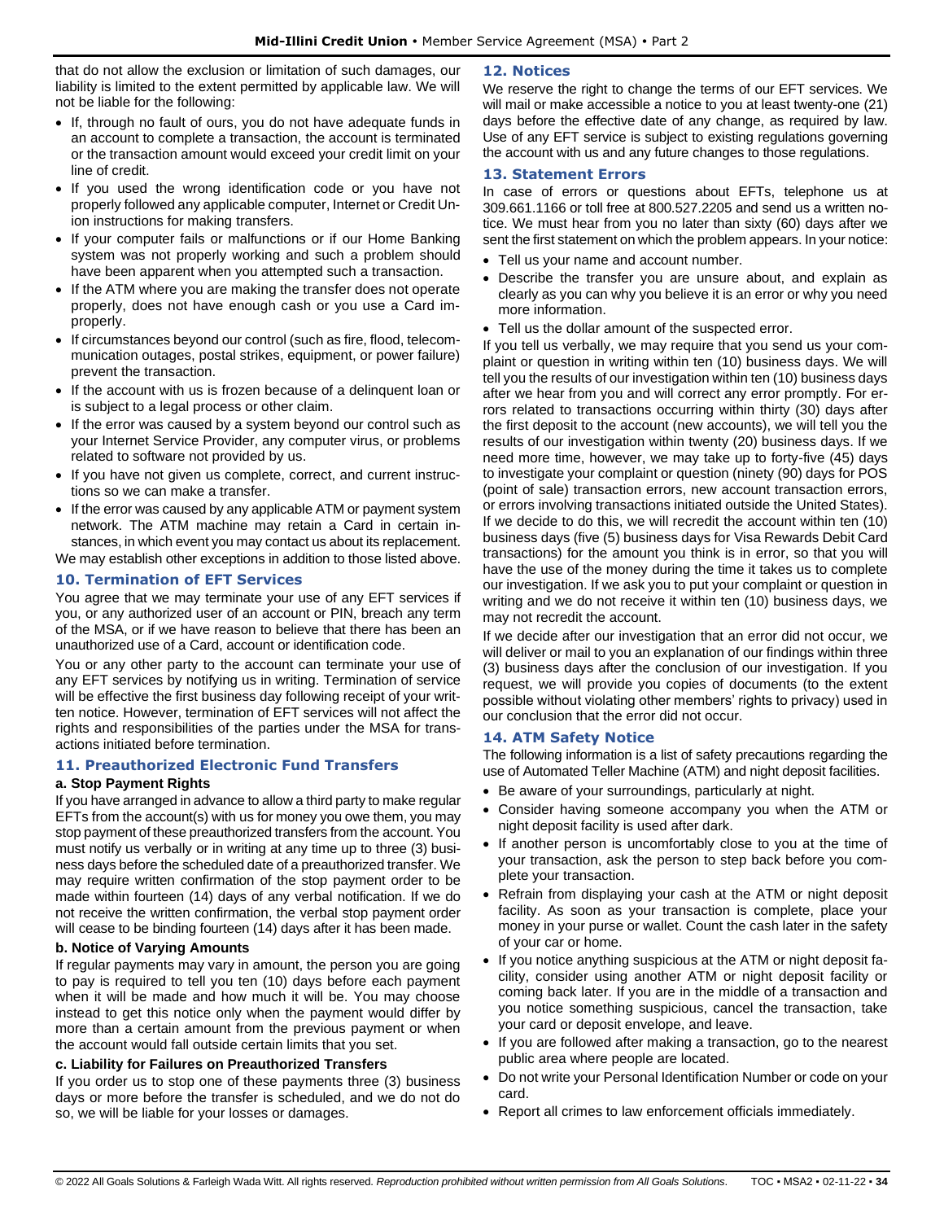that do not allow the exclusion or limitation of such damages, our liability is limited to the extent permitted by applicable law. We will not be liable for the following:

- If, through no fault of ours, you do not have adequate funds in an account to complete a transaction, the account is terminated or the transaction amount would exceed your credit limit on your line of credit.
- If you used the wrong identification code or you have not properly followed any applicable computer, Internet or Credit Union instructions for making transfers.
- If your computer fails or malfunctions or if our Home Banking system was not properly working and such a problem should have been apparent when you attempted such a transaction.
- If the ATM where you are making the transfer does not operate properly, does not have enough cash or you use a Card improperly.
- If circumstances beyond our control (such as fire, flood, telecommunication outages, postal strikes, equipment, or power failure) prevent the transaction.
- If the account with us is frozen because of a delinquent loan or is subject to a legal process or other claim.
- If the error was caused by a system beyond our control such as your Internet Service Provider, any computer virus, or problems related to software not provided by us.
- If you have not given us complete, correct, and current instructions so we can make a transfer.
- If the error was caused by any applicable ATM or payment system network. The ATM machine may retain a Card in certain instances, in which event you may contact us about its replacement.

We may establish other exceptions in addition to those listed above.

## 10. Termination of EFT Services

You agree that we may terminate your use of any EFT services if you, or any authorized user of an account or PIN, breach any term of the MSA, or if we have reason to believe that there has been an unauthorized use of a Card, account or identification code.

You or any other party to the account can terminate your use of any EFT services by notifying us in writing. Termination of service will be effective the first business day following receipt of your written notice. However, termination of EFT services will not affect the rights and responsibilities of the parties under the MSA for transactions initiated before termination.

## 11. Preauthorized Electronic Fund Transfers

### a. Stop Payment Rights

If you have arranged in advance to allow a third party to make regular EFTs from the account(s) with us for money you owe them, you may stop payment of these preauthorized transfers from the account. You must notify us verbally or in writing at any time up to three (3) business days before the scheduled date of a preauthorized transfer. We may require written confirmation of the stop payment order to be made within fourteen (14) days of any verbal notification. If we do not receive the written confirmation, the verbal stop payment order will cease to be binding fourteen (14) days after it has been made.

### b. Notice of Varying Amounts

If regular payments may vary in amount, the person you are going to pay is required to tell you ten (10) days before each payment when it will be made and how much it will be. You may choose instead to get this notice only when the payment would differ by more than a certain amount from the previous payment or when the account would fall outside certain limits that you set.

### c. Liability for Failures on Preauthorized Transfers

If you order us to stop one of these payments three (3) business days or more before the transfer is scheduled, and we do not do so, we will be liable for your losses or damages.

## 12. Notices

We reserve the right to change the terms of our EFT services. We will mail or make accessible a notice to you at least twenty-one (21) days before the effective date of any change, as required by law. Use of any EFT service is subject to existing regulations governing the account with us and any future changes to those regulations.

## 13. Statement Errors

In case of errors or questions about EFTs, telephone us at 309.661.1166 or toll free at 800.527.2205 and send us a written notice. We must hear from you no later than sixty (60) days after we sent the first statement on which the problem appears. In your notice:

- Tell us your name and account number.
- Describe the transfer you are unsure about, and explain as clearly as you can why you believe it is an error or why you need more information.
- Tell us the dollar amount of the suspected error.

If you tell us verbally, we may require that you send us your complaint or question in writing within ten (10) business days. We will tell you the results of our investigation within ten (10) business days after we hear from you and will correct any error promptly. For errors related to transactions occurring within thirty (30) days after the first deposit to the account (new accounts), we will tell you the results of our investigation within twenty (20) business days. If we need more time, however, we may take up to forty-five (45) days to investigate your complaint or question (ninety (90) days for POS (point of sale) transaction errors, new account transaction errors, or errors involving transactions initiated outside the United States). If we decide to do this, we will recredit the account within ten (10) business days (five (5) business days for Visa Rewards Debit Card transactions) for the amount you think is in error, so that you will have the use of the money during the time it takes us to complete our investigation. If we ask you to put your complaint or question in writing and we do not receive it within ten (10) business days, we may not recredit the account.

If we decide after our investigation that an error did not occur, we will deliver or mail to you an explanation of our findings within three (3) business days after the conclusion of our investigation. If you request, we will provide you copies of documents (to the extent possible without violating other members' rights to privacy) used in our conclusion that the error did not occur.

## 14. ATM Safety Notice

The following information is a list of safety precautions regarding the use of Automated Teller Machine (ATM) and night deposit facilities.

- Be aware of your surroundings, particularly at night.
- Consider having someone accompany you when the ATM or night deposit facility is used after dark.
- If another person is uncomfortably close to you at the time of your transaction, ask the person to step back before you complete your transaction.
- Refrain from displaying your cash at the ATM or night deposit facility. As soon as your transaction is complete, place your money in your purse or wallet. Count the cash later in the safety of your car or home.
- If you notice anything suspicious at the ATM or night deposit facility, consider using another ATM or night deposit facility or coming back later. If you are in the middle of a transaction and you notice something suspicious, cancel the transaction, take your card or deposit envelope, and leave.
- If you are followed after making a transaction, go to the nearest public area where people are located.
- Do not write your Personal Identification Number or code on your card.
- Report all crimes to law enforcement officials immediately.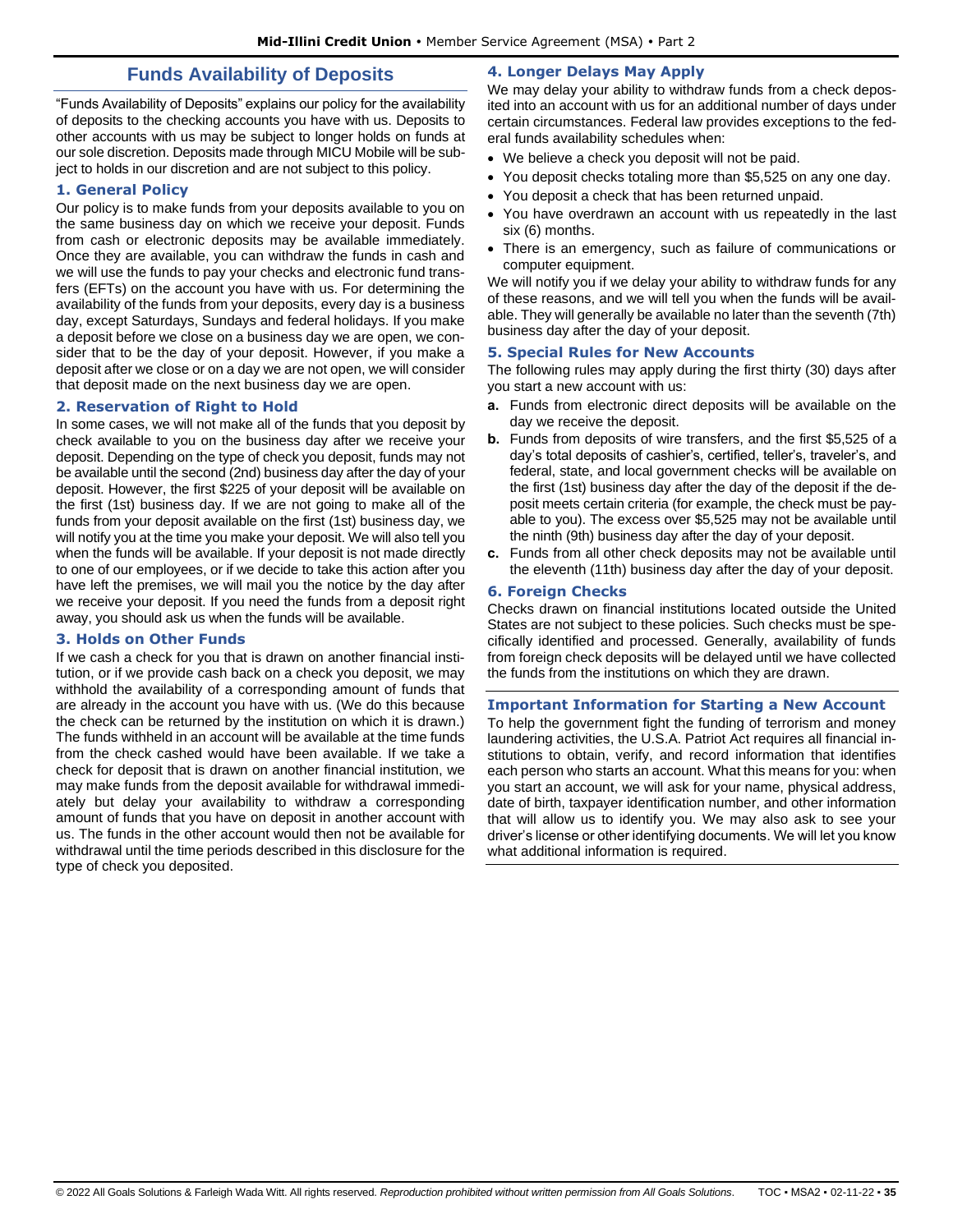## Funds Availability of Deposits

"Funds Availability of Deposits" explains our policy for the availability of deposits to the checking accounts you have with us. Deposits to other accounts with us may be subject to longer holds on funds at our sole discretion. Deposits made through MICU Mobile will be subject to holds in our discretion and are not subject to this policy.

### 1. General Policy

Our policy is to make funds from your deposits available to you on the same business day on which we receive your deposit. Funds from cash or electronic deposits may be available immediately. Once they are available, you can withdraw the funds in cash and we will use the funds to pay your checks and electronic fund transfers (EFTs) on the account you have with us. For determining the availability of the funds from your deposits, every day is a business day, except Saturdays, Sundays and federal holidays. If you make a deposit before we close on a business day we are open, we consider that to be the day of your deposit. However, if you make a deposit after we close or on a day we are not open, we will consider that deposit made on the next business day we are open.

### 2. Reservation of Right to Hold

In some cases, we will not make all of the funds that you deposit by check available to you on the business day after we receive your deposit. Depending on the type of check you deposit, funds may not be available until the second (2nd) business day after the day of your deposit. However, the first $225 of your deposit will be available on the first (1st) business day. If we are not going to make all of the funds from your deposit available on the first (1st) business day, we will notify you at the time you make your deposit. We will also tell you when the funds will be available. If your deposit is not made directly to one of our employees, or if we decide to take this action after you have left the premises, we will mail you the notice by the day after we receive your deposit. If you need the funds from a deposit right away, you should ask us when the funds will be available.

### 3. Holds on Other Funds

If we cash a check for you that is drawn on another financial institution, or if we provide cash back on a check you deposit, we may withhold the availability of a corresponding amount of funds that are already in the account you have with us. (We do this because the check can be returned by the institution on which it is drawn.) The funds withheld in an account will be available at the time funds from the check cashed would have been available. If we take a check for deposit that is drawn on another financial institution, we may make funds from the deposit available for withdrawal immediately but delay your availability to withdraw a corresponding amount of funds that you have on deposit in another account with us. The funds in the other account would then not be available for withdrawal until the time periods described in this disclosure for the type of check you deposited.

### 4. Longer Delays May Apply

We may delay your ability to withdraw funds from a check deposited into an account with us for an additional number of days under certain circumstances. Federal law provides exceptions to the federal funds availability schedules when:

- We believe a check you deposit will not be paid.
- You deposit checks totaling more than $5,525 on any one day.
- You deposit a check that has been returned unpaid.
- You have overdrawn an account with us repeatedly in the last six (6) months.
- There is an emergency, such as failure of communications or computer equipment.

We will notify you if we delay your ability to withdraw funds for any of these reasons, and we will tell you when the funds will be available. They will generally be available no later than the seventh (7th) business day after the day of your deposit.

### 5. Special Rules for New Accounts

The following rules may apply during the first thirty (30) days after you start a new account with us:

**a.** Funds from electronic direct deposits will be available on the day we receive the deposit.

**b.** Funds from deposits of wire transfers, and the first $5,525 of a day's total deposits of cashier's, certified, teller's, traveler's, and federal, state, and local government checks will be available on the first (1st) business day after the day of the deposit if the deposit meets certain criteria (for example, the check must be payable to you). The excess over $5,525 may not be available until the ninth (9th) business day after the day of your deposit.

**c.** Funds from all other check deposits may not be available until the eleventh (11th) business day after the day of your deposit.

### 6. Foreign Checks

Checks drawn on financial institutions located outside the United States are not subject to these policies. Such checks must be specifically identified and processed. Generally, availability of funds from foreign check deposits will be delayed until we have collected the funds from the institutions on which they are drawn.

### Important Information for Starting a New Account

To help the government fight the funding of terrorism and money laundering activities, the U.S.A. Patriot Act requires all financial institutions to obtain, verify, and record information that identifies each person who starts an account. What this means for you: when you start an account, we will ask for your name, physical address, date of birth, taxpayer identification number, and other information that will allow us to identify you. We may also ask to see your driver's license or other identifying documents. We will let you know what additional information is required.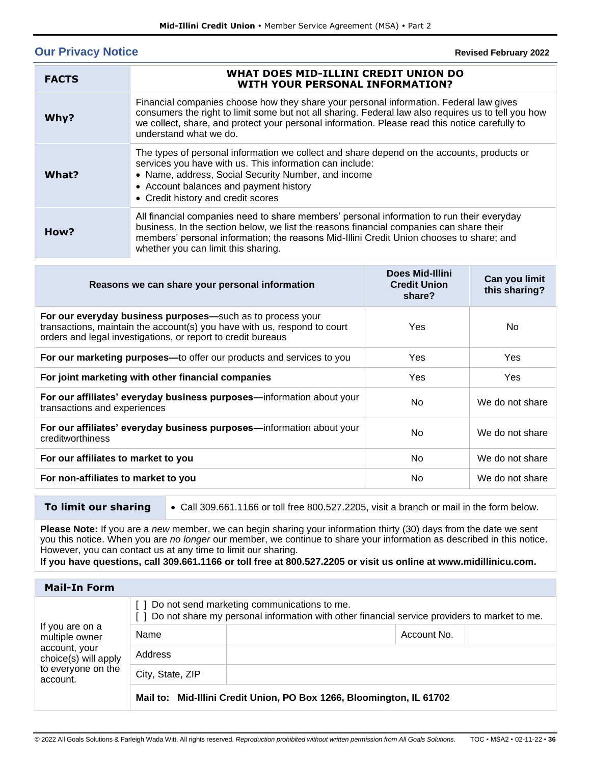## Our Privacy Notice

**Revised February 2022**

| FACTS | WHAT DOES MID-ILLINI CREDIT UNION DO WITH YOUR PERSONAL INFORMATION? |
|---|---|
| **Why?** | Financial companies choose how they share your personal information. Federal law gives consumers the right to limit some but not all sharing. Federal law also requires us to tell you how we collect, share, and protect your personal information. Please read this notice carefully to understand what we do. |
| **What?** | The types of personal information we collect and share depend on the accounts, products or services you have with us. This information can include:<br>• Name, address, Social Security Number, and income<br>• Account balances and payment history<br>• Credit history and credit scores |
| **How?** | All financial companies need to share members' personal information to run their everyday business. In the section below, we list the reasons financial companies can share their members' personal information; the reasons Mid-Illini Credit Union chooses to share; and whether you can limit this sharing. |

| Reasons we can share your personal information | Does Mid-Illini Credit Union share? | Can you limit this sharing? |
|---|---|---|
| **For our everyday business purposes—**such as to process your transactions, maintain the account(s) you have with us, respond to court orders and legal investigations, or report to credit bureaus | Yes | No |
| **For our marketing purposes—**to offer our products and services to you | Yes | Yes |
| **For joint marketing with other financial companies** | Yes | Yes |
| **For our affiliates' everyday business purposes—**information about your transactions and experiences | No | We do not share |
| **For our affiliates' everyday business purposes—**information about your creditworthiness | No | We do not share |
| **For our affiliates to market to you** | No | We do not share |
| **For non-affiliates to market to you** | No | We do not share |

| To limit our sharing | • Call 309.661.1166 or toll free 800.527.2205, visit a branch or mail in the form below. |
|---|---|

**Please Note:** If you are a *new* member, we can begin sharing your information thirty (30) days from the date we sent you this notice. When you are *no longer* our member, we continue to share your information as described in this notice. However, you can contact us at any time to limit our sharing.

**If you have questions, call 309.661.1166 or toll free at 800.527.2205 or visit us online at www.midillinicu.com.**

### Mail-In Form

| If you are on a multiple owner account, your choice(s) will apply to everyone on the account. | [ ] Do not send marketing communications to me.<br>[ ] Do not share my personal information with other financial service providers to market to me. | | | |
|---|---|---|---|---|
| | Name | | Account No. | |
| | Address | | | |
| | City, State, ZIP | | | |
| | **Mail to: Mid-Illini Credit Union, PO Box 1266, Bloomington, IL 61702** | | | |

© 2022 All Goals Solutions & Farleigh Wada Witt. All rights reserved. *Reproduction prohibited without written permission from All Goals Solutions.* TOC • MSA2 • 02-11-22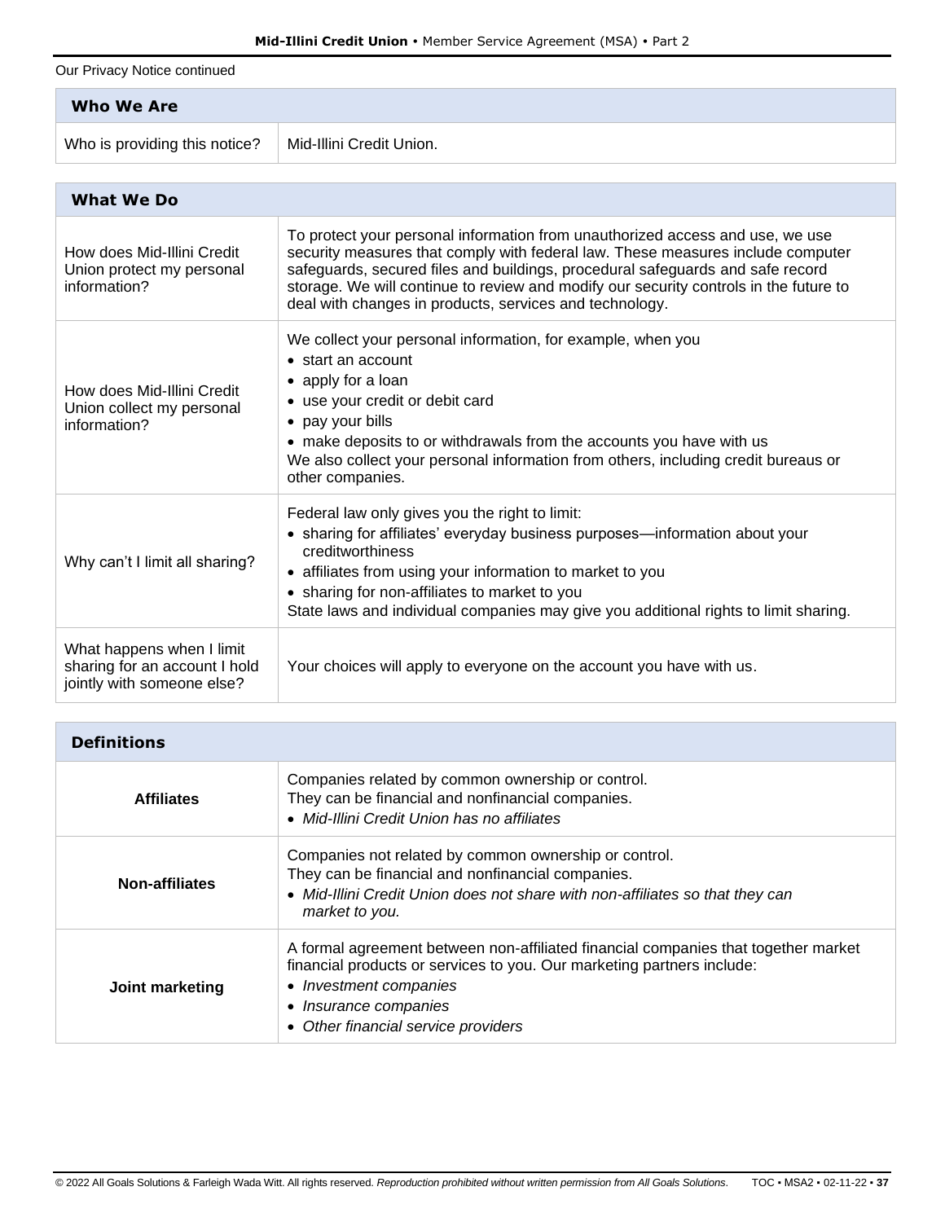Our Privacy Notice continued

| Who We Are | |
|---|---|
| Who is providing this notice? | Mid-Illini Credit Union. |

| What We Do | |
|---|---|
| How does Mid-Illini Credit Union protect my personal information? | To protect your personal information from unauthorized access and use, we use security measures that comply with federal law. These measures include computer safeguards, secured files and buildings, procedural safeguards and safe record storage. We will continue to review and modify our security controls in the future to deal with changes in products, services and technology. |
| How does Mid-Illini Credit Union collect my personal information? | We collect your personal information, for example, when you<br>• start an account<br>• apply for a loan<br>• use your credit or debit card<br>• pay your bills<br>• make deposits to or withdrawals from the accounts you have with us<br>We also collect your personal information from others, including credit bureaus or other companies. |
| Why can't I limit all sharing? | Federal law only gives you the right to limit:<br>• sharing for affiliates' everyday business purposes—information about your creditworthiness<br>• affiliates from using your information to market to you<br>• sharing for non-affiliates to market to you<br>State laws and individual companies may give you additional rights to limit sharing. |
| What happens when I limit sharing for an account I hold jointly with someone else? | Your choices will apply to everyone on the account you have with us. |

| Definitions | |
|---|---|
| **Affiliates** | Companies related by common ownership or control.<br>They can be financial and nonfinancial companies.<br>• *Mid-Illini Credit Union has no affiliates* |
| **Non-affiliates** | Companies not related by common ownership or control.<br>They can be financial and nonfinancial companies.<br>• *Mid-Illini Credit Union does not share with non-affiliates so that they can market to you.* |
| **Joint marketing** | A formal agreement between non-affiliated financial companies that together market financial products or services to you. Our marketing partners include:<br>• *Investment companies*<br>• *Insurance companies*<br>• *Other financial service providers* |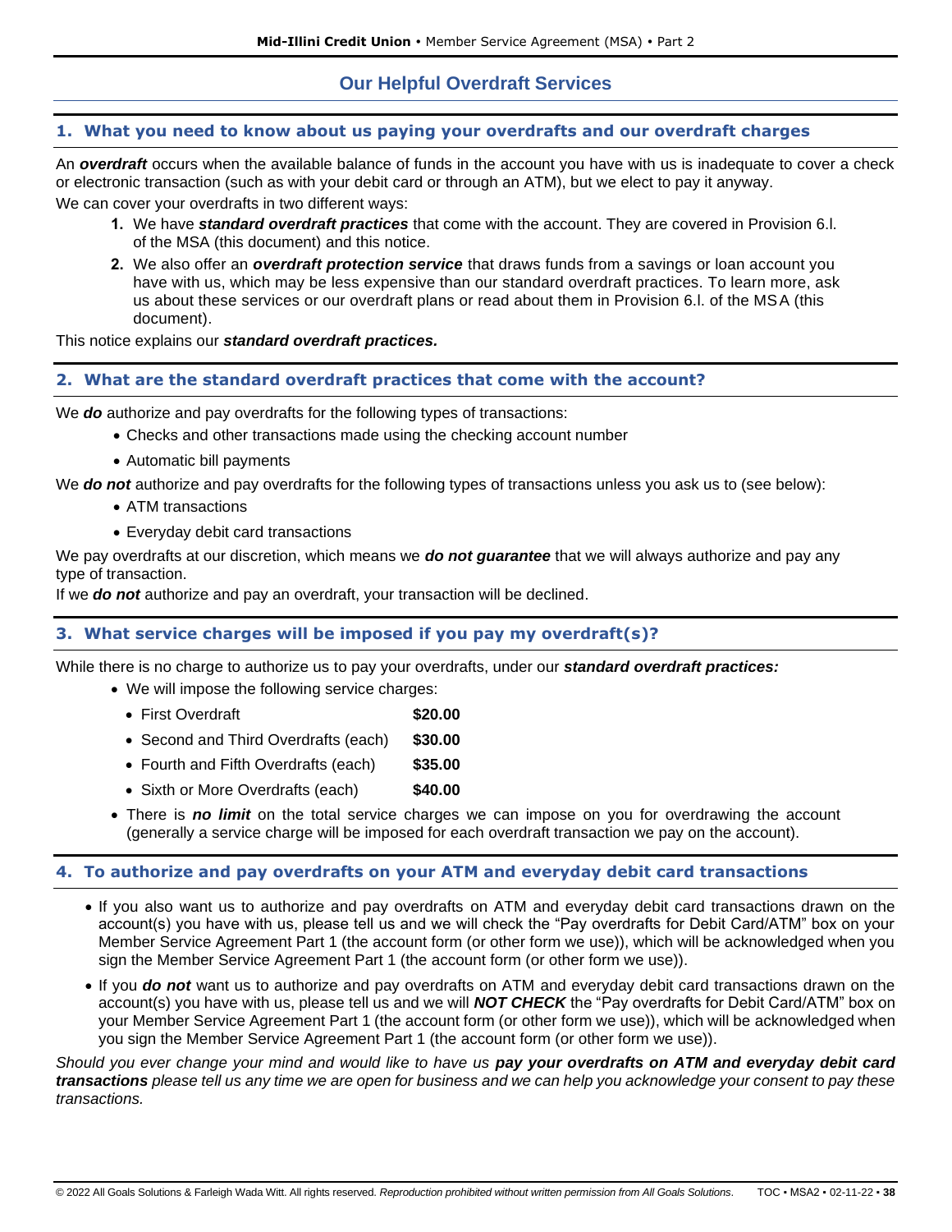# Our Helpful Overdraft Services

## 1. What you need to know about us paying your overdrafts and our overdraft charges

An ***overdraft*** occurs when the available balance of funds in the account you have with us is inadequate to cover a check or electronic transaction (such as with your debit card or through an ATM), but we elect to pay it anyway.

We can cover your overdrafts in two different ways:

1. We have ***standard overdraft practices*** that come with the account. They are covered in Provision 6.l. of the MSA (this document) and this notice.
2. We also offer an ***overdraft protection service*** that draws funds from a savings or loan account you have with us, which may be less expensive than our standard overdraft practices. To learn more, ask us about these services or our overdraft plans or read about them in Provision 6.l. of the MSA (this document).

This notice explains our ***standard overdraft practices.***

## 2. What are the standard overdraft practices that come with the account?

We ***do*** authorize and pay overdrafts for the following types of transactions:

- Checks and other transactions made using the checking account number
- Automatic bill payments

We ***do not*** authorize and pay overdrafts for the following types of transactions unless you ask us to (see below):

- ATM transactions
- Everyday debit card transactions

We pay overdrafts at our discretion, which means we ***do not guarantee*** that we will always authorize and pay any type of transaction.

If we ***do not*** authorize and pay an overdraft, your transaction will be declined.

## 3. What service charges will be imposed if you pay my overdraft(s)?

While there is no charge to authorize us to pay your overdrafts, under our ***standard overdraft practices:***

- We will impose the following service charges:
  - First Overdraft **$20.00**
  - Second and Third Overdrafts (each) **$30.00**
  - Fourth and Fifth Overdrafts (each) **$35.00**
  - Sixth or More Overdrafts (each) **$40.00**
- There is ***no limit*** on the total service charges we can impose on you for overdrawing the account (generally a service charge will be imposed for each overdraft transaction we pay on the account).

## 4. To authorize and pay overdrafts on your ATM and everyday debit card transactions

- If you also want us to authorize and pay overdrafts on ATM and everyday debit card transactions drawn on the account(s) you have with us, please tell us and we will check the "Pay overdrafts for Debit Card/ATM" box on your Member Service Agreement Part 1 (the account form (or other form we use)), which will be acknowledged when you sign the Member Service Agreement Part 1 (the account form (or other form we use)).
- If you ***do not*** want us to authorize and pay overdrafts on ATM and everyday debit card transactions drawn on the account(s) you have with us, please tell us and we will ***NOT CHECK*** the "Pay overdrafts for Debit Card/ATM" box on your Member Service Agreement Part 1 (the account form (or other form we use)), which will be acknowledged when you sign the Member Service Agreement Part 1 (the account form (or other form we use)).

*Should you ever change your mind and would like to have us* ***pay your overdrafts on ATM and everyday debit card transactions*** *please tell us any time we are open for business and we can help you acknowledge your consent to pay these transactions.*